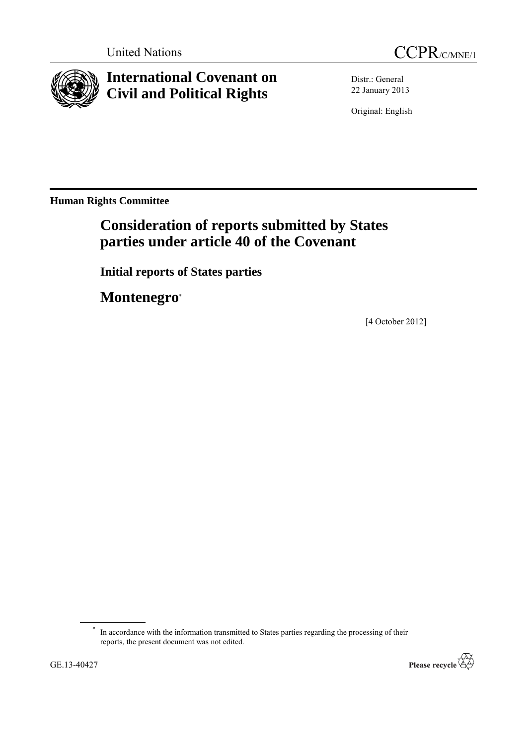United Nations

CCPR/C/MNE/1

# International Covenant on Civil and Political Rights

Distr.: General
22 January 2013

Original: English

**Human Rights Committee**

## Consideration of reports submitted by States parties under article 40 of the Covenant

### Initial reports of States parties

## Montenegro*

[4 October 2012]

---

\* In accordance with the information transmitted to States parties regarding the processing of their reports, the present document was not edited.

GE.13-40427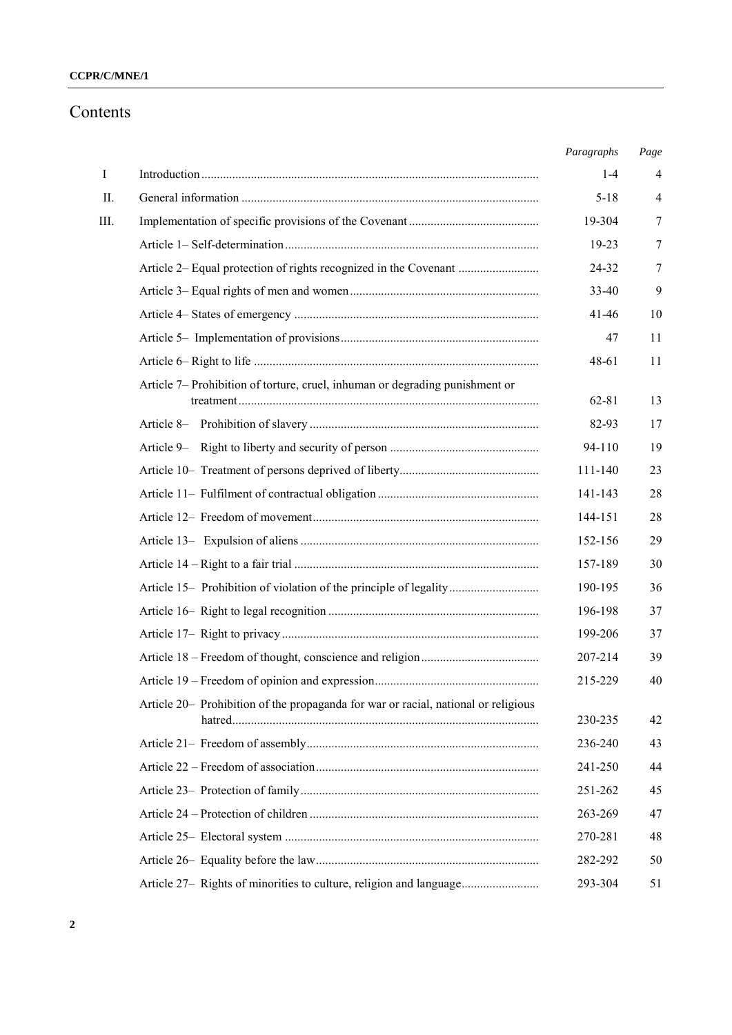# Contents

| | | *Paragraphs* | *Page* |
|---|---|---|---|
| I | Introduction | 1-4 | 4 |
| II. | General information | 5-18 | 4 |
| III. | Implementation of specific provisions of the Covenant | 19-304 | 7 |
| | Article 1– Self-determination | 19-23 | 7 |
| | Article 2– Equal protection of rights recognized in the Covenant | 24-32 | 7 |
| | Article 3– Equal rights of men and women | 33-40 | 9 |
| | Article 4– States of emergency | 41-46 | 10 |
| | Article 5– Implementation of provisions | 47 | 11 |
| | Article 6– Right to life | 48-61 | 11 |
| | Article 7– Prohibition of torture, cruel, inhuman or degrading punishment or treatment | 62-81 | 13 |
| | Article 8– Prohibition of slavery | 82-93 | 17 |
| | Article 9– Right to liberty and security of person | 94-110 | 19 |
| | Article 10– Treatment of persons deprived of liberty | 111-140 | 23 |
| | Article 11– Fulfilment of contractual obligation | 141-143 | 28 |
| | Article 12– Freedom of movement | 144-151 | 28 |
| | Article 13– Expulsion of aliens | 152-156 | 29 |
| | Article 14 – Right to a fair trial | 157-189 | 30 |
| | Article 15– Prohibition of violation of the principle of legality | 190-195 | 36 |
| | Article 16– Right to legal recognition | 196-198 | 37 |
| | Article 17– Right to privacy | 199-206 | 37 |
| | Article 18 – Freedom of thought, conscience and religion | 207-214 | 39 |
| | Article 19 – Freedom of opinion and expression | 215-229 | 40 |
| | Article 20– Prohibition of the propaganda for war or racial, national or religious hatred | 230-235 | 42 |
| | Article 21– Freedom of assembly | 236-240 | 43 |
| | Article 22 – Freedom of association | 241-250 | 44 |
| | Article 23– Protection of family | 251-262 | 45 |
| | Article 24 – Protection of children | 263-269 | 47 |
| | Article 25– Electoral system | 270-281 | 48 |
| | Article 26– Equality before the law | 282-292 | 50 |
| | Article 27– Rights of minorities to culture, religion and language | 293-304 | 51 |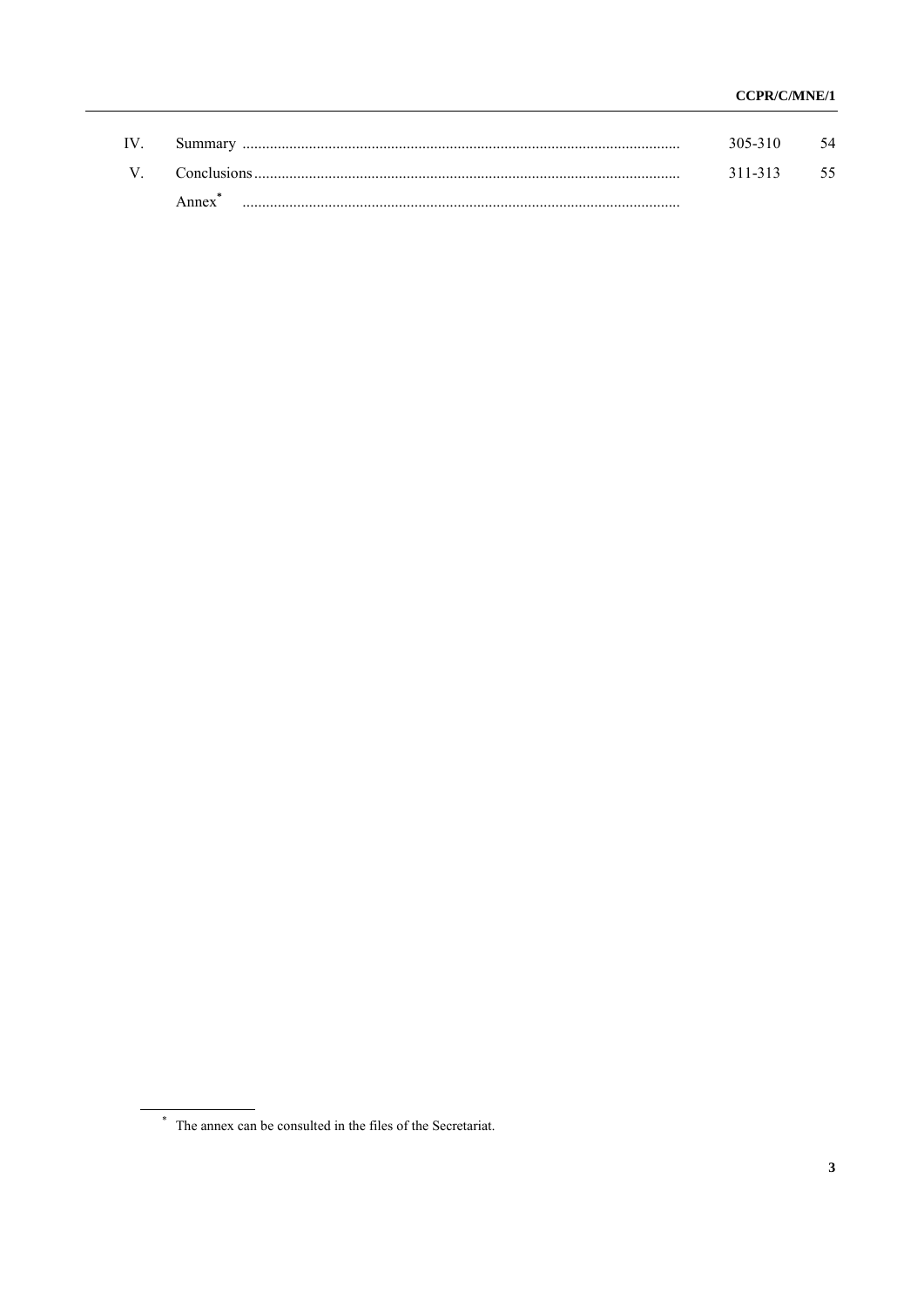| | | | |
|---|---|---|---|
| IV. | Summary | 305-310 | 54 |
| V. | Conclusions | 311-313 | 55 |
| | Annex* | | |

* The annex can be consulted in the files of the Secretariat.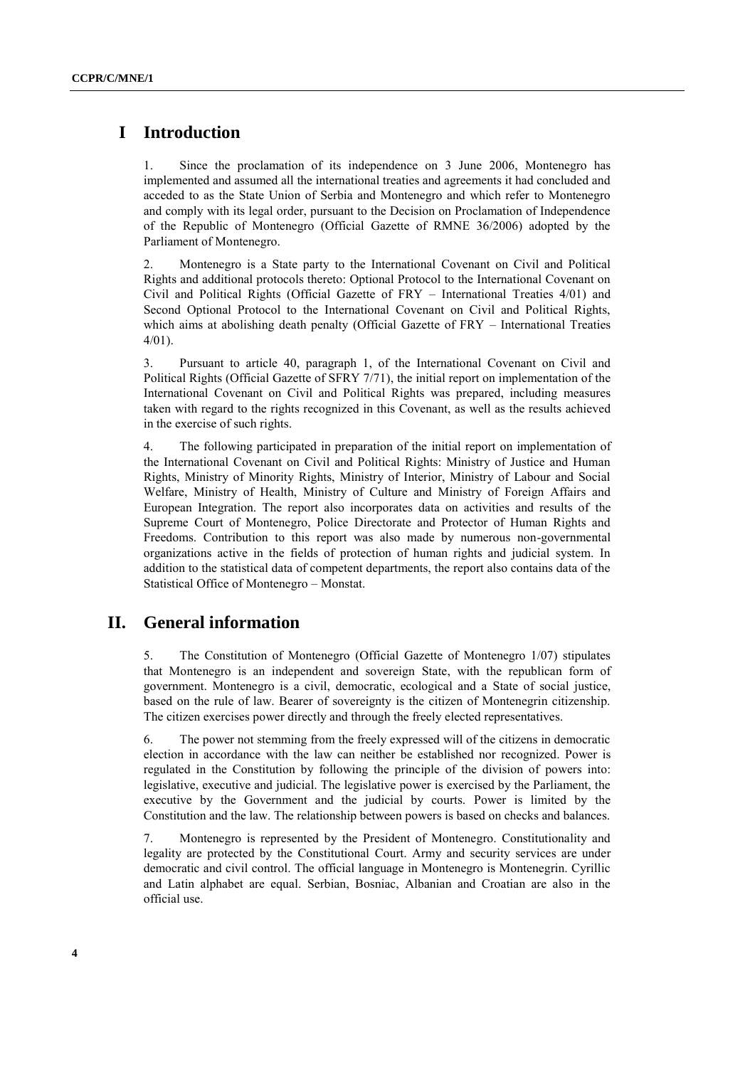# I Introduction

1. Since the proclamation of its independence on 3 June 2006, Montenegro has implemented and assumed all the international treaties and agreements it had concluded and acceded to as the State Union of Serbia and Montenegro and which refer to Montenegro and comply with its legal order, pursuant to the Decision on Proclamation of Independence of the Republic of Montenegro (Official Gazette of RMNE 36/2006) adopted by the Parliament of Montenegro.

2. Montenegro is a State party to the International Covenant on Civil and Political Rights and additional protocols thereto: Optional Protocol to the International Covenant on Civil and Political Rights (Official Gazette of FRY – International Treaties 4/01) and Second Optional Protocol to the International Covenant on Civil and Political Rights, which aims at abolishing death penalty (Official Gazette of FRY – International Treaties 4/01).

3. Pursuant to article 40, paragraph 1, of the International Covenant on Civil and Political Rights (Official Gazette of SFRY 7/71), the initial report on implementation of the International Covenant on Civil and Political Rights was prepared, including measures taken with regard to the rights recognized in this Covenant, as well as the results achieved in the exercise of such rights.

4. The following participated in preparation of the initial report on implementation of the International Covenant on Civil and Political Rights: Ministry of Justice and Human Rights, Ministry of Minority Rights, Ministry of Interior, Ministry of Labour and Social Welfare, Ministry of Health, Ministry of Culture and Ministry of Foreign Affairs and European Integration. The report also incorporates data on activities and results of the Supreme Court of Montenegro, Police Directorate and Protector of Human Rights and Freedoms. Contribution to this report was also made by numerous non-governmental organizations active in the fields of protection of human rights and judicial system. In addition to the statistical data of competent departments, the report also contains data of the Statistical Office of Montenegro – Monstat.

# II. General information

5. The Constitution of Montenegro (Official Gazette of Montenegro 1/07) stipulates that Montenegro is an independent and sovereign State, with the republican form of government. Montenegro is a civil, democratic, ecological and a State of social justice, based on the rule of law. Bearer of sovereignty is the citizen of Montenegrin citizenship. The citizen exercises power directly and through the freely elected representatives.

6. The power not stemming from the freely expressed will of the citizens in democratic election in accordance with the law can neither be established nor recognized. Power is regulated in the Constitution by following the principle of the division of powers into: legislative, executive and judicial. The legislative power is exercised by the Parliament, the executive by the Government and the judicial by courts. Power is limited by the Constitution and the law. The relationship between powers is based on checks and balances.

7. Montenegro is represented by the President of Montenegro. Constitutionality and legality are protected by the Constitutional Court. Army and security services are under democratic and civil control. The official language in Montenegro is Montenegrin. Cyrillic and Latin alphabet are equal. Serbian, Bosniac, Albanian and Croatian are also in the official use.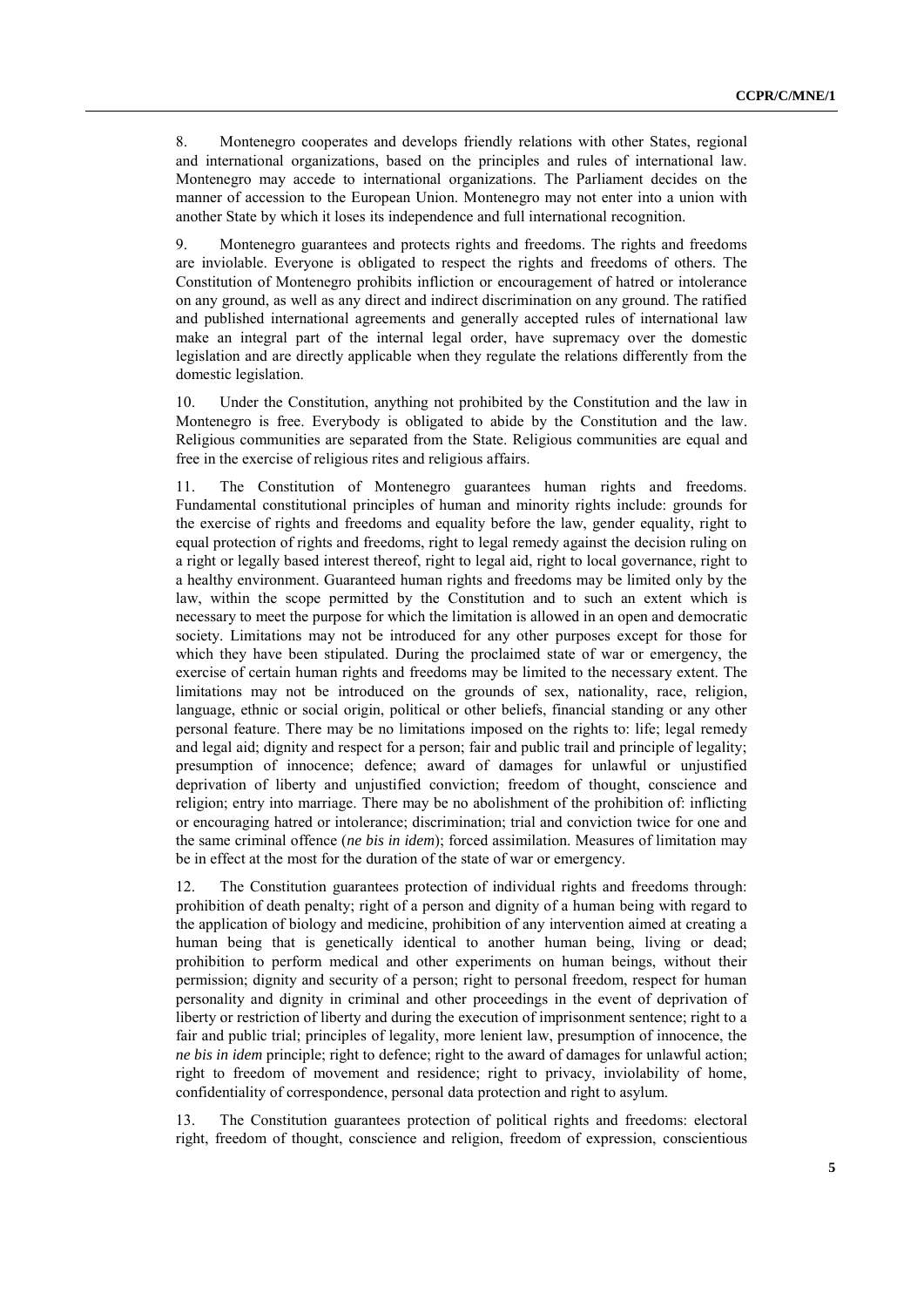8. Montenegro cooperates and develops friendly relations with other States, regional and international organizations, based on the principles and rules of international law. Montenegro may accede to international organizations. The Parliament decides on the manner of accession to the European Union. Montenegro may not enter into a union with another State by which it loses its independence and full international recognition.

9. Montenegro guarantees and protects rights and freedoms. The rights and freedoms are inviolable. Everyone is obligated to respect the rights and freedoms of others. The Constitution of Montenegro prohibits infliction or encouragement of hatred or intolerance on any ground, as well as any direct and indirect discrimination on any ground. The ratified and published international agreements and generally accepted rules of international law make an integral part of the internal legal order, have supremacy over the domestic legislation and are directly applicable when they regulate the relations differently from the domestic legislation.

10. Under the Constitution, anything not prohibited by the Constitution and the law in Montenegro is free. Everybody is obligated to abide by the Constitution and the law. Religious communities are separated from the State. Religious communities are equal and free in the exercise of religious rites and religious affairs.

11. The Constitution of Montenegro guarantees human rights and freedoms. Fundamental constitutional principles of human and minority rights include: grounds for the exercise of rights and freedoms and equality before the law, gender equality, right to equal protection of rights and freedoms, right to legal remedy against the decision ruling on a right or legally based interest thereof, right to legal aid, right to local governance, right to a healthy environment. Guaranteed human rights and freedoms may be limited only by the law, within the scope permitted by the Constitution and to such an extent which is necessary to meet the purpose for which the limitation is allowed in an open and democratic society. Limitations may not be introduced for any other purposes except for those for which they have been stipulated. During the proclaimed state of war or emergency, the exercise of certain human rights and freedoms may be limited to the necessary extent. The limitations may not be introduced on the grounds of sex, nationality, race, religion, language, ethnic or social origin, political or other beliefs, financial standing or any other personal feature. There may be no limitations imposed on the rights to: life; legal remedy and legal aid; dignity and respect for a person; fair and public trail and principle of legality; presumption of innocence; defence; award of damages for unlawful or unjustified deprivation of liberty and unjustified conviction; freedom of thought, conscience and religion; entry into marriage. There may be no abolishment of the prohibition of: inflicting or encouraging hatred or intolerance; discrimination; trial and conviction twice for one and the same criminal offence (*ne bis in idem*); forced assimilation. Measures of limitation may be in effect at the most for the duration of the state of war or emergency.

12. The Constitution guarantees protection of individual rights and freedoms through: prohibition of death penalty; right of a person and dignity of a human being with regard to the application of biology and medicine, prohibition of any intervention aimed at creating a human being that is genetically identical to another human being, living or dead; prohibition to perform medical and other experiments on human beings, without their permission; dignity and security of a person; right to personal freedom, respect for human personality and dignity in criminal and other proceedings in the event of deprivation of liberty or restriction of liberty and during the execution of imprisonment sentence; right to a fair and public trial; principles of legality, more lenient law, presumption of innocence, the *ne bis in idem* principle; right to defence; right to the award of damages for unlawful action; right to freedom of movement and residence; right to privacy, inviolability of home, confidentiality of correspondence, personal data protection and right to asylum.

13. The Constitution guarantees protection of political rights and freedoms: electoral right, freedom of thought, conscience and religion, freedom of expression, conscientious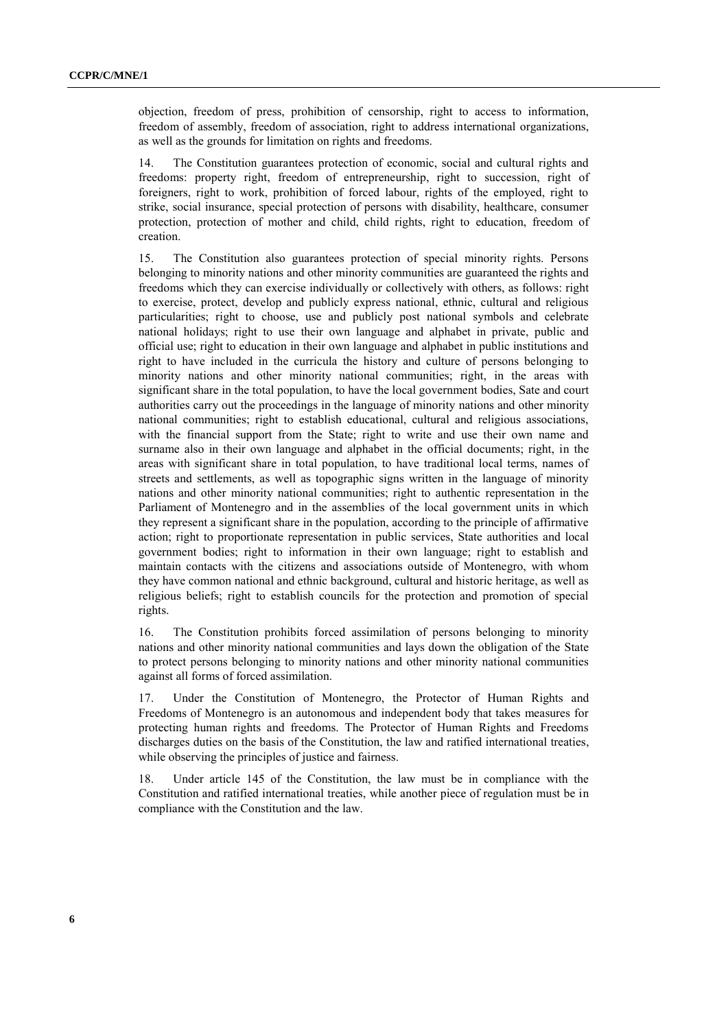objection, freedom of press, prohibition of censorship, right to access to information, freedom of assembly, freedom of association, right to address international organizations, as well as the grounds for limitation on rights and freedoms.

14. The Constitution guarantees protection of economic, social and cultural rights and freedoms: property right, freedom of entrepreneurship, right to succession, right of foreigners, right to work, prohibition of forced labour, rights of the employed, right to strike, social insurance, special protection of persons with disability, healthcare, consumer protection, protection of mother and child, child rights, right to education, freedom of creation.

15. The Constitution also guarantees protection of special minority rights. Persons belonging to minority nations and other minority communities are guaranteed the rights and freedoms which they can exercise individually or collectively with others, as follows: right to exercise, protect, develop and publicly express national, ethnic, cultural and religious particularities; right to choose, use and publicly post national symbols and celebrate national holidays; right to use their own language and alphabet in private, public and official use; right to education in their own language and alphabet in public institutions and right to have included in the curricula the history and culture of persons belonging to minority nations and other minority national communities; right, in the areas with significant share in the total population, to have the local government bodies, Sate and court authorities carry out the proceedings in the language of minority nations and other minority national communities; right to establish educational, cultural and religious associations, with the financial support from the State; right to write and use their own name and surname also in their own language and alphabet in the official documents; right, in the areas with significant share in total population, to have traditional local terms, names of streets and settlements, as well as topographic signs written in the language of minority nations and other minority national communities; right to authentic representation in the Parliament of Montenegro and in the assemblies of the local government units in which they represent a significant share in the population, according to the principle of affirmative action; right to proportionate representation in public services, State authorities and local government bodies; right to information in their own language; right to establish and maintain contacts with the citizens and associations outside of Montenegro, with whom they have common national and ethnic background, cultural and historic heritage, as well as religious beliefs; right to establish councils for the protection and promotion of special rights.

16. The Constitution prohibits forced assimilation of persons belonging to minority nations and other minority national communities and lays down the obligation of the State to protect persons belonging to minority nations and other minority national communities against all forms of forced assimilation.

17. Under the Constitution of Montenegro, the Protector of Human Rights and Freedoms of Montenegro is an autonomous and independent body that takes measures for protecting human rights and freedoms. The Protector of Human Rights and Freedoms discharges duties on the basis of the Constitution, the law and ratified international treaties, while observing the principles of justice and fairness.

18. Under article 145 of the Constitution, the law must be in compliance with the Constitution and ratified international treaties, while another piece of regulation must be in compliance with the Constitution and the law.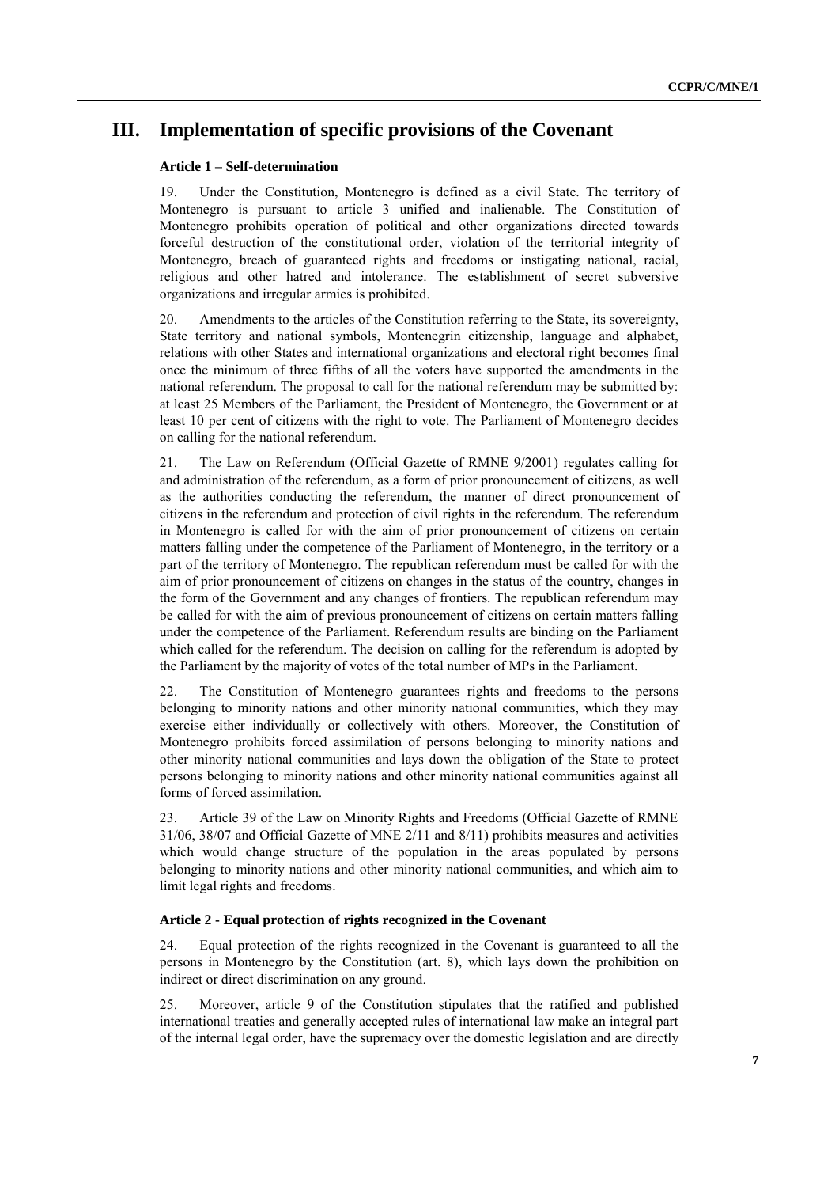# III. Implementation of specific provisions of the Covenant

### Article 1 – Self-determination

19. Under the Constitution, Montenegro is defined as a civil State. The territory of Montenegro is pursuant to article 3 unified and inalienable. The Constitution of Montenegro prohibits operation of political and other organizations directed towards forceful destruction of the constitutional order, violation of the territorial integrity of Montenegro, breach of guaranteed rights and freedoms or instigating national, racial, religious and other hatred and intolerance. The establishment of secret subversive organizations and irregular armies is prohibited.

20. Amendments to the articles of the Constitution referring to the State, its sovereignty, State territory and national symbols, Montenegrin citizenship, language and alphabet, relations with other States and international organizations and electoral right becomes final once the minimum of three fifths of all the voters have supported the amendments in the national referendum. The proposal to call for the national referendum may be submitted by: at least 25 Members of the Parliament, the President of Montenegro, the Government or at least 10 per cent of citizens with the right to vote. The Parliament of Montenegro decides on calling for the national referendum.

21. The Law on Referendum (Official Gazette of RMNE 9/2001) regulates calling for and administration of the referendum, as a form of prior pronouncement of citizens, as well as the authorities conducting the referendum, the manner of direct pronouncement of citizens in the referendum and protection of civil rights in the referendum. The referendum in Montenegro is called for with the aim of prior pronouncement of citizens on certain matters falling under the competence of the Parliament of Montenegro, in the territory or a part of the territory of Montenegro. The republican referendum must be called for with the aim of prior pronouncement of citizens on changes in the status of the country, changes in the form of the Government and any changes of frontiers. The republican referendum may be called for with the aim of previous pronouncement of citizens on certain matters falling under the competence of the Parliament. Referendum results are binding on the Parliament which called for the referendum. The decision on calling for the referendum is adopted by the Parliament by the majority of votes of the total number of MPs in the Parliament.

22. The Constitution of Montenegro guarantees rights and freedoms to the persons belonging to minority nations and other minority national communities, which they may exercise either individually or collectively with others. Moreover, the Constitution of Montenegro prohibits forced assimilation of persons belonging to minority nations and other minority national communities and lays down the obligation of the State to protect persons belonging to minority nations and other minority national communities against all forms of forced assimilation.

23. Article 39 of the Law on Minority Rights and Freedoms (Official Gazette of RMNE 31/06, 38/07 and Official Gazette of MNE 2/11 and 8/11) prohibits measures and activities which would change structure of the population in the areas populated by persons belonging to minority nations and other minority national communities, and which aim to limit legal rights and freedoms.

### Article 2 - Equal protection of rights recognized in the Covenant

24. Equal protection of the rights recognized in the Covenant is guaranteed to all the persons in Montenegro by the Constitution (art. 8), which lays down the prohibition on indirect or direct discrimination on any ground.

25. Moreover, article 9 of the Constitution stipulates that the ratified and published international treaties and generally accepted rules of international law make an integral part of the internal legal order, have the supremacy over the domestic legislation and are directly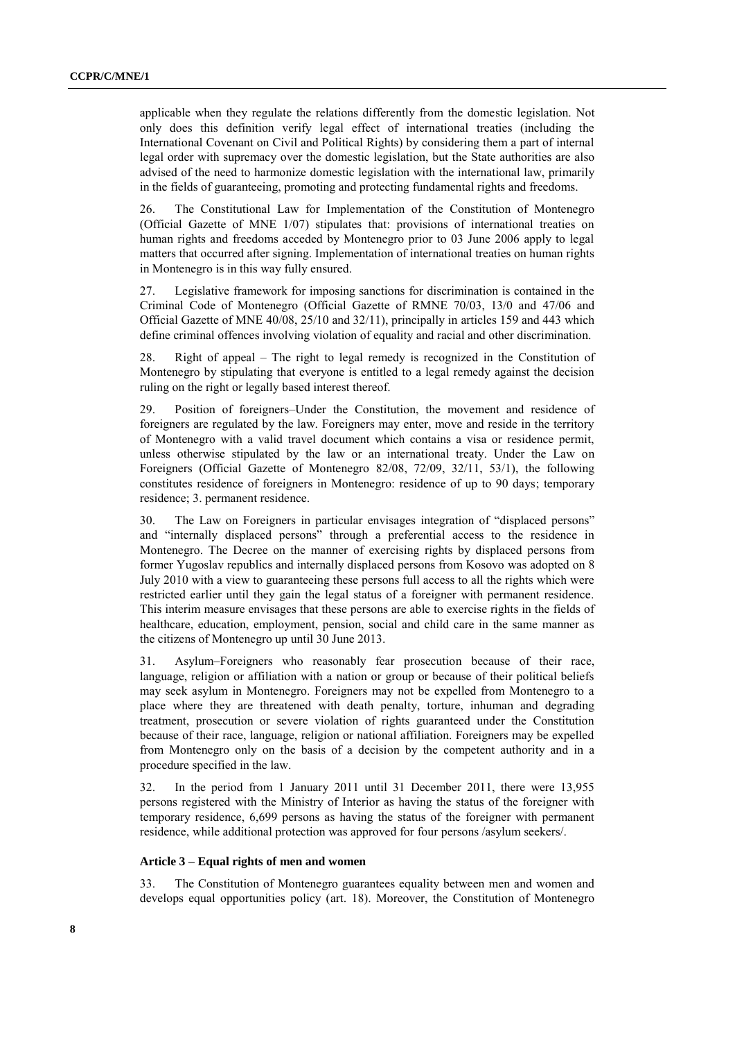applicable when they regulate the relations differently from the domestic legislation. Not only does this definition verify legal effect of international treaties (including the International Covenant on Civil and Political Rights) by considering them a part of internal legal order with supremacy over the domestic legislation, but the State authorities are also advised of the need to harmonize domestic legislation with the international law, primarily in the fields of guaranteeing, promoting and protecting fundamental rights and freedoms.

26. The Constitutional Law for Implementation of the Constitution of Montenegro (Official Gazette of MNE 1/07) stipulates that: provisions of international treaties on human rights and freedoms acceded by Montenegro prior to 03 June 2006 apply to legal matters that occurred after signing. Implementation of international treaties on human rights in Montenegro is in this way fully ensured.

27. Legislative framework for imposing sanctions for discrimination is contained in the Criminal Code of Montenegro (Official Gazette of RMNE 70/03, 13/0 and 47/06 and Official Gazette of MNE 40/08, 25/10 and 32/11), principally in articles 159 and 443 which define criminal offences involving violation of equality and racial and other discrimination.

28. Right of appeal – The right to legal remedy is recognized in the Constitution of Montenegro by stipulating that everyone is entitled to a legal remedy against the decision ruling on the right or legally based interest thereof.

29. Position of foreigners–Under the Constitution, the movement and residence of foreigners are regulated by the law. Foreigners may enter, move and reside in the territory of Montenegro with a valid travel document which contains a visa or residence permit, unless otherwise stipulated by the law or an international treaty. Under the Law on Foreigners (Official Gazette of Montenegro 82/08, 72/09, 32/11, 53/1), the following constitutes residence of foreigners in Montenegro: residence of up to 90 days; temporary residence; 3. permanent residence.

30. The Law on Foreigners in particular envisages integration of "displaced persons" and "internally displaced persons" through a preferential access to the residence in Montenegro. The Decree on the manner of exercising rights by displaced persons from former Yugoslav republics and internally displaced persons from Kosovo was adopted on 8 July 2010 with a view to guaranteeing these persons full access to all the rights which were restricted earlier until they gain the legal status of a foreigner with permanent residence. This interim measure envisages that these persons are able to exercise rights in the fields of healthcare, education, employment, pension, social and child care in the same manner as the citizens of Montenegro up until 30 June 2013.

31. Asylum–Foreigners who reasonably fear prosecution because of their race, language, religion or affiliation with a nation or group or because of their political beliefs may seek asylum in Montenegro. Foreigners may not be expelled from Montenegro to a place where they are threatened with death penalty, torture, inhuman and degrading treatment, prosecution or severe violation of rights guaranteed under the Constitution because of their race, language, religion or national affiliation. Foreigners may be expelled from Montenegro only on the basis of a decision by the competent authority and in a procedure specified in the law.

32. In the period from 1 January 2011 until 31 December 2011, there were 13,955 persons registered with the Ministry of Interior as having the status of the foreigner with temporary residence, 6,699 persons as having the status of the foreigner with permanent residence, while additional protection was approved for four persons /asylum seekers/.

#### Article 3 – Equal rights of men and women

33. The Constitution of Montenegro guarantees equality between men and women and develops equal opportunities policy (art. 18). Moreover, the Constitution of Montenegro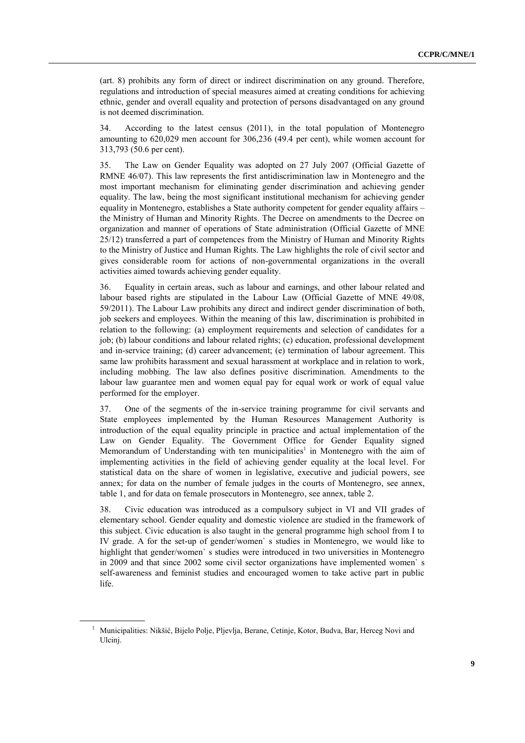(art. 8) prohibits any form of direct or indirect discrimination on any ground. Therefore, regulations and introduction of special measures aimed at creating conditions for achieving ethnic, gender and overall equality and protection of persons disadvantaged on any ground is not deemed discrimination.

34. According to the latest census (2011), in the total population of Montenegro amounting to 620,029 men account for 306,236 (49.4 per cent), while women account for 313,793 (50.6 per cent).

35. The Law on Gender Equality was adopted on 27 July 2007 (Official Gazette of RMNE 46/07). This law represents the first antidiscrimination law in Montenegro and the most important mechanism for eliminating gender discrimination and achieving gender equality. The law, being the most significant institutional mechanism for achieving gender equality in Montenegro, establishes a State authority competent for gender equality affairs – the Ministry of Human and Minority Rights. The Decree on amendments to the Decree on organization and manner of operations of State administration (Official Gazette of MNE 25/12) transferred a part of competences from the Ministry of Human and Minority Rights to the Ministry of Justice and Human Rights. The Law highlights the role of civil sector and gives considerable room for actions of non-governmental organizations in the overall activities aimed towards achieving gender equality.

36. Equality in certain areas, such as labour and earnings, and other labour related and labour based rights are stipulated in the Labour Law (Official Gazette of MNE 49/08, 59/2011). The Labour Law prohibits any direct and indirect gender discrimination of both, job seekers and employees. Within the meaning of this law, discrimination is prohibited in relation to the following: (a) employment requirements and selection of candidates for a job; (b) labour conditions and labour related rights; (c) education, professional development and in-service training; (d) career advancement; (e) termination of labour agreement. This same law prohibits harassment and sexual harassment at workplace and in relation to work, including mobbing. The law also defines positive discrimination. Amendments to the labour law guarantee men and women equal pay for equal work or work of equal value performed for the employer.

37. One of the segments of the in-service training programme for civil servants and State employees implemented by the Human Resources Management Authority is introduction of the equal equality principle in practice and actual implementation of the Law on Gender Equality. The Government Office for Gender Equality signed Memorandum of Understanding with ten municipalities[1] in Montenegro with the aim of implementing activities in the field of achieving gender equality at the local level. For statistical data on the share of women in legislative, executive and judicial powers, see annex; for data on the number of female judges in the courts of Montenegro, see annex, table 1, and for data on female prosecutors in Montenegro, see annex, table 2.

38. Civic education was introduced as a compulsory subject in VI and VII grades of elementary school. Gender equality and domestic violence are studied in the framework of this subject. Civic education is also taught in the general programme high school from I to IV grade. A for the set-up of gender/women` s studies in Montenegro, we would like to highlight that gender/women` s studies were introduced in two universities in Montenegro in 2009 and that since 2002 some civil sector organizations have implemented women` s self-awareness and feminist studies and encouraged women to take active part in public life.

[1] Municipalities: Nikšić, Bijelo Polje, Pljevlja, Berane, Cetinje, Kotor, Budva, Bar, Herceg Novi and Ulcinj.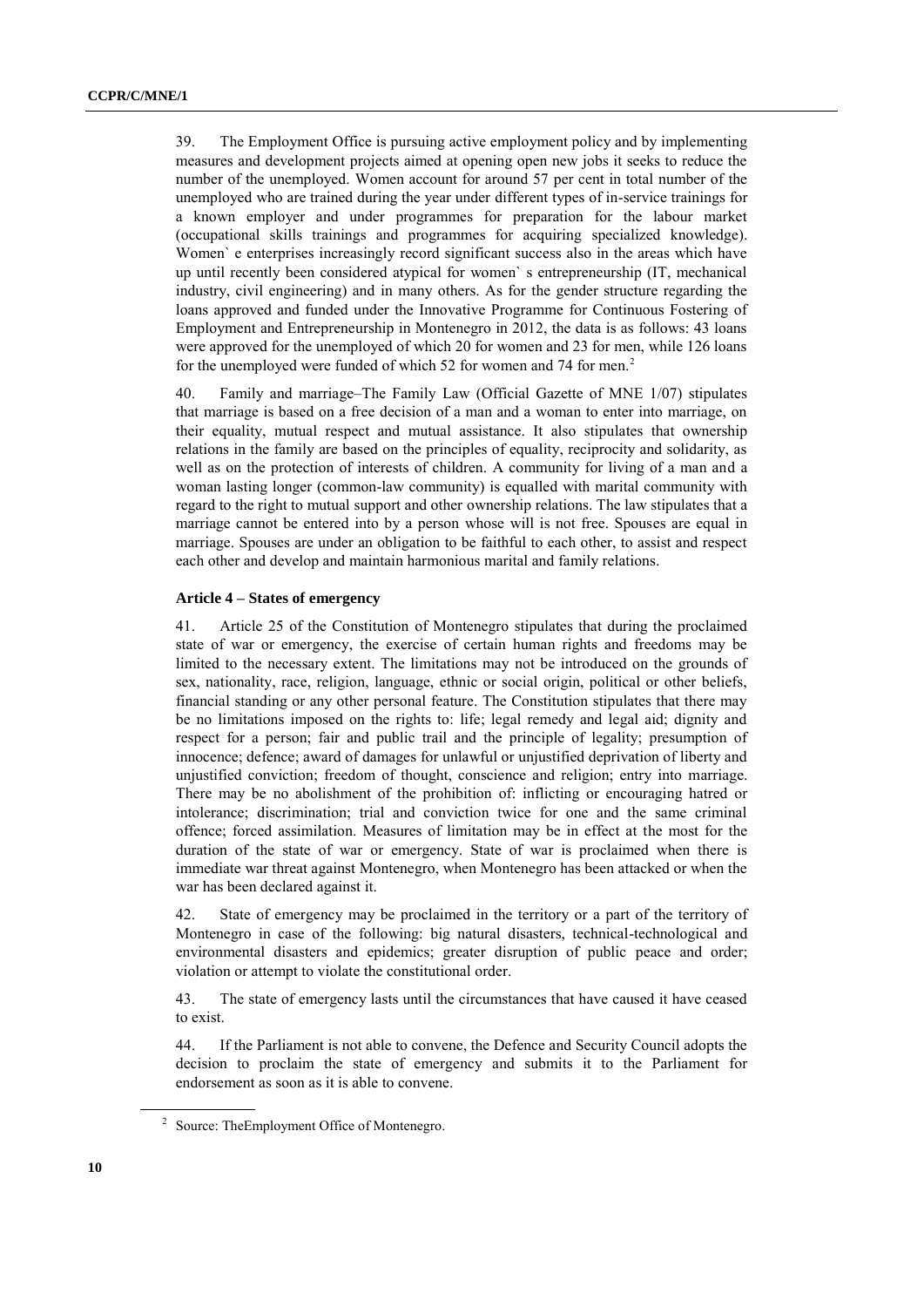39. The Employment Office is pursuing active employment policy and by implementing measures and development projects aimed at opening open new jobs it seeks to reduce the number of the unemployed. Women account for around 57 per cent in total number of the unemployed who are trained during the year under different types of in-service trainings for a known employer and under programmes for preparation for the labour market (occupational skills trainings and programmes for acquiring specialized knowledge). Women` e enterprises increasingly record significant success also in the areas which have up until recently been considered atypical for women` s entrepreneurship (IT, mechanical industry, civil engineering) and in many others. As for the gender structure regarding the loans approved and funded under the Innovative Programme for Continuous Fostering of Employment and Entrepreneurship in Montenegro in 2012, the data is as follows: 43 loans were approved for the unemployed of which 20 for women and 23 for men, while 126 loans for the unemployed were funded of which 52 for women and 74 for men.[2]

40. Family and marriage–The Family Law (Official Gazette of MNE 1/07) stipulates that marriage is based on a free decision of a man and a woman to enter into marriage, on their equality, mutual respect and mutual assistance. It also stipulates that ownership relations in the family are based on the principles of equality, reciprocity and solidarity, as well as on the protection of interests of children. A community for living of a man and a woman lasting longer (common-law community) is equalled with marital community with regard to the right to mutual support and other ownership relations. The law stipulates that a marriage cannot be entered into by a person whose will is not free. Spouses are equal in marriage. Spouses are under an obligation to be faithful to each other, to assist and respect each other and develop and maintain harmonious marital and family relations.

**Article 4 – States of emergency**

41. Article 25 of the Constitution of Montenegro stipulates that during the proclaimed state of war or emergency, the exercise of certain human rights and freedoms may be limited to the necessary extent. The limitations may not be introduced on the grounds of sex, nationality, race, religion, language, ethnic or social origin, political or other beliefs, financial standing or any other personal feature. The Constitution stipulates that there may be no limitations imposed on the rights to: life; legal remedy and legal aid; dignity and respect for a person; fair and public trail and the principle of legality; presumption of innocence; defence; award of damages for unlawful or unjustified deprivation of liberty and unjustified conviction; freedom of thought, conscience and religion; entry into marriage. There may be no abolishment of the prohibition of: inflicting or encouraging hatred or intolerance; discrimination; trial and conviction twice for one and the same criminal offence; forced assimilation. Measures of limitation may be in effect at the most for the duration of the state of war or emergency. State of war is proclaimed when there is immediate war threat against Montenegro, when Montenegro has been attacked or when the war has been declared against it.

42. State of emergency may be proclaimed in the territory or a part of the territory of Montenegro in case of the following: big natural disasters, technical-technological and environmental disasters and epidemics; greater disruption of public peace and order; violation or attempt to violate the constitutional order.

43. The state of emergency lasts until the circumstances that have caused it have ceased to exist.

44. If the Parliament is not able to convene, the Defence and Security Council adopts the decision to proclaim the state of emergency and submits it to the Parliament for endorsement as soon as it is able to convene.

[2] Source: TheEmployment Office of Montenegro.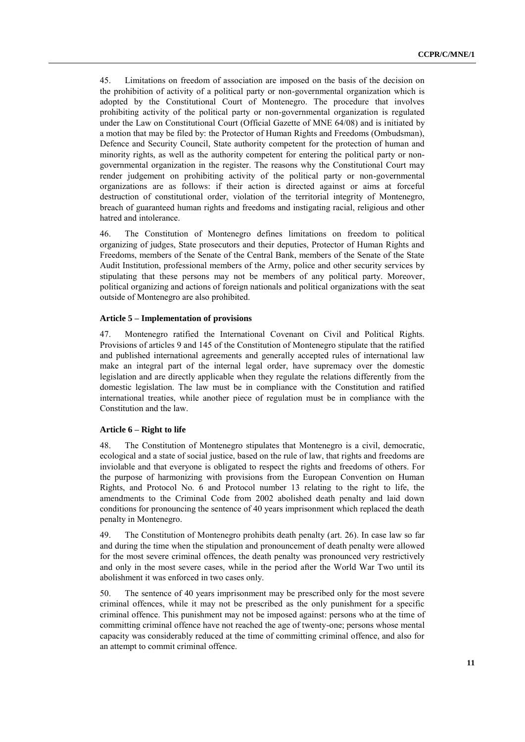45. Limitations on freedom of association are imposed on the basis of the decision on the prohibition of activity of a political party or non-governmental organization which is adopted by the Constitutional Court of Montenegro. The procedure that involves prohibiting activity of the political party or non-governmental organization is regulated under the Law on Constitutional Court (Official Gazette of MNE 64/08) and is initiated by a motion that may be filed by: the Protector of Human Rights and Freedoms (Ombudsman), Defence and Security Council, State authority competent for the protection of human and minority rights, as well as the authority competent for entering the political party or non-governmental organization in the register. The reasons why the Constitutional Court may render judgement on prohibiting activity of the political party or non-governmental organizations are as follows: if their action is directed against or aims at forceful destruction of constitutional order, violation of the territorial integrity of Montenegro, breach of guaranteed human rights and freedoms and instigating racial, religious and other hatred and intolerance.

46. The Constitution of Montenegro defines limitations on freedom to political organizing of judges, State prosecutors and their deputies, Protector of Human Rights and Freedoms, members of the Senate of the Central Bank, members of the Senate of the State Audit Institution, professional members of the Army, police and other security services by stipulating that these persons may not be members of any political party. Moreover, political organizing and actions of foreign nationals and political organizations with the seat outside of Montenegro are also prohibited.

#### Article 5 – Implementation of provisions

47. Montenegro ratified the International Covenant on Civil and Political Rights. Provisions of articles 9 and 145 of the Constitution of Montenegro stipulate that the ratified and published international agreements and generally accepted rules of international law make an integral part of the internal legal order, have supremacy over the domestic legislation and are directly applicable when they regulate the relations differently from the domestic legislation. The law must be in compliance with the Constitution and ratified international treaties, while another piece of regulation must be in compliance with the Constitution and the law.

#### Article 6 – Right to life

48. The Constitution of Montenegro stipulates that Montenegro is a civil, democratic, ecological and a state of social justice, based on the rule of law, that rights and freedoms are inviolable and that everyone is obligated to respect the rights and freedoms of others. For the purpose of harmonizing with provisions from the European Convention on Human Rights, and Protocol No. 6 and Protocol number 13 relating to the right to life, the amendments to the Criminal Code from 2002 abolished death penalty and laid down conditions for pronouncing the sentence of 40 years imprisonment which replaced the death penalty in Montenegro.

49. The Constitution of Montenegro prohibits death penalty (art. 26). In case law so far and during the time when the stipulation and pronouncement of death penalty were allowed for the most severe criminal offences, the death penalty was pronounced very restrictively and only in the most severe cases, while in the period after the World War Two until its abolishment it was enforced in two cases only.

50. The sentence of 40 years imprisonment may be prescribed only for the most severe criminal offences, while it may not be prescribed as the only punishment for a specific criminal offence. This punishment may not be imposed against: persons who at the time of committing criminal offence have not reached the age of twenty-one; persons whose mental capacity was considerably reduced at the time of committing criminal offence, and also for an attempt to commit criminal offence.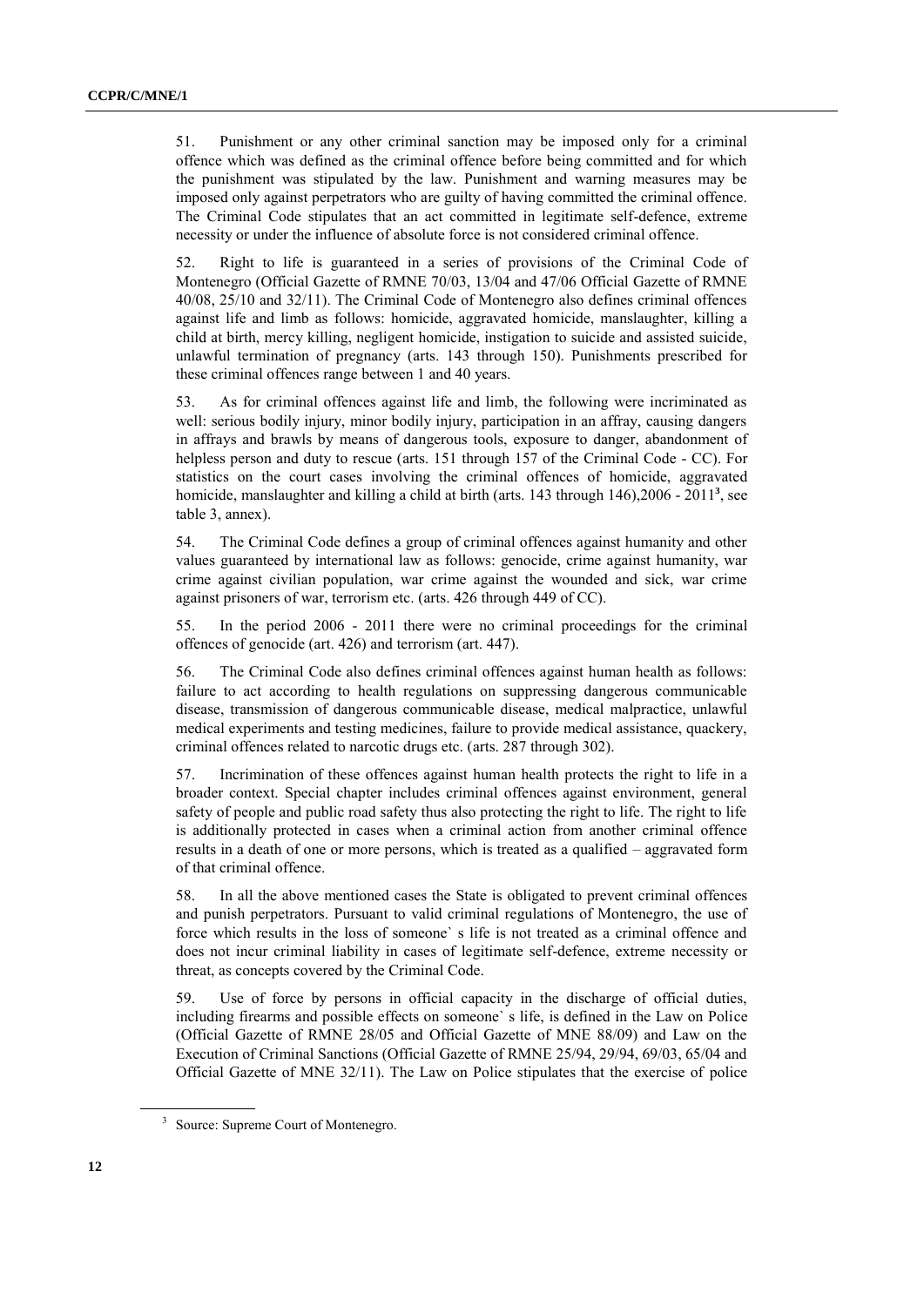51. Punishment or any other criminal sanction may be imposed only for a criminal offence which was defined as the criminal offence before being committed and for which the punishment was stipulated by the law. Punishment and warning measures may be imposed only against perpetrators who are guilty of having committed the criminal offence. The Criminal Code stipulates that an act committed in legitimate self-defence, extreme necessity or under the influence of absolute force is not considered criminal offence.

52. Right to life is guaranteed in a series of provisions of the Criminal Code of Montenegro (Official Gazette of RMNE 70/03, 13/04 and 47/06 Official Gazette of RMNE 40/08, 25/10 and 32/11). The Criminal Code of Montenegro also defines criminal offences against life and limb as follows: homicide, aggravated homicide, manslaughter, killing a child at birth, mercy killing, negligent homicide, instigation to suicide and assisted suicide, unlawful termination of pregnancy (arts. 143 through 150). Punishments prescribed for these criminal offences range between 1 and 40 years.

53. As for criminal offences against life and limb, the following were incriminated as well: serious bodily injury, minor bodily injury, participation in an affray, causing dangers in affrays and brawls by means of dangerous tools, exposure to danger, abandonment of helpless person and duty to rescue (arts. 151 through 157 of the Criminal Code - CC). For statistics on the court cases involving the criminal offences of homicide, aggravated homicide, manslaughter and killing a child at birth (arts. 143 through 146),2006 - 2011[3], see table 3, annex).

54. The Criminal Code defines a group of criminal offences against humanity and other values guaranteed by international law as follows: genocide, crime against humanity, war crime against civilian population, war crime against the wounded and sick, war crime against prisoners of war, terrorism etc. (arts. 426 through 449 of CC).

55. In the period 2006 - 2011 there were no criminal proceedings for the criminal offences of genocide (art. 426) and terrorism (art. 447).

56. The Criminal Code also defines criminal offences against human health as follows: failure to act according to health regulations on suppressing dangerous communicable disease, transmission of dangerous communicable disease, medical malpractice, unlawful medical experiments and testing medicines, failure to provide medical assistance, quackery, criminal offences related to narcotic drugs etc. (arts. 287 through 302).

57. Incrimination of these offences against human health protects the right to life in a broader context. Special chapter includes criminal offences against environment, general safety of people and public road safety thus also protecting the right to life. The right to life is additionally protected in cases when a criminal action from another criminal offence results in a death of one or more persons, which is treated as a qualified – aggravated form of that criminal offence.

58. In all the above mentioned cases the State is obligated to prevent criminal offences and punish perpetrators. Pursuant to valid criminal regulations of Montenegro, the use of force which results in the loss of someone` s life is not treated as a criminal offence and does not incur criminal liability in cases of legitimate self-defence, extreme necessity or threat, as concepts covered by the Criminal Code.

59. Use of force by persons in official capacity in the discharge of official duties, including firearms and possible effects on someone` s life, is defined in the Law on Police (Official Gazette of RMNE 28/05 and Official Gazette of MNE 88/09) and Law on the Execution of Criminal Sanctions (Official Gazette of RMNE 25/94, 29/94, 69/03, 65/04 and Official Gazette of MNE 32/11). The Law on Police stipulates that the exercise of police

[3] Source: Supreme Court of Montenegro.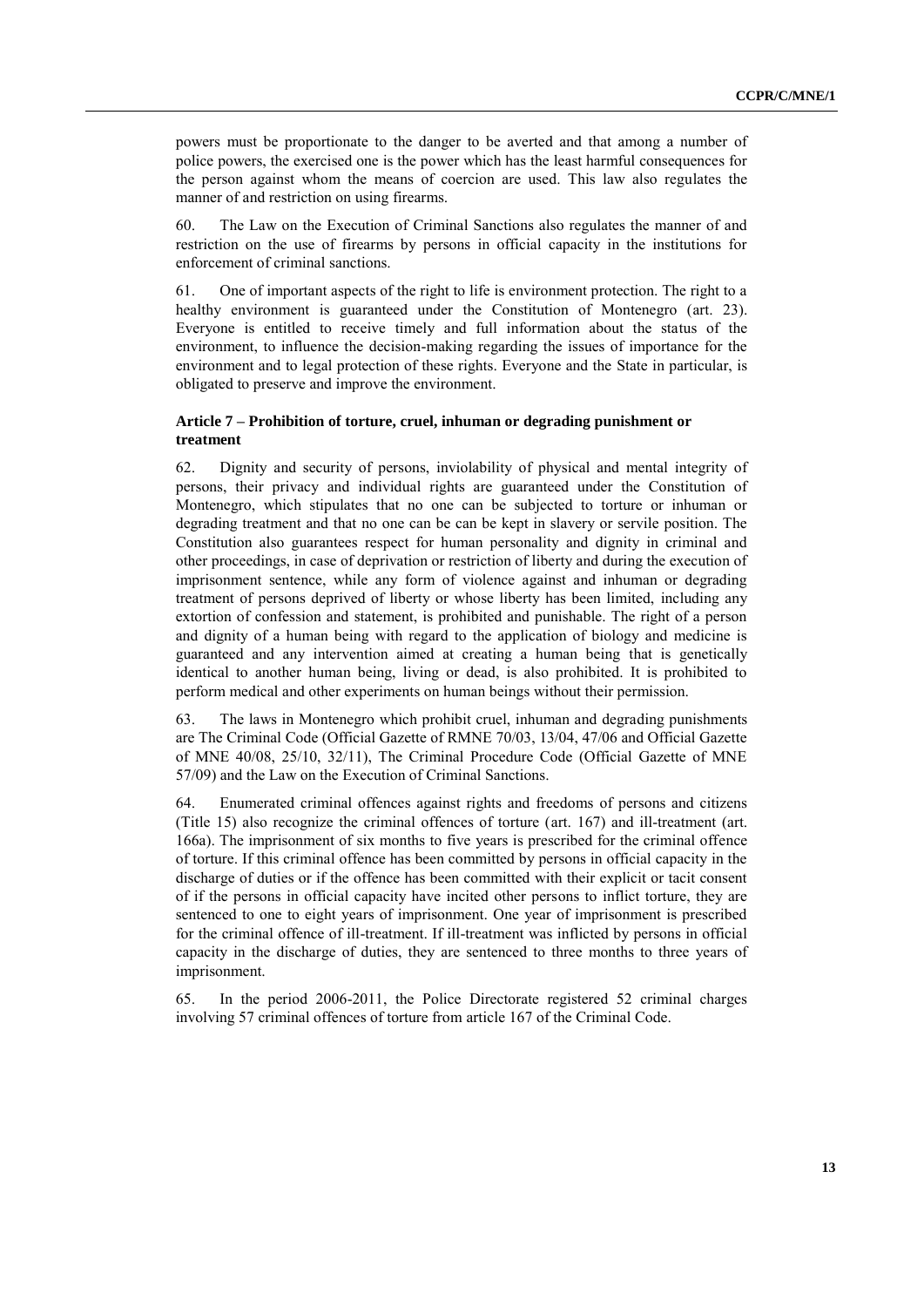powers must be proportionate to the danger to be averted and that among a number of police powers, the exercised one is the power which has the least harmful consequences for the person against whom the means of coercion are used. This law also regulates the manner of and restriction on using firearms.

60. The Law on the Execution of Criminal Sanctions also regulates the manner of and restriction on the use of firearms by persons in official capacity in the institutions for enforcement of criminal sanctions.

61. One of important aspects of the right to life is environment protection. The right to a healthy environment is guaranteed under the Constitution of Montenegro (art. 23). Everyone is entitled to receive timely and full information about the status of the environment, to influence the decision-making regarding the issues of importance for the environment and to legal protection of these rights. Everyone and the State in particular, is obligated to preserve and improve the environment.

### Article 7 – Prohibition of torture, cruel, inhuman or degrading punishment or treatment

62. Dignity and security of persons, inviolability of physical and mental integrity of persons, their privacy and individual rights are guaranteed under the Constitution of Montenegro, which stipulates that no one can be subjected to torture or inhuman or degrading treatment and that no one can be can be kept in slavery or servile position. The Constitution also guarantees respect for human personality and dignity in criminal and other proceedings, in case of deprivation or restriction of liberty and during the execution of imprisonment sentence, while any form of violence against and inhuman or degrading treatment of persons deprived of liberty or whose liberty has been limited, including any extortion of confession and statement, is prohibited and punishable. The right of a person and dignity of a human being with regard to the application of biology and medicine is guaranteed and any intervention aimed at creating a human being that is genetically identical to another human being, living or dead, is also prohibited. It is prohibited to perform medical and other experiments on human beings without their permission.

63. The laws in Montenegro which prohibit cruel, inhuman and degrading punishments are The Criminal Code (Official Gazette of RMNE 70/03, 13/04, 47/06 and Official Gazette of MNE 40/08, 25/10, 32/11), The Criminal Procedure Code (Official Gazette of MNE 57/09) and the Law on the Execution of Criminal Sanctions.

64. Enumerated criminal offences against rights and freedoms of persons and citizens (Title 15) also recognize the criminal offences of torture (art. 167) and ill-treatment (art. 166a). The imprisonment of six months to five years is prescribed for the criminal offence of torture. If this criminal offence has been committed by persons in official capacity in the discharge of duties or if the offence has been committed with their explicit or tacit consent of if the persons in official capacity have incited other persons to inflict torture, they are sentenced to one to eight years of imprisonment. One year of imprisonment is prescribed for the criminal offence of ill-treatment. If ill-treatment was inflicted by persons in official capacity in the discharge of duties, they are sentenced to three months to three years of imprisonment.

65. In the period 2006-2011, the Police Directorate registered 52 criminal charges involving 57 criminal offences of torture from article 167 of the Criminal Code.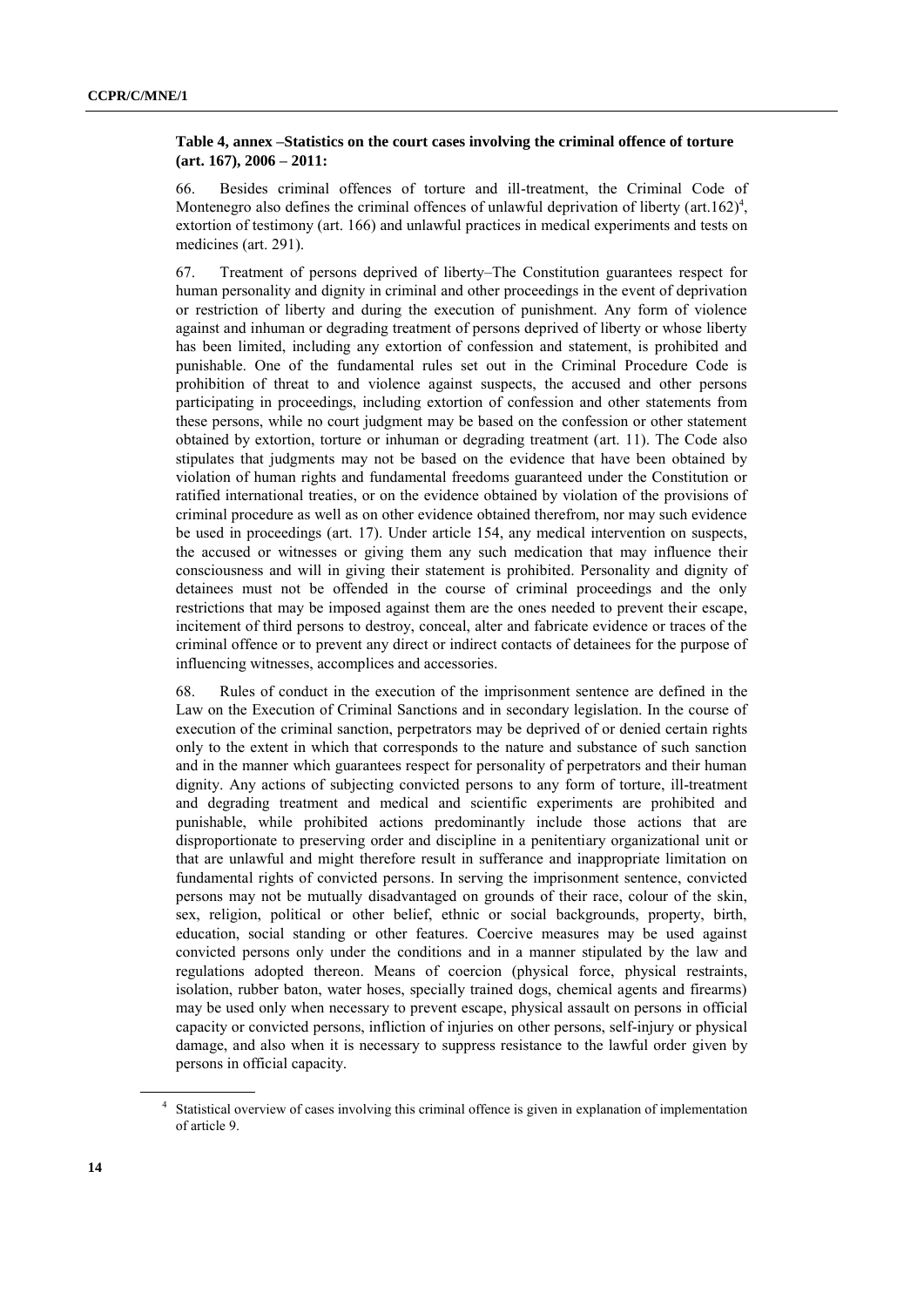**Table 4, annex –Statistics on the court cases involving the criminal offence of torture (art. 167), 2006 – 2011:**

66. Besides criminal offences of torture and ill-treatment, the Criminal Code of Montenegro also defines the criminal offences of unlawful deprivation of liberty (art.162)[4], extortion of testimony (art. 166) and unlawful practices in medical experiments and tests on medicines (art. 291).

67. Treatment of persons deprived of liberty–The Constitution guarantees respect for human personality and dignity in criminal and other proceedings in the event of deprivation or restriction of liberty and during the execution of punishment. Any form of violence against and inhuman or degrading treatment of persons deprived of liberty or whose liberty has been limited, including any extortion of confession and statement, is prohibited and punishable. One of the fundamental rules set out in the Criminal Procedure Code is prohibition of threat to and violence against suspects, the accused and other persons participating in proceedings, including extortion of confession and other statements from these persons, while no court judgment may be based on the confession or other statement obtained by extortion, torture or inhuman or degrading treatment (art. 11). The Code also stipulates that judgments may not be based on the evidence that have been obtained by violation of human rights and fundamental freedoms guaranteed under the Constitution or ratified international treaties, or on the evidence obtained by violation of the provisions of criminal procedure as well as on other evidence obtained therefrom, nor may such evidence be used in proceedings (art. 17). Under article 154, any medical intervention on suspects, the accused or witnesses or giving them any such medication that may influence their consciousness and will in giving their statement is prohibited. Personality and dignity of detainees must not be offended in the course of criminal proceedings and the only restrictions that may be imposed against them are the ones needed to prevent their escape, incitement of third persons to destroy, conceal, alter and fabricate evidence or traces of the criminal offence or to prevent any direct or indirect contacts of detainees for the purpose of influencing witnesses, accomplices and accessories.

68. Rules of conduct in the execution of the imprisonment sentence are defined in the Law on the Execution of Criminal Sanctions and in secondary legislation. In the course of execution of the criminal sanction, perpetrators may be deprived of or denied certain rights only to the extent in which that corresponds to the nature and substance of such sanction and in the manner which guarantees respect for personality of perpetrators and their human dignity. Any actions of subjecting convicted persons to any form of torture, ill-treatment and degrading treatment and medical and scientific experiments are prohibited and punishable, while prohibited actions predominantly include those actions that are disproportionate to preserving order and discipline in a penitentiary organizational unit or that are unlawful and might therefore result in sufferance and inappropriate limitation on fundamental rights of convicted persons. In serving the imprisonment sentence, convicted persons may not be mutually disadvantaged on grounds of their race, colour of the skin, sex, religion, political or other belief, ethnic or social backgrounds, property, birth, education, social standing or other features. Coercive measures may be used against convicted persons only under the conditions and in a manner stipulated by the law and regulations adopted thereon. Means of coercion (physical force, physical restraints, isolation, rubber baton, water hoses, specially trained dogs, chemical agents and firearms) may be used only when necessary to prevent escape, physical assault on persons in official capacity or convicted persons, infliction of injuries on other persons, self-injury or physical damage, and also when it is necessary to suppress resistance to the lawful order given by persons in official capacity.

[4] Statistical overview of cases involving this criminal offence is given in explanation of implementation of article 9.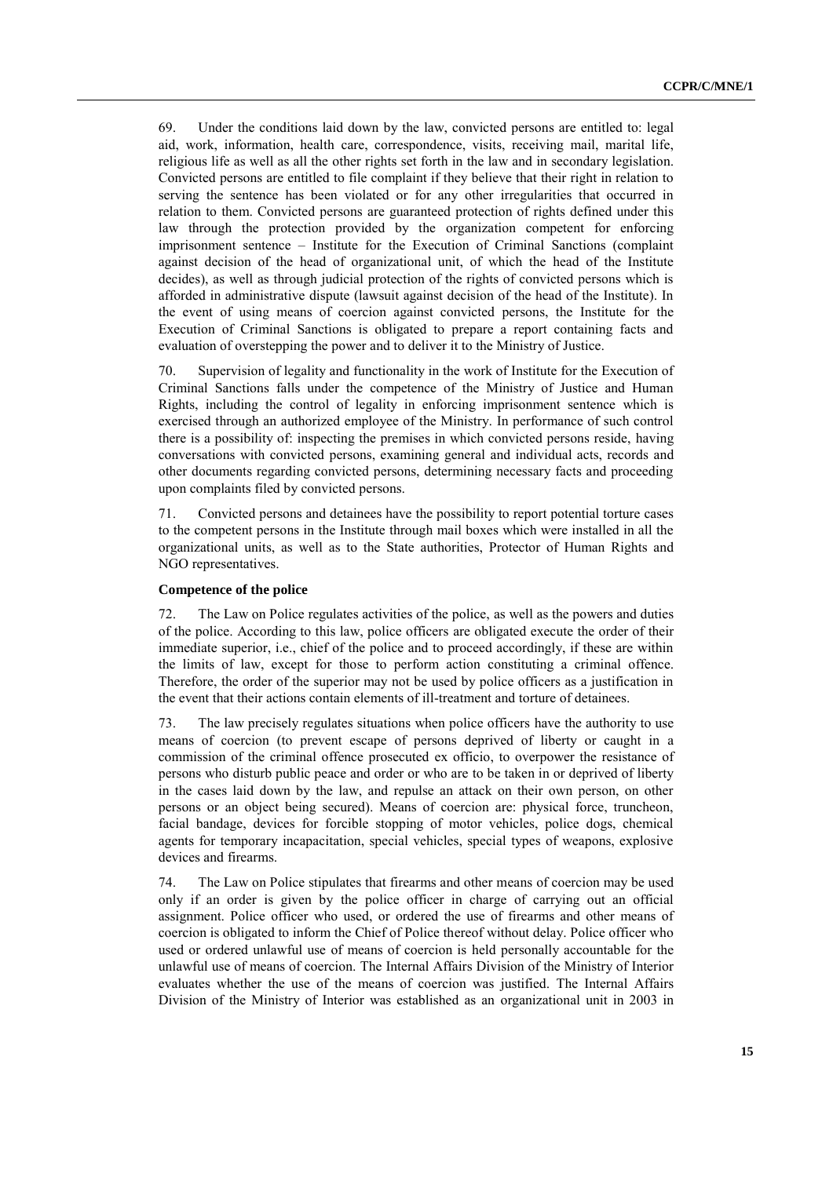69. Under the conditions laid down by the law, convicted persons are entitled to: legal aid, work, information, health care, correspondence, visits, receiving mail, marital life, religious life as well as all the other rights set forth in the law and in secondary legislation. Convicted persons are entitled to file complaint if they believe that their right in relation to serving the sentence has been violated or for any other irregularities that occurred in relation to them. Convicted persons are guaranteed protection of rights defined under this law through the protection provided by the organization competent for enforcing imprisonment sentence – Institute for the Execution of Criminal Sanctions (complaint against decision of the head of organizational unit, of which the head of the Institute decides), as well as through judicial protection of the rights of convicted persons which is afforded in administrative dispute (lawsuit against decision of the head of the Institute). In the event of using means of coercion against convicted persons, the Institute for the Execution of Criminal Sanctions is obligated to prepare a report containing facts and evaluation of overstepping the power and to deliver it to the Ministry of Justice.

70. Supervision of legality and functionality in the work of Institute for the Execution of Criminal Sanctions falls under the competence of the Ministry of Justice and Human Rights, including the control of legality in enforcing imprisonment sentence which is exercised through an authorized employee of the Ministry. In performance of such control there is a possibility of: inspecting the premises in which convicted persons reside, having conversations with convicted persons, examining general and individual acts, records and other documents regarding convicted persons, determining necessary facts and proceeding upon complaints filed by convicted persons.

71. Convicted persons and detainees have the possibility to report potential torture cases to the competent persons in the Institute through mail boxes which were installed in all the organizational units, as well as to the State authorities, Protector of Human Rights and NGO representatives.

**Competence of the police**

72. The Law on Police regulates activities of the police, as well as the powers and duties of the police. According to this law, police officers are obligated execute the order of their immediate superior, i.e., chief of the police and to proceed accordingly, if these are within the limits of law, except for those to perform action constituting a criminal offence. Therefore, the order of the superior may not be used by police officers as a justification in the event that their actions contain elements of ill-treatment and torture of detainees.

73. The law precisely regulates situations when police officers have the authority to use means of coercion (to prevent escape of persons deprived of liberty or caught in a commission of the criminal offence prosecuted ex officio, to overpower the resistance of persons who disturb public peace and order or who are to be taken in or deprived of liberty in the cases laid down by the law, and repulse an attack on their own person, on other persons or an object being secured). Means of coercion are: physical force, truncheon, facial bandage, devices for forcible stopping of motor vehicles, police dogs, chemical agents for temporary incapacitation, special vehicles, special types of weapons, explosive devices and firearms.

74. The Law on Police stipulates that firearms and other means of coercion may be used only if an order is given by the police officer in charge of carrying out an official assignment. Police officer who used, or ordered the use of firearms and other means of coercion is obligated to inform the Chief of Police thereof without delay. Police officer who used or ordered unlawful use of means of coercion is held personally accountable for the unlawful use of means of coercion. The Internal Affairs Division of the Ministry of Interior evaluates whether the use of the means of coercion was justified. The Internal Affairs Division of the Ministry of Interior was established as an organizational unit in 2003 in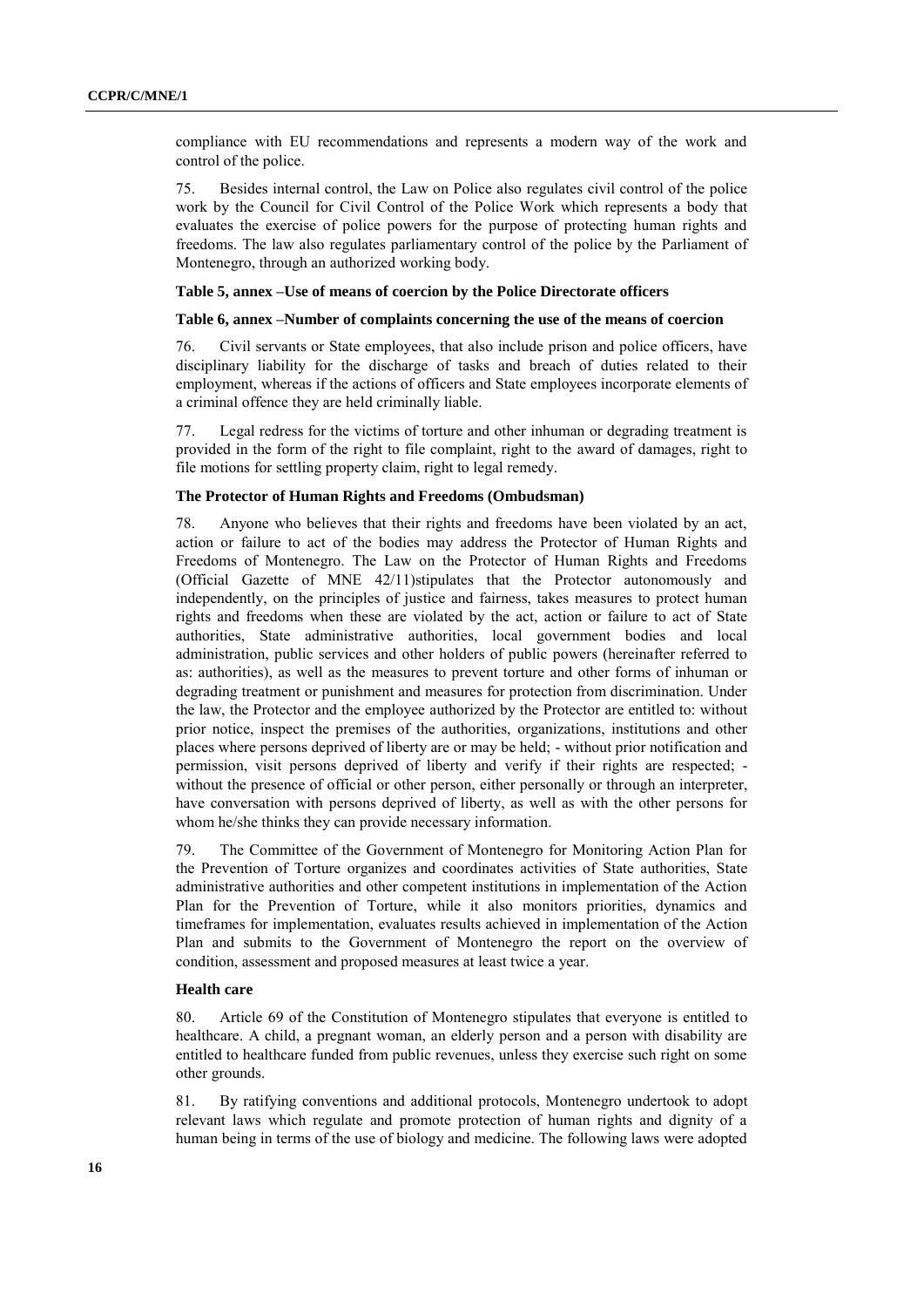compliance with EU recommendations and represents a modern way of the work and control of the police.

75. Besides internal control, the Law on Police also regulates civil control of the police work by the Council for Civil Control of the Police Work which represents a body that evaluates the exercise of police powers for the purpose of protecting human rights and freedoms. The law also regulates parliamentary control of the police by the Parliament of Montenegro, through an authorized working body.

**Table 5, annex –Use of means of coercion by the Police Directorate officers**

**Table 6, annex –Number of complaints concerning the use of the means of coercion**

76. Civil servants or State employees, that also include prison and police officers, have disciplinary liability for the discharge of tasks and breach of duties related to their employment, whereas if the actions of officers and State employees incorporate elements of a criminal offence they are held criminally liable.

77. Legal redress for the victims of torture and other inhuman or degrading treatment is provided in the form of the right to file complaint, right to the award of damages, right to file motions for settling property claim, right to legal remedy.

**The Protector of Human Rights and Freedoms (Ombudsman)**

78. Anyone who believes that their rights and freedoms have been violated by an act, action or failure to act of the bodies may address the Protector of Human Rights and Freedoms of Montenegro. The Law on the Protector of Human Rights and Freedoms (Official Gazette of MNE 42/11)stipulates that the Protector autonomously and independently, on the principles of justice and fairness, takes measures to protect human rights and freedoms when these are violated by the act, action or failure to act of State authorities, State administrative authorities, local government bodies and local administration, public services and other holders of public powers (hereinafter referred to as: authorities), as well as the measures to prevent torture and other forms of inhuman or degrading treatment or punishment and measures for protection from discrimination. Under the law, the Protector and the employee authorized by the Protector are entitled to: without prior notice, inspect the premises of the authorities, organizations, institutions and other places where persons deprived of liberty are or may be held; - without prior notification and permission, visit persons deprived of liberty and verify if their rights are respected; - without the presence of official or other person, either personally or through an interpreter, have conversation with persons deprived of liberty, as well as with the other persons for whom he/she thinks they can provide necessary information.

79. The Committee of the Government of Montenegro for Monitoring Action Plan for the Prevention of Torture organizes and coordinates activities of State authorities, State administrative authorities and other competent institutions in implementation of the Action Plan for the Prevention of Torture, while it also monitors priorities, dynamics and timeframes for implementation, evaluates results achieved in implementation of the Action Plan and submits to the Government of Montenegro the report on the overview of condition, assessment and proposed measures at least twice a year.

**Health care**

80. Article 69 of the Constitution of Montenegro stipulates that everyone is entitled to healthcare. A child, a pregnant woman, an elderly person and a person with disability are entitled to healthcare funded from public revenues, unless they exercise such right on some other grounds.

81. By ratifying conventions and additional protocols, Montenegro undertook to adopt relevant laws which regulate and promote protection of human rights and dignity of a human being in terms of the use of biology and medicine. The following laws were adopted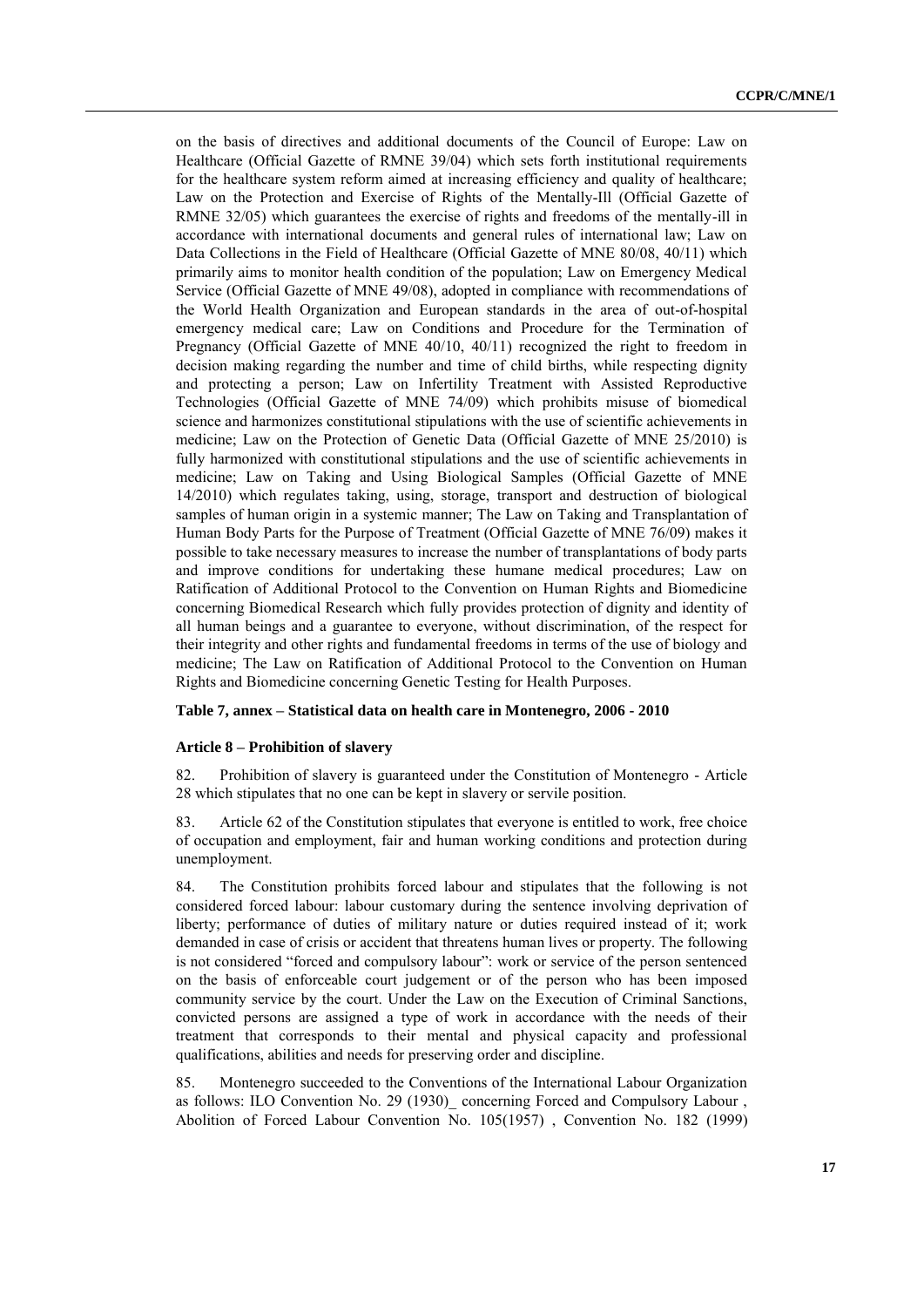on the basis of directives and additional documents of the Council of Europe: Law on Healthcare (Official Gazette of RMNE 39/04) which sets forth institutional requirements for the healthcare system reform aimed at increasing efficiency and quality of healthcare; Law on the Protection and Exercise of Rights of the Mentally-Ill (Official Gazette of RMNE 32/05) which guarantees the exercise of rights and freedoms of the mentally-ill in accordance with international documents and general rules of international law; Law on Data Collections in the Field of Healthcare (Official Gazette of MNE 80/08, 40/11) which primarily aims to monitor health condition of the population; Law on Emergency Medical Service (Official Gazette of MNE 49/08), adopted in compliance with recommendations of the World Health Organization and European standards in the area of out-of-hospital emergency medical care; Law on Conditions and Procedure for the Termination of Pregnancy (Official Gazette of MNE 40/10, 40/11) recognized the right to freedom in decision making regarding the number and time of child births, while respecting dignity and protecting a person; Law on Infertility Treatment with Assisted Reproductive Technologies (Official Gazette of MNE 74/09) which prohibits misuse of biomedical science and harmonizes constitutional stipulations with the use of scientific achievements in medicine; Law on the Protection of Genetic Data (Official Gazette of MNE 25/2010) is fully harmonized with constitutional stipulations and the use of scientific achievements in medicine; Law on Taking and Using Biological Samples (Official Gazette of MNE 14/2010) which regulates taking, using, storage, transport and destruction of biological samples of human origin in a systemic manner; The Law on Taking and Transplantation of Human Body Parts for the Purpose of Treatment (Official Gazette of MNE 76/09) makes it possible to take necessary measures to increase the number of transplantations of body parts and improve conditions for undertaking these humane medical procedures; Law on Ratification of Additional Protocol to the Convention on Human Rights and Biomedicine concerning Biomedical Research which fully provides protection of dignity and identity of all human beings and a guarantee to everyone, without discrimination, of the respect for their integrity and other rights and fundamental freedoms in terms of the use of biology and medicine; The Law on Ratification of Additional Protocol to the Convention on Human Rights and Biomedicine concerning Genetic Testing for Health Purposes.

**Table 7, annex – Statistical data on health care in Montenegro, 2006 - 2010**

### Article 8 – Prohibition of slavery

82. Prohibition of slavery is guaranteed under the Constitution of Montenegro - Article 28 which stipulates that no one can be kept in slavery or servile position.

83. Article 62 of the Constitution stipulates that everyone is entitled to work, free choice of occupation and employment, fair and human working conditions and protection during unemployment.

84. The Constitution prohibits forced labour and stipulates that the following is not considered forced labour: labour customary during the sentence involving deprivation of liberty; performance of duties of military nature or duties required instead of it; work demanded in case of crisis or accident that threatens human lives or property. The following is not considered "forced and compulsory labour": work or service of the person sentenced on the basis of enforceable court judgement or of the person who has been imposed community service by the court. Under the Law on the Execution of Criminal Sanctions, convicted persons are assigned a type of work in accordance with the needs of their treatment that corresponds to their mental and physical capacity and professional qualifications, abilities and needs for preserving order and discipline.

85. Montenegro succeeded to the Conventions of the International Labour Organization as follows: ILO Convention No. 29 (1930)_ concerning Forced and Compulsory Labour , Abolition of Forced Labour Convention No. 105(1957) , Convention No. 182 (1999)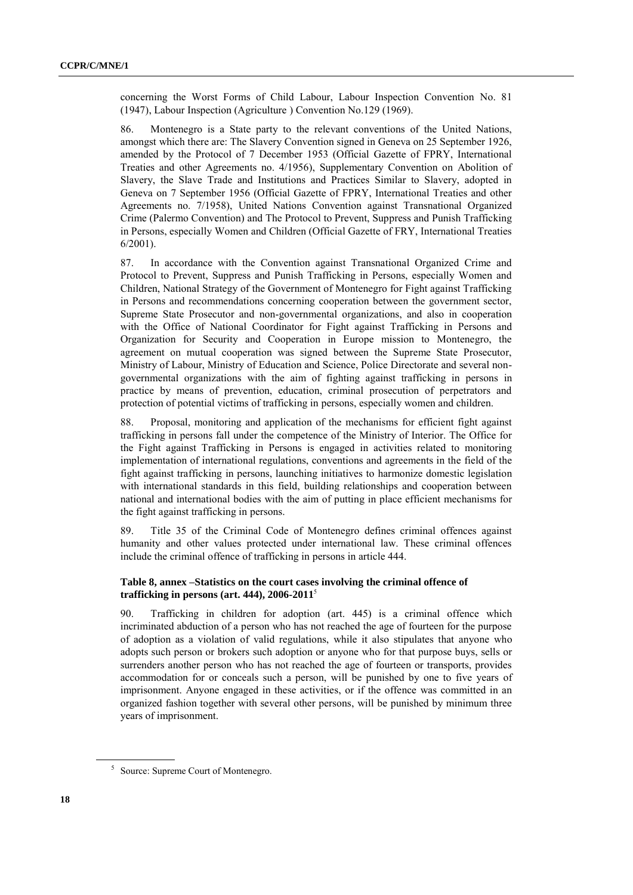concerning the Worst Forms of Child Labour, Labour Inspection Convention No. 81 (1947), Labour Inspection (Agriculture ) Convention No.129 (1969).

86. Montenegro is a State party to the relevant conventions of the United Nations, amongst which there are: The Slavery Convention signed in Geneva on 25 September 1926, amended by the Protocol of 7 December 1953 (Official Gazette of FPRY, International Treaties and other Agreements no. 4/1956), Supplementary Convention on Abolition of Slavery, the Slave Trade and Institutions and Practices Similar to Slavery, adopted in Geneva on 7 September 1956 (Official Gazette of FPRY, International Treaties and other Agreements no. 7/1958), United Nations Convention against Transnational Organized Crime (Palermo Convention) and The Protocol to Prevent, Suppress and Punish Trafficking in Persons, especially Women and Children (Official Gazette of FRY, International Treaties 6/2001).

87. In accordance with the Convention against Transnational Organized Crime and Protocol to Prevent, Suppress and Punish Trafficking in Persons, especially Women and Children, National Strategy of the Government of Montenegro for Fight against Trafficking in Persons and recommendations concerning cooperation between the government sector, Supreme State Prosecutor and non-governmental organizations, and also in cooperation with the Office of National Coordinator for Fight against Trafficking in Persons and Organization for Security and Cooperation in Europe mission to Montenegro, the agreement on mutual cooperation was signed between the Supreme State Prosecutor, Ministry of Labour, Ministry of Education and Science, Police Directorate and several non-governmental organizations with the aim of fighting against trafficking in persons in practice by means of prevention, education, criminal prosecution of perpetrators and protection of potential victims of trafficking in persons, especially women and children.

88. Proposal, monitoring and application of the mechanisms for efficient fight against trafficking in persons fall under the competence of the Ministry of Interior. The Office for the Fight against Trafficking in Persons is engaged in activities related to monitoring implementation of international regulations, conventions and agreements in the field of the fight against trafficking in persons, launching initiatives to harmonize domestic legislation with international standards in this field, building relationships and cooperation between national and international bodies with the aim of putting in place efficient mechanisms for the fight against trafficking in persons.

89. Title 35 of the Criminal Code of Montenegro defines criminal offences against humanity and other values protected under international law. These criminal offences include the criminal offence of trafficking in persons in article 444.

**Table 8, annex –Statistics on the court cases involving the criminal offence of trafficking in persons (art. 444), 2006-2011**[5]

90. Trafficking in children for adoption (art. 445) is a criminal offence which incriminated abduction of a person who has not reached the age of fourteen for the purpose of adoption as a violation of valid regulations, while it also stipulates that anyone who adopts such person or brokers such adoption or anyone who for that purpose buys, sells or surrenders another person who has not reached the age of fourteen or transports, provides accommodation for or conceals such a person, will be punished by one to five years of imprisonment. Anyone engaged in these activities, or if the offence was committed in an organized fashion together with several other persons, will be punished by minimum three years of imprisonment.

[5] Source: Supreme Court of Montenegro.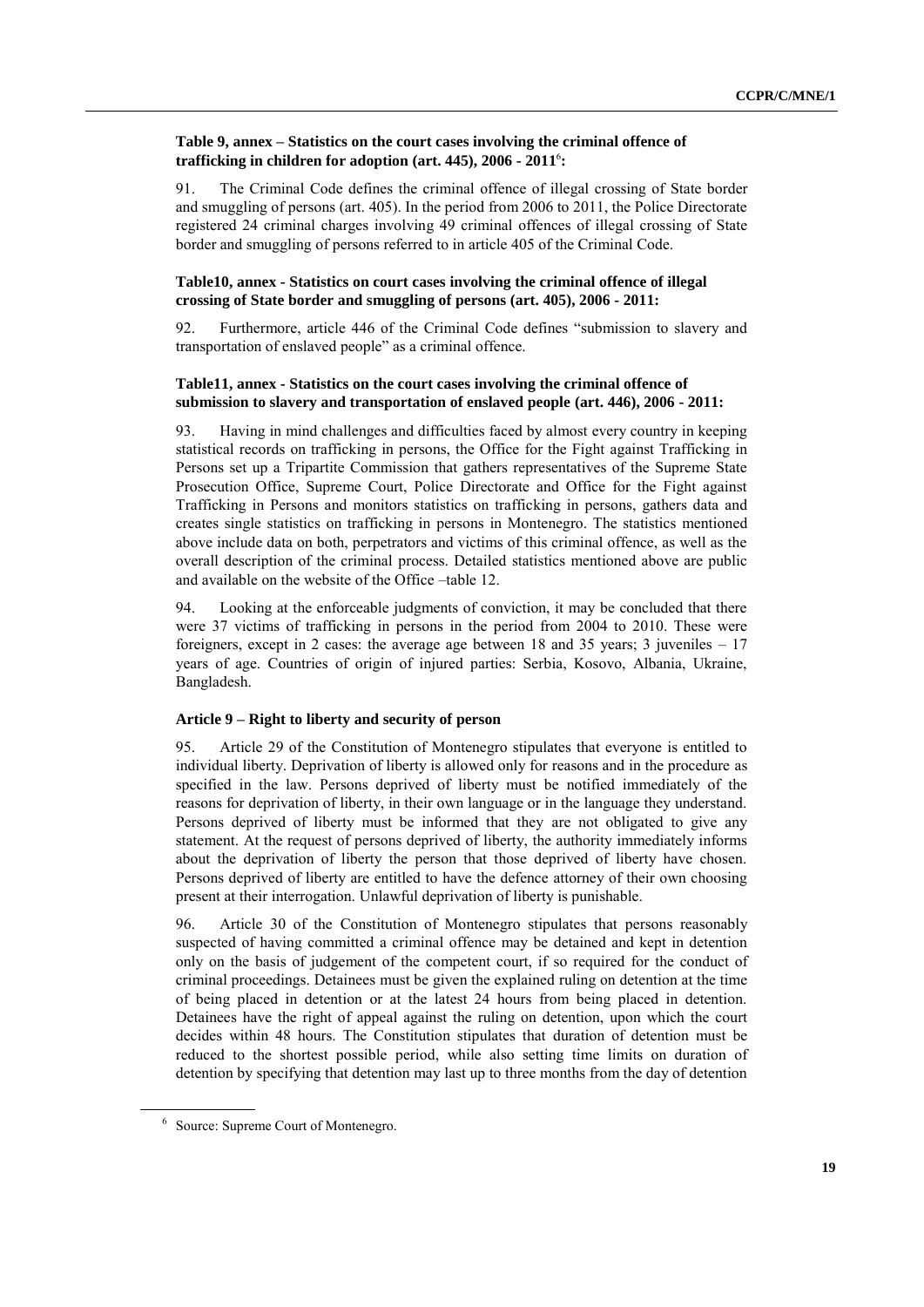**Table 9, annex – Statistics on the court cases involving the criminal offence of trafficking in children for adoption (art. 445), 2006 - 2011[6]:**

91. The Criminal Code defines the criminal offence of illegal crossing of State border and smuggling of persons (art. 405). In the period from 2006 to 2011, the Police Directorate registered 24 criminal charges involving 49 criminal offences of illegal crossing of State border and smuggling of persons referred to in article 405 of the Criminal Code.

**Table10, annex - Statistics on court cases involving the criminal offence of illegal crossing of State border and smuggling of persons (art. 405), 2006 - 2011:**

92. Furthermore, article 446 of the Criminal Code defines "submission to slavery and transportation of enslaved people" as a criminal offence.

**Table11, annex - Statistics on the court cases involving the criminal offence of submission to slavery and transportation of enslaved people (art. 446), 2006 - 2011:**

93. Having in mind challenges and difficulties faced by almost every country in keeping statistical records on trafficking in persons, the Office for the Fight against Trafficking in Persons set up a Tripartite Commission that gathers representatives of the Supreme State Prosecution Office, Supreme Court, Police Directorate and Office for the Fight against Trafficking in Persons and monitors statistics on trafficking in persons, gathers data and creates single statistics on trafficking in persons in Montenegro. The statistics mentioned above include data on both, perpetrators and victims of this criminal offence, as well as the overall description of the criminal process. Detailed statistics mentioned above are public and available on the website of the Office –table 12.

94. Looking at the enforceable judgments of conviction, it may be concluded that there were 37 victims of trafficking in persons in the period from 2004 to 2010. These were foreigners, except in 2 cases: the average age between 18 and 35 years; 3 juveniles – 17 years of age. Countries of origin of injured parties: Serbia, Kosovo, Albania, Ukraine, Bangladesh.

**Article 9 – Right to liberty and security of person**

95. Article 29 of the Constitution of Montenegro stipulates that everyone is entitled to individual liberty. Deprivation of liberty is allowed only for reasons and in the procedure as specified in the law. Persons deprived of liberty must be notified immediately of the reasons for deprivation of liberty, in their own language or in the language they understand. Persons deprived of liberty must be informed that they are not obligated to give any statement. At the request of persons deprived of liberty, the authority immediately informs about the deprivation of liberty the person that those deprived of liberty have chosen. Persons deprived of liberty are entitled to have the defence attorney of their own choosing present at their interrogation. Unlawful deprivation of liberty is punishable.

96. Article 30 of the Constitution of Montenegro stipulates that persons reasonably suspected of having committed a criminal offence may be detained and kept in detention only on the basis of judgement of the competent court, if so required for the conduct of criminal proceedings. Detainees must be given the explained ruling on detention at the time of being placed in detention or at the latest 24 hours from being placed in detention. Detainees have the right of appeal against the ruling on detention, upon which the court decides within 48 hours. The Constitution stipulates that duration of detention must be reduced to the shortest possible period, while also setting time limits on duration of detention by specifying that detention may last up to three months from the day of detention

[6] Source: Supreme Court of Montenegro.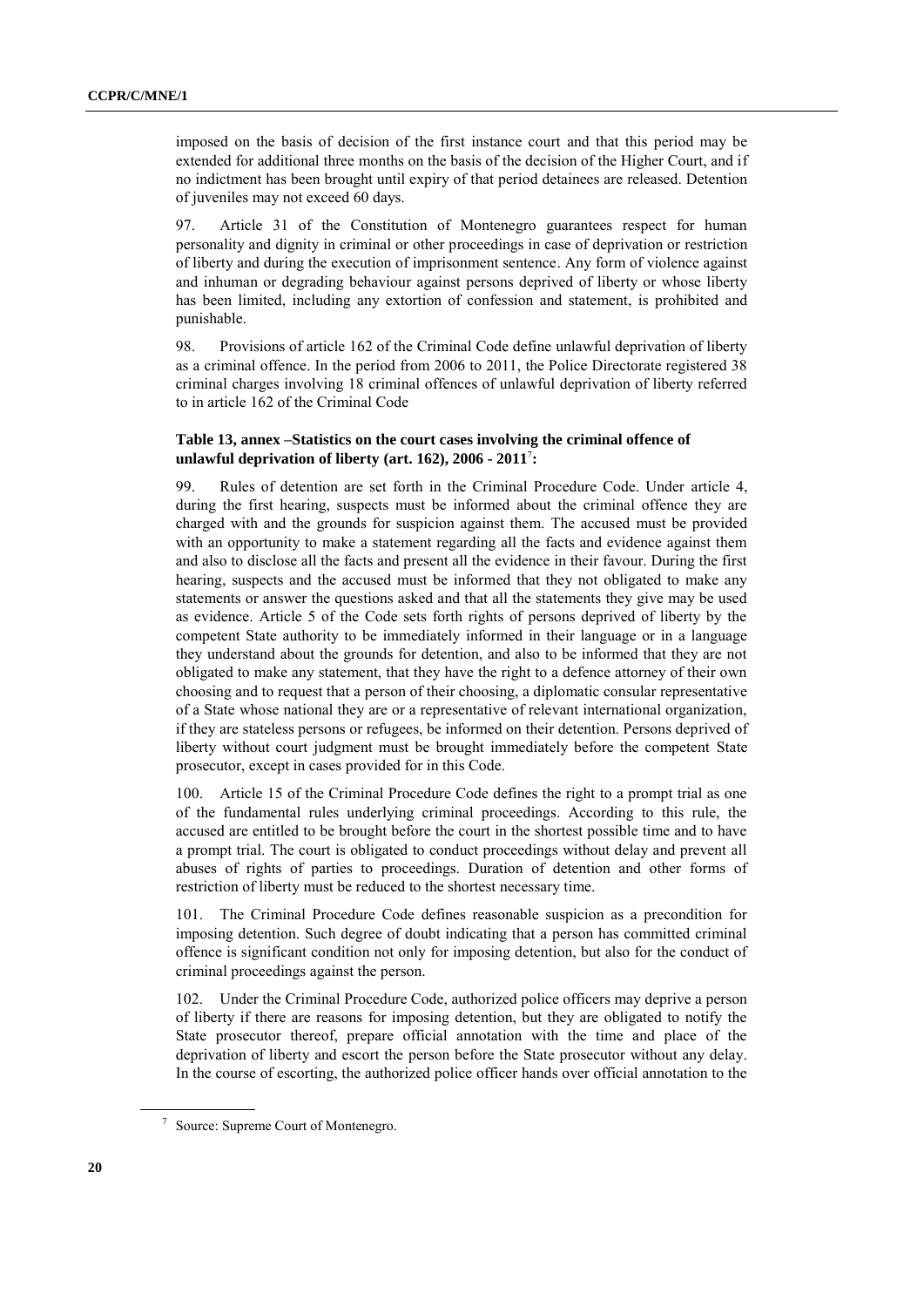imposed on the basis of decision of the first instance court and that this period may be extended for additional three months on the basis of the decision of the Higher Court, and if no indictment has been brought until expiry of that period detainees are released. Detention of juveniles may not exceed 60 days.

97. Article 31 of the Constitution of Montenegro guarantees respect for human personality and dignity in criminal or other proceedings in case of deprivation or restriction of liberty and during the execution of imprisonment sentence. Any form of violence against and inhuman or degrading behaviour against persons deprived of liberty or whose liberty has been limited, including any extortion of confession and statement, is prohibited and punishable.

98. Provisions of article 162 of the Criminal Code define unlawful deprivation of liberty as a criminal offence. In the period from 2006 to 2011, the Police Directorate registered 38 criminal charges involving 18 criminal offences of unlawful deprivation of liberty referred to in article 162 of the Criminal Code

**Table 13, annex –Statistics on the court cases involving the criminal offence of unlawful deprivation of liberty (art. 162), 2006 - 2011[7]:**

99. Rules of detention are set forth in the Criminal Procedure Code. Under article 4, during the first hearing, suspects must be informed about the criminal offence they are charged with and the grounds for suspicion against them. The accused must be provided with an opportunity to make a statement regarding all the facts and evidence against them and also to disclose all the facts and present all the evidence in their favour. During the first hearing, suspects and the accused must be informed that they not obligated to make any statements or answer the questions asked and that all the statements they give may be used as evidence. Article 5 of the Code sets forth rights of persons deprived of liberty by the competent State authority to be immediately informed in their language or in a language they understand about the grounds for detention, and also to be informed that they are not obligated to make any statement, that they have the right to a defence attorney of their own choosing and to request that a person of their choosing, a diplomatic consular representative of a State whose national they are or a representative of relevant international organization, if they are stateless persons or refugees, be informed on their detention. Persons deprived of liberty without court judgment must be brought immediately before the competent State prosecutor, except in cases provided for in this Code.

100. Article 15 of the Criminal Procedure Code defines the right to a prompt trial as one of the fundamental rules underlying criminal proceedings. According to this rule, the accused are entitled to be brought before the court in the shortest possible time and to have a prompt trial. The court is obligated to conduct proceedings without delay and prevent all abuses of rights of parties to proceedings. Duration of detention and other forms of restriction of liberty must be reduced to the shortest necessary time.

101. The Criminal Procedure Code defines reasonable suspicion as a precondition for imposing detention. Such degree of doubt indicating that a person has committed criminal offence is significant condition not only for imposing detention, but also for the conduct of criminal proceedings against the person.

102. Under the Criminal Procedure Code, authorized police officers may deprive a person of liberty if there are reasons for imposing detention, but they are obligated to notify the State prosecutor thereof, prepare official annotation with the time and place of the deprivation of liberty and escort the person before the State prosecutor without any delay. In the course of escorting, the authorized police officer hands over official annotation to the

[7] Source: Supreme Court of Montenegro.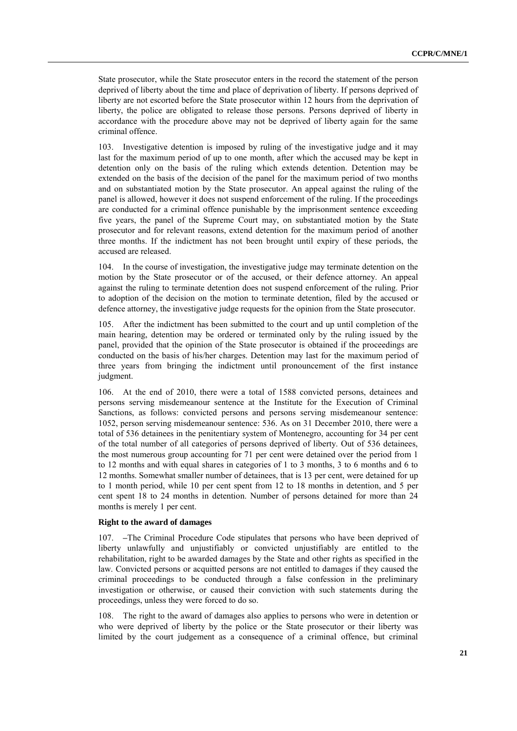State prosecutor, while the State prosecutor enters in the record the statement of the person deprived of liberty about the time and place of deprivation of liberty. If persons deprived of liberty are not escorted before the State prosecutor within 12 hours from the deprivation of liberty, the police are obligated to release those persons. Persons deprived of liberty in accordance with the procedure above may not be deprived of liberty again for the same criminal offence.

103. Investigative detention is imposed by ruling of the investigative judge and it may last for the maximum period of up to one month, after which the accused may be kept in detention only on the basis of the ruling which extends detention. Detention may be extended on the basis of the decision of the panel for the maximum period of two months and on substantiated motion by the State prosecutor. An appeal against the ruling of the panel is allowed, however it does not suspend enforcement of the ruling. If the proceedings are conducted for a criminal offence punishable by the imprisonment sentence exceeding five years, the panel of the Supreme Court may, on substantiated motion by the State prosecutor and for relevant reasons, extend detention for the maximum period of another three months. If the indictment has not been brought until expiry of these periods, the accused are released.

104. In the course of investigation, the investigative judge may terminate detention on the motion by the State prosecutor or of the accused, or their defence attorney. An appeal against the ruling to terminate detention does not suspend enforcement of the ruling. Prior to adoption of the decision on the motion to terminate detention, filed by the accused or defence attorney, the investigative judge requests for the opinion from the State prosecutor.

105. After the indictment has been submitted to the court and up until completion of the main hearing, detention may be ordered or terminated only by the ruling issued by the panel, provided that the opinion of the State prosecutor is obtained if the proceedings are conducted on the basis of his/her charges. Detention may last for the maximum period of three years from bringing the indictment until pronouncement of the first instance judgment.

106. At the end of 2010, there were a total of 1588 convicted persons, detainees and persons serving misdemeanour sentence at the Institute for the Execution of Criminal Sanctions, as follows: convicted persons and persons serving misdemeanour sentence: 1052, person serving misdemeanour sentence: 536. As on 31 December 2010, there were a total of 536 detainees in the penitentiary system of Montenegro, accounting for 34 per cent of the total number of all categories of persons deprived of liberty. Out of 536 detainees, the most numerous group accounting for 71 per cent were detained over the period from 1 to 12 months and with equal shares in categories of 1 to 3 months, 3 to 6 months and 6 to 12 months. Somewhat smaller number of detainees, that is 13 per cent, were detained for up to 1 month period, while 10 per cent spent from 12 to 18 months in detention, and 5 per cent spent 18 to 24 months in detention. Number of persons detained for more than 24 months is merely 1 per cent.

**Right to the award of damages**

107. –The Criminal Procedure Code stipulates that persons who have been deprived of liberty unlawfully and unjustifiably or convicted unjustifiably are entitled to the rehabilitation, right to be awarded damages by the State and other rights as specified in the law. Convicted persons or acquitted persons are not entitled to damages if they caused the criminal proceedings to be conducted through a false confession in the preliminary investigation or otherwise, or caused their conviction with such statements during the proceedings, unless they were forced to do so.

108. The right to the award of damages also applies to persons who were in detention or who were deprived of liberty by the police or the State prosecutor or their liberty was limited by the court judgement as a consequence of a criminal offence, but criminal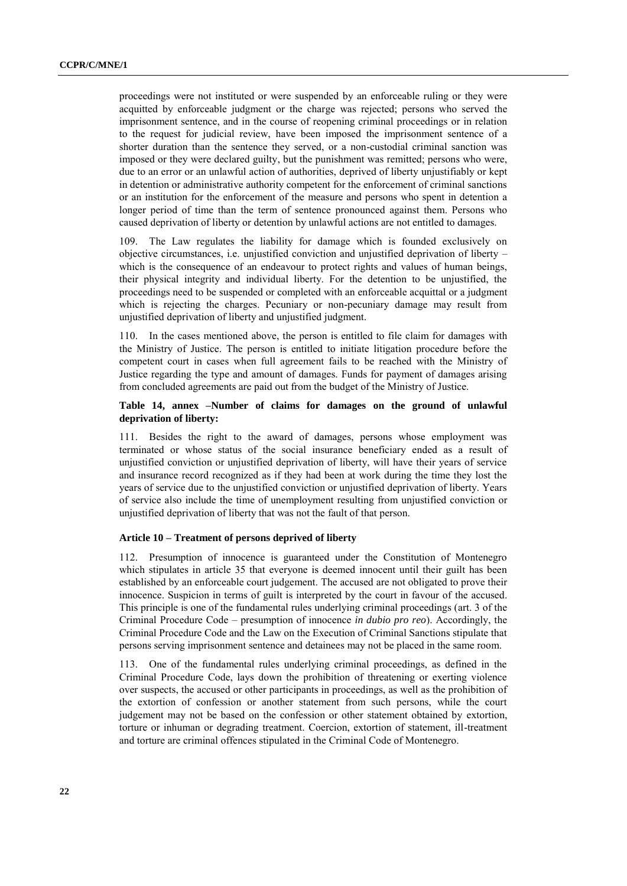proceedings were not instituted or were suspended by an enforceable ruling or they were acquitted by enforceable judgment or the charge was rejected; persons who served the imprisonment sentence, and in the course of reopening criminal proceedings or in relation to the request for judicial review, have been imposed the imprisonment sentence of a shorter duration than the sentence they served, or a non-custodial criminal sanction was imposed or they were declared guilty, but the punishment was remitted; persons who were, due to an error or an unlawful action of authorities, deprived of liberty unjustifiably or kept in detention or administrative authority competent for the enforcement of criminal sanctions or an institution for the enforcement of the measure and persons who spent in detention a longer period of time than the term of sentence pronounced against them. Persons who caused deprivation of liberty or detention by unlawful actions are not entitled to damages.

109. The Law regulates the liability for damage which is founded exclusively on objective circumstances, i.e. unjustified conviction and unjustified deprivation of liberty – which is the consequence of an endeavour to protect rights and values of human beings, their physical integrity and individual liberty. For the detention to be unjustified, the proceedings need to be suspended or completed with an enforceable acquittal or a judgment which is rejecting the charges. Pecuniary or non-pecuniary damage may result from unjustified deprivation of liberty and unjustified judgment.

110. In the cases mentioned above, the person is entitled to file claim for damages with the Ministry of Justice. The person is entitled to initiate litigation procedure before the competent court in cases when full agreement fails to be reached with the Ministry of Justice regarding the type and amount of damages. Funds for payment of damages arising from concluded agreements are paid out from the budget of the Ministry of Justice.

**Table 14, annex –Number of claims for damages on the ground of unlawful deprivation of liberty:**

111. Besides the right to the award of damages, persons whose employment was terminated or whose status of the social insurance beneficiary ended as a result of unjustified conviction or unjustified deprivation of liberty, will have their years of service and insurance record recognized as if they had been at work during the time they lost the years of service due to the unjustified conviction or unjustified deprivation of liberty. Years of service also include the time of unemployment resulting from unjustified conviction or unjustified deprivation of liberty that was not the fault of that person.

**Article 10 – Treatment of persons deprived of liberty**

112. Presumption of innocence is guaranteed under the Constitution of Montenegro which stipulates in article 35 that everyone is deemed innocent until their guilt has been established by an enforceable court judgement. The accused are not obligated to prove their innocence. Suspicion in terms of guilt is interpreted by the court in favour of the accused. This principle is one of the fundamental rules underlying criminal proceedings (art. 3 of the Criminal Procedure Code – presumption of innocence *in dubio pro reo*). Accordingly, the Criminal Procedure Code and the Law on the Execution of Criminal Sanctions stipulate that persons serving imprisonment sentence and detainees may not be placed in the same room.

113. One of the fundamental rules underlying criminal proceedings, as defined in the Criminal Procedure Code, lays down the prohibition of threatening or exerting violence over suspects, the accused or other participants in proceedings, as well as the prohibition of the extortion of confession or another statement from such persons, while the court judgement may not be based on the confession or other statement obtained by extortion, torture or inhuman or degrading treatment. Coercion, extortion of statement, ill-treatment and torture are criminal offences stipulated in the Criminal Code of Montenegro.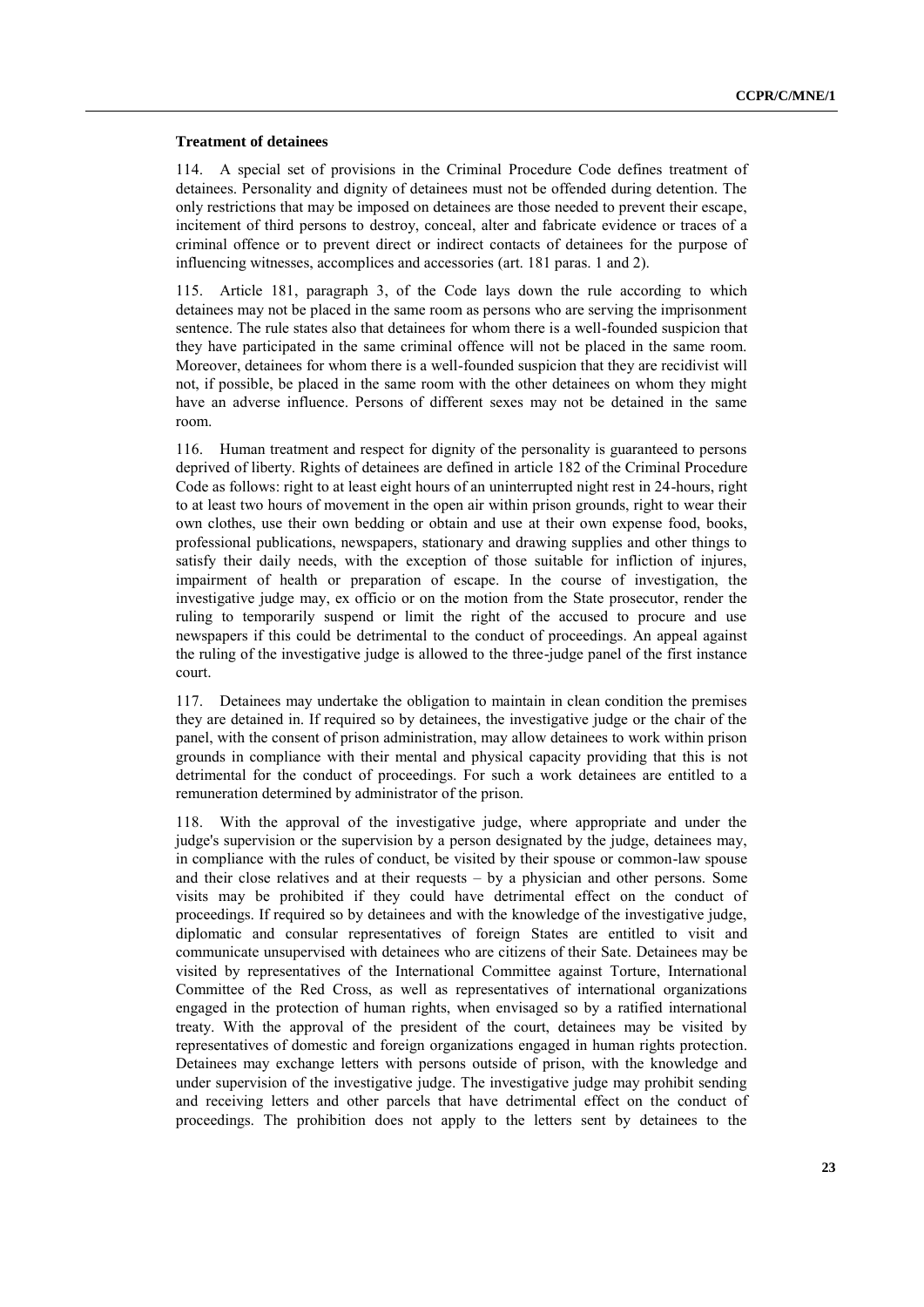**Treatment of detainees**

114. A special set of provisions in the Criminal Procedure Code defines treatment of detainees. Personality and dignity of detainees must not be offended during detention. The only restrictions that may be imposed on detainees are those needed to prevent their escape, incitement of third persons to destroy, conceal, alter and fabricate evidence or traces of a criminal offence or to prevent direct or indirect contacts of detainees for the purpose of influencing witnesses, accomplices and accessories (art. 181 paras. 1 and 2).

115. Article 181, paragraph 3, of the Code lays down the rule according to which detainees may not be placed in the same room as persons who are serving the imprisonment sentence. The rule states also that detainees for whom there is a well-founded suspicion that they have participated in the same criminal offence will not be placed in the same room. Moreover, detainees for whom there is a well-founded suspicion that they are recidivist will not, if possible, be placed in the same room with the other detainees on whom they might have an adverse influence. Persons of different sexes may not be detained in the same room.

116. Human treatment and respect for dignity of the personality is guaranteed to persons deprived of liberty. Rights of detainees are defined in article 182 of the Criminal Procedure Code as follows: right to at least eight hours of an uninterrupted night rest in 24-hours, right to at least two hours of movement in the open air within prison grounds, right to wear their own clothes, use their own bedding or obtain and use at their own expense food, books, professional publications, newspapers, stationary and drawing supplies and other things to satisfy their daily needs, with the exception of those suitable for infliction of injures, impairment of health or preparation of escape. In the course of investigation, the investigative judge may, ex officio or on the motion from the State prosecutor, render the ruling to temporarily suspend or limit the right of the accused to procure and use newspapers if this could be detrimental to the conduct of proceedings. An appeal against the ruling of the investigative judge is allowed to the three-judge panel of the first instance court.

117. Detainees may undertake the obligation to maintain in clean condition the premises they are detained in. If required so by detainees, the investigative judge or the chair of the panel, with the consent of prison administration, may allow detainees to work within prison grounds in compliance with their mental and physical capacity providing that this is not detrimental for the conduct of proceedings. For such a work detainees are entitled to a remuneration determined by administrator of the prison.

118. With the approval of the investigative judge, where appropriate and under the judge's supervision or the supervision by a person designated by the judge, detainees may, in compliance with the rules of conduct, be visited by their spouse or common-law spouse and their close relatives and at their requests – by a physician and other persons. Some visits may be prohibited if they could have detrimental effect on the conduct of proceedings. If required so by detainees and with the knowledge of the investigative judge, diplomatic and consular representatives of foreign States are entitled to visit and communicate unsupervised with detainees who are citizens of their Sate. Detainees may be visited by representatives of the International Committee against Torture, International Committee of the Red Cross, as well as representatives of international organizations engaged in the protection of human rights, when envisaged so by a ratified international treaty. With the approval of the president of the court, detainees may be visited by representatives of domestic and foreign organizations engaged in human rights protection. Detainees may exchange letters with persons outside of prison, with the knowledge and under supervision of the investigative judge. The investigative judge may prohibit sending and receiving letters and other parcels that have detrimental effect on the conduct of proceedings. The prohibition does not apply to the letters sent by detainees to the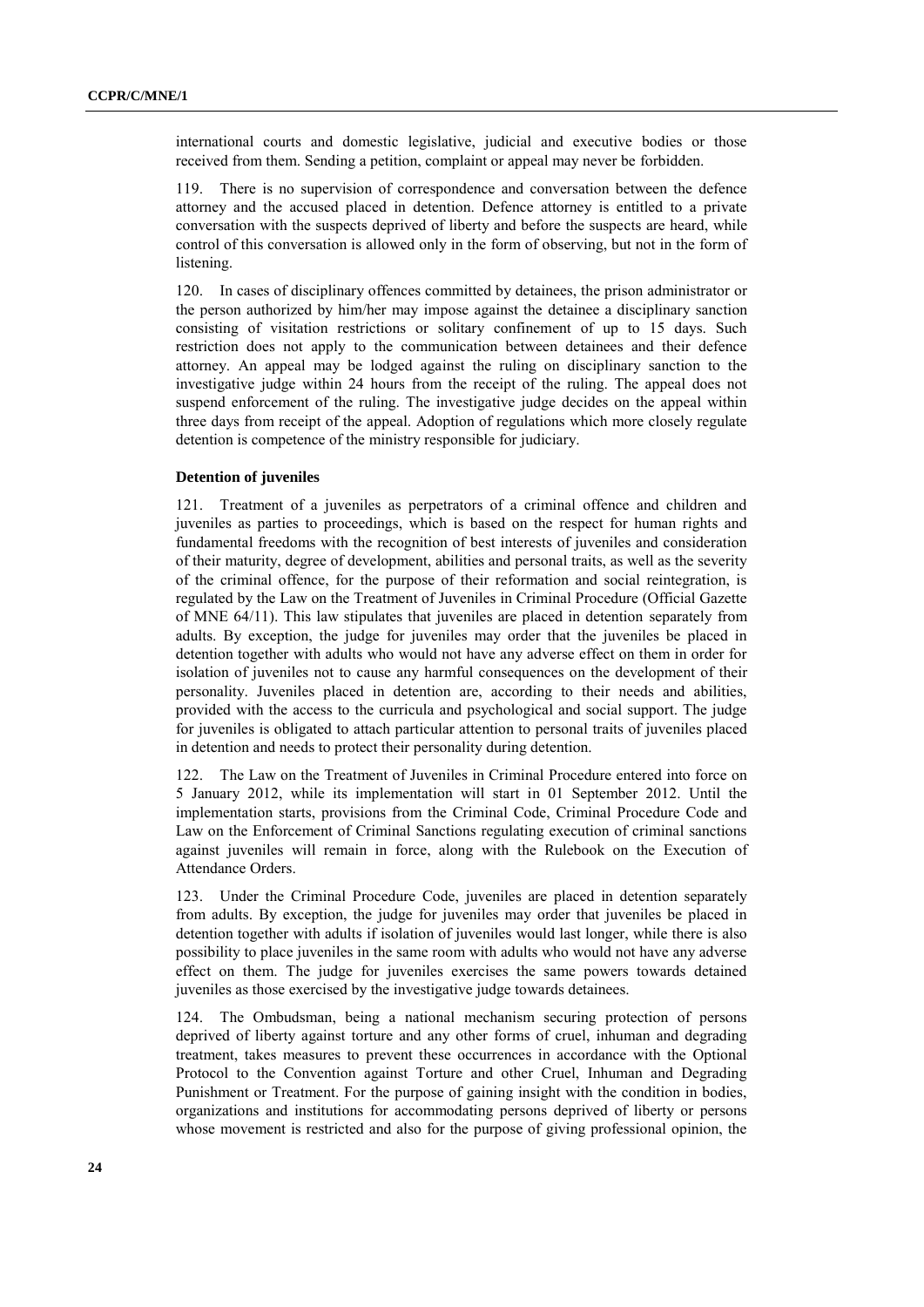international courts and domestic legislative, judicial and executive bodies or those received from them. Sending a petition, complaint or appeal may never be forbidden.

119. There is no supervision of correspondence and conversation between the defence attorney and the accused placed in detention. Defence attorney is entitled to a private conversation with the suspects deprived of liberty and before the suspects are heard, while control of this conversation is allowed only in the form of observing, but not in the form of listening.

120. In cases of disciplinary offences committed by detainees, the prison administrator or the person authorized by him/her may impose against the detainee a disciplinary sanction consisting of visitation restrictions or solitary confinement of up to 15 days. Such restriction does not apply to the communication between detainees and their defence attorney. An appeal may be lodged against the ruling on disciplinary sanction to the investigative judge within 24 hours from the receipt of the ruling. The appeal does not suspend enforcement of the ruling. The investigative judge decides on the appeal within three days from receipt of the appeal. Adoption of regulations which more closely regulate detention is competence of the ministry responsible for judiciary.

**Detention of juveniles**

121. Treatment of a juveniles as perpetrators of a criminal offence and children and juveniles as parties to proceedings, which is based on the respect for human rights and fundamental freedoms with the recognition of best interests of juveniles and consideration of their maturity, degree of development, abilities and personal traits, as well as the severity of the criminal offence, for the purpose of their reformation and social reintegration, is regulated by the Law on the Treatment of Juveniles in Criminal Procedure (Official Gazette of MNE 64/11). This law stipulates that juveniles are placed in detention separately from adults. By exception, the judge for juveniles may order that the juveniles be placed in detention together with adults who would not have any adverse effect on them in order for isolation of juveniles not to cause any harmful consequences on the development of their personality. Juveniles placed in detention are, according to their needs and abilities, provided with the access to the curricula and psychological and social support. The judge for juveniles is obligated to attach particular attention to personal traits of juveniles placed in detention and needs to protect their personality during detention.

122. The Law on the Treatment of Juveniles in Criminal Procedure entered into force on 5 January 2012, while its implementation will start in 01 September 2012. Until the implementation starts, provisions from the Criminal Code, Criminal Procedure Code and Law on the Enforcement of Criminal Sanctions regulating execution of criminal sanctions against juveniles will remain in force, along with the Rulebook on the Execution of Attendance Orders.

123. Under the Criminal Procedure Code, juveniles are placed in detention separately from adults. By exception, the judge for juveniles may order that juveniles be placed in detention together with adults if isolation of juveniles would last longer, while there is also possibility to place juveniles in the same room with adults who would not have any adverse effect on them. The judge for juveniles exercises the same powers towards detained juveniles as those exercised by the investigative judge towards detainees.

124. The Ombudsman, being a national mechanism securing protection of persons deprived of liberty against torture and any other forms of cruel, inhuman and degrading treatment, takes measures to prevent these occurrences in accordance with the Optional Protocol to the Convention against Torture and other Cruel, Inhuman and Degrading Punishment or Treatment. For the purpose of gaining insight with the condition in bodies, organizations and institutions for accommodating persons deprived of liberty or persons whose movement is restricted and also for the purpose of giving professional opinion, the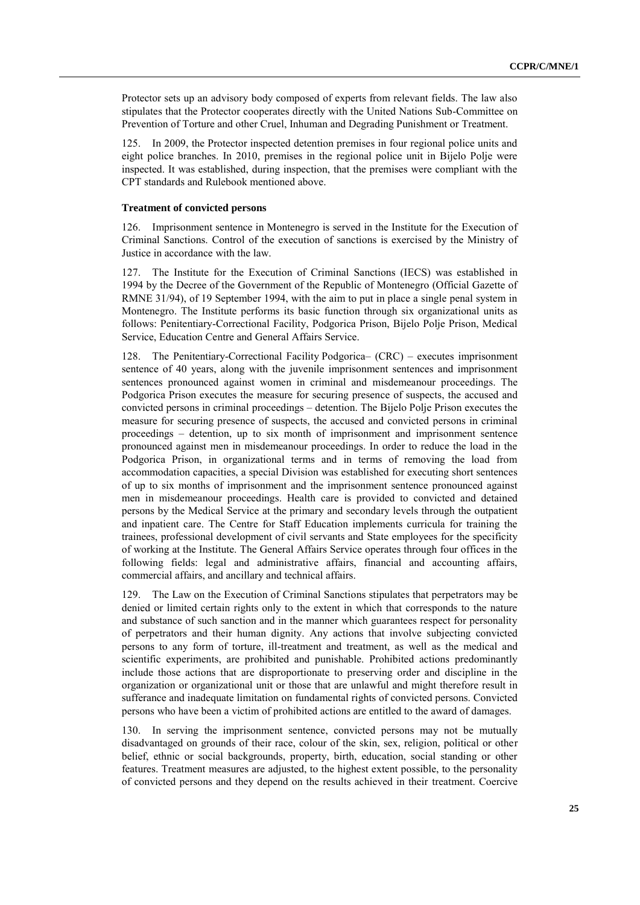Protector sets up an advisory body composed of experts from relevant fields. The law also stipulates that the Protector cooperates directly with the United Nations Sub-Committee on Prevention of Torture and other Cruel, Inhuman and Degrading Punishment or Treatment.

125. In 2009, the Protector inspected detention premises in four regional police units and eight police branches. In 2010, premises in the regional police unit in Bijelo Polje were inspected. It was established, during inspection, that the premises were compliant with the CPT standards and Rulebook mentioned above.

### Treatment of convicted persons

126. Imprisonment sentence in Montenegro is served in the Institute for the Execution of Criminal Sanctions. Control of the execution of sanctions is exercised by the Ministry of Justice in accordance with the law.

127. The Institute for the Execution of Criminal Sanctions (IECS) was established in 1994 by the Decree of the Government of the Republic of Montenegro (Official Gazette of RMNE 31/94), of 19 September 1994, with the aim to put in place a single penal system in Montenegro. The Institute performs its basic function through six organizational units as follows: Penitentiary-Correctional Facility, Podgorica Prison, Bijelo Polje Prison, Medical Service, Education Centre and General Affairs Service.

128. The Penitentiary-Correctional Facility Podgorica– (CRC) – executes imprisonment sentence of 40 years, along with the juvenile imprisonment sentences and imprisonment sentences pronounced against women in criminal and misdemeanour proceedings. The Podgorica Prison executes the measure for securing presence of suspects, the accused and convicted persons in criminal proceedings – detention. The Bijelo Polje Prison executes the measure for securing presence of suspects, the accused and convicted persons in criminal proceedings – detention, up to six month of imprisonment and imprisonment sentence pronounced against men in misdemeanour proceedings. In order to reduce the load in the Podgorica Prison, in organizational terms and in terms of removing the load from accommodation capacities, a special Division was established for executing short sentences of up to six months of imprisonment and the imprisonment sentence pronounced against men in misdemeanour proceedings. Health care is provided to convicted and detained persons by the Medical Service at the primary and secondary levels through the outpatient and inpatient care. The Centre for Staff Education implements curricula for training the trainees, professional development of civil servants and State employees for the specificity of working at the Institute. The General Affairs Service operates through four offices in the following fields: legal and administrative affairs, financial and accounting affairs, commercial affairs, and ancillary and technical affairs.

129. The Law on the Execution of Criminal Sanctions stipulates that perpetrators may be denied or limited certain rights only to the extent in which that corresponds to the nature and substance of such sanction and in the manner which guarantees respect for personality of perpetrators and their human dignity. Any actions that involve subjecting convicted persons to any form of torture, ill-treatment and treatment, as well as the medical and scientific experiments, are prohibited and punishable. Prohibited actions predominantly include those actions that are disproportionate to preserving order and discipline in the organization or organizational unit or those that are unlawful and might therefore result in sufferance and inadequate limitation on fundamental rights of convicted persons. Convicted persons who have been a victim of prohibited actions are entitled to the award of damages.

130. In serving the imprisonment sentence, convicted persons may not be mutually disadvantaged on grounds of their race, colour of the skin, sex, religion, political or other belief, ethnic or social backgrounds, property, birth, education, social standing or other features. Treatment measures are adjusted, to the highest extent possible, to the personality of convicted persons and they depend on the results achieved in their treatment. Coercive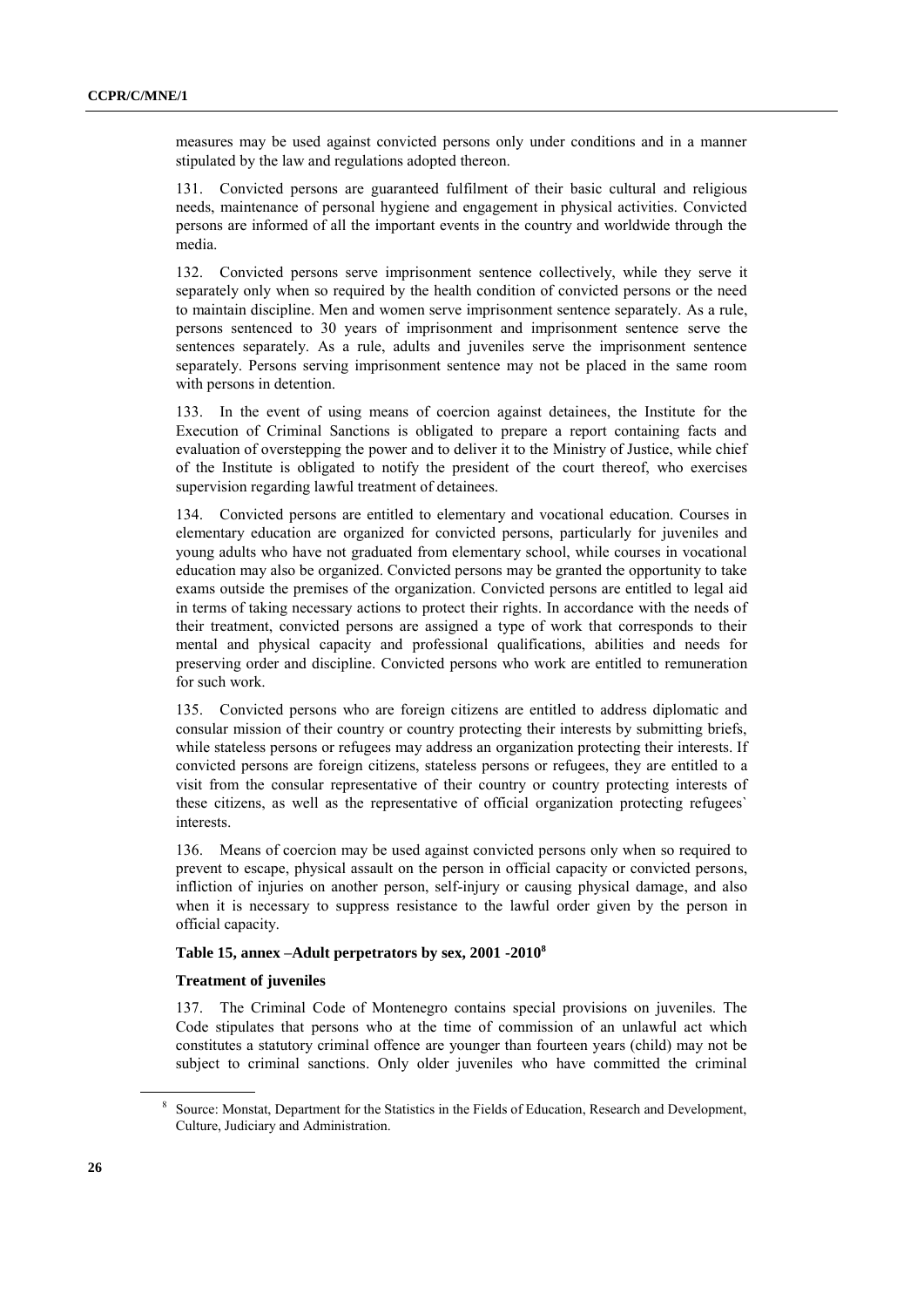measures may be used against convicted persons only under conditions and in a manner stipulated by the law and regulations adopted thereon.

131. Convicted persons are guaranteed fulfilment of their basic cultural and religious needs, maintenance of personal hygiene and engagement in physical activities. Convicted persons are informed of all the important events in the country and worldwide through the media.

132. Convicted persons serve imprisonment sentence collectively, while they serve it separately only when so required by the health condition of convicted persons or the need to maintain discipline. Men and women serve imprisonment sentence separately. As a rule, persons sentenced to 30 years of imprisonment and imprisonment sentence serve the sentences separately. As a rule, adults and juveniles serve the imprisonment sentence separately. Persons serving imprisonment sentence may not be placed in the same room with persons in detention.

133. In the event of using means of coercion against detainees, the Institute for the Execution of Criminal Sanctions is obligated to prepare a report containing facts and evaluation of overstepping the power and to deliver it to the Ministry of Justice, while chief of the Institute is obligated to notify the president of the court thereof, who exercises supervision regarding lawful treatment of detainees.

134. Convicted persons are entitled to elementary and vocational education. Courses in elementary education are organized for convicted persons, particularly for juveniles and young adults who have not graduated from elementary school, while courses in vocational education may also be organized. Convicted persons may be granted the opportunity to take exams outside the premises of the organization. Convicted persons are entitled to legal aid in terms of taking necessary actions to protect their rights. In accordance with the needs of their treatment, convicted persons are assigned a type of work that corresponds to their mental and physical capacity and professional qualifications, abilities and needs for preserving order and discipline. Convicted persons who work are entitled to remuneration for such work.

135. Convicted persons who are foreign citizens are entitled to address diplomatic and consular mission of their country or country protecting their interests by submitting briefs, while stateless persons or refugees may address an organization protecting their interests. If convicted persons are foreign citizens, stateless persons or refugees, they are entitled to a visit from the consular representative of their country or country protecting interests of these citizens, as well as the representative of official organization protecting refugees` interests.

136. Means of coercion may be used against convicted persons only when so required to prevent to escape, physical assault on the person in official capacity or convicted persons, infliction of injuries on another person, self-injury or causing physical damage, and also when it is necessary to suppress resistance to the lawful order given by the person in official capacity.

**Table 15, annex –Adult perpetrators by sex, 2001 -2010[8]**

**Treatment of juveniles**

137. The Criminal Code of Montenegro contains special provisions on juveniles. The Code stipulates that persons who at the time of commission of an unlawful act which constitutes a statutory criminal offence are younger than fourteen years (child) may not be subject to criminal sanctions. Only older juveniles who have committed the criminal

[8] Source: Monstat, Department for the Statistics in the Fields of Education, Research and Development, Culture, Judiciary and Administration.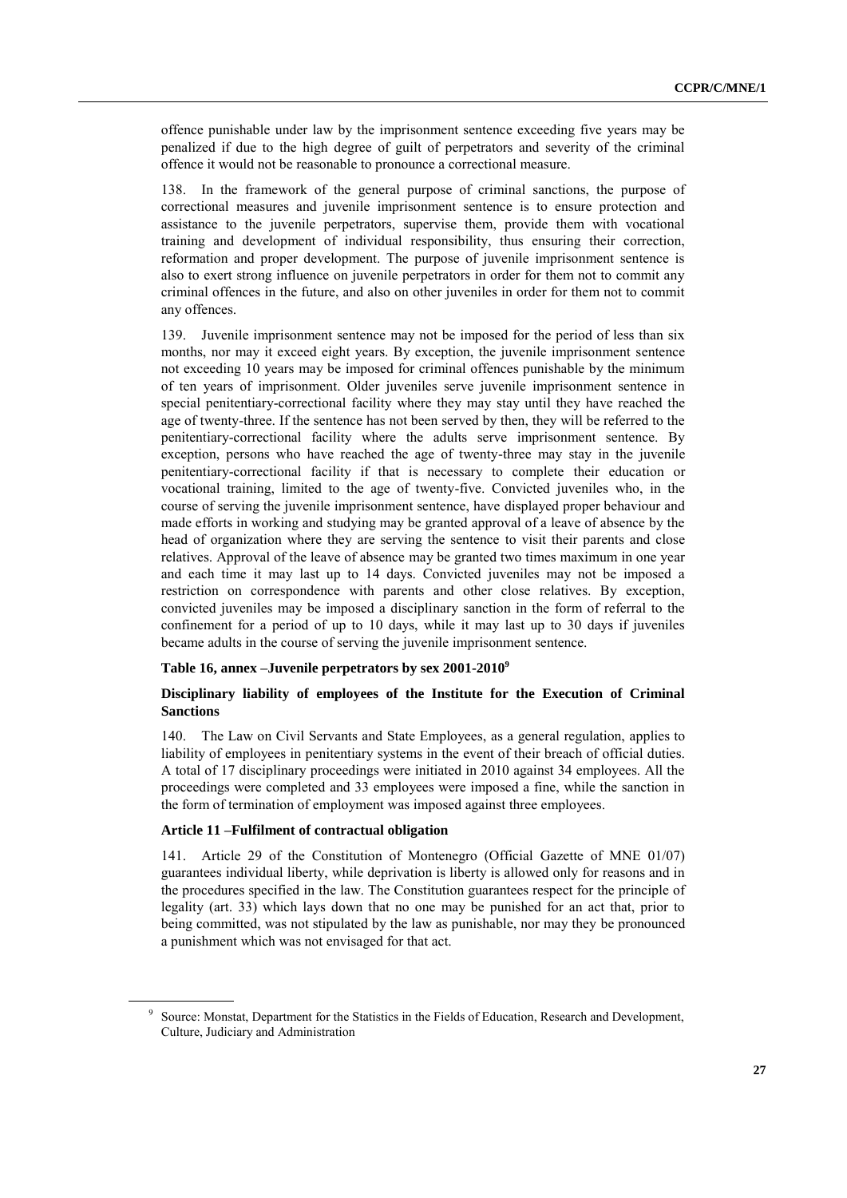offence punishable under law by the imprisonment sentence exceeding five years may be penalized if due to the high degree of guilt of perpetrators and severity of the criminal offence it would not be reasonable to pronounce a correctional measure.

138. In the framework of the general purpose of criminal sanctions, the purpose of correctional measures and juvenile imprisonment sentence is to ensure protection and assistance to the juvenile perpetrators, supervise them, provide them with vocational training and development of individual responsibility, thus ensuring their correction, reformation and proper development. The purpose of juvenile imprisonment sentence is also to exert strong influence on juvenile perpetrators in order for them not to commit any criminal offences in the future, and also on other juveniles in order for them not to commit any offences.

139. Juvenile imprisonment sentence may not be imposed for the period of less than six months, nor may it exceed eight years. By exception, the juvenile imprisonment sentence not exceeding 10 years may be imposed for criminal offences punishable by the minimum of ten years of imprisonment. Older juveniles serve juvenile imprisonment sentence in special penitentiary-correctional facility where they may stay until they have reached the age of twenty-three. If the sentence has not been served by then, they will be referred to the penitentiary-correctional facility where the adults serve imprisonment sentence. By exception, persons who have reached the age of twenty-three may stay in the juvenile penitentiary-correctional facility if that is necessary to complete their education or vocational training, limited to the age of twenty-five. Convicted juveniles who, in the course of serving the juvenile imprisonment sentence, have displayed proper behaviour and made efforts in working and studying may be granted approval of a leave of absence by the head of organization where they are serving the sentence to visit their parents and close relatives. Approval of the leave of absence may be granted two times maximum in one year and each time it may last up to 14 days. Convicted juveniles may not be imposed a restriction on correspondence with parents and other close relatives. By exception, convicted juveniles may be imposed a disciplinary sanction in the form of referral to the confinement for a period of up to 10 days, while it may last up to 30 days if juveniles became adults in the course of serving the juvenile imprisonment sentence.

**Table 16, annex –Juvenile perpetrators by sex 2001-2010**[9]

### Disciplinary liability of employees of the Institute for the Execution of Criminal Sanctions

140. The Law on Civil Servants and State Employees, as a general regulation, applies to liability of employees in penitentiary systems in the event of their breach of official duties. A total of 17 disciplinary proceedings were initiated in 2010 against 34 employees. All the proceedings were completed and 33 employees were imposed a fine, while the sanction in the form of termination of employment was imposed against three employees.

### Article 11 –Fulfilment of contractual obligation

141. Article 29 of the Constitution of Montenegro (Official Gazette of MNE 01/07) guarantees individual liberty, while deprivation is liberty is allowed only for reasons and in the procedures specified in the law. The Constitution guarantees respect for the principle of legality (art. 33) which lays down that no one may be punished for an act that, prior to being committed, was not stipulated by the law as punishable, nor may they be pronounced a punishment which was not envisaged for that act.

[9] Source: Monstat, Department for the Statistics in the Fields of Education, Research and Development, Culture, Judiciary and Administration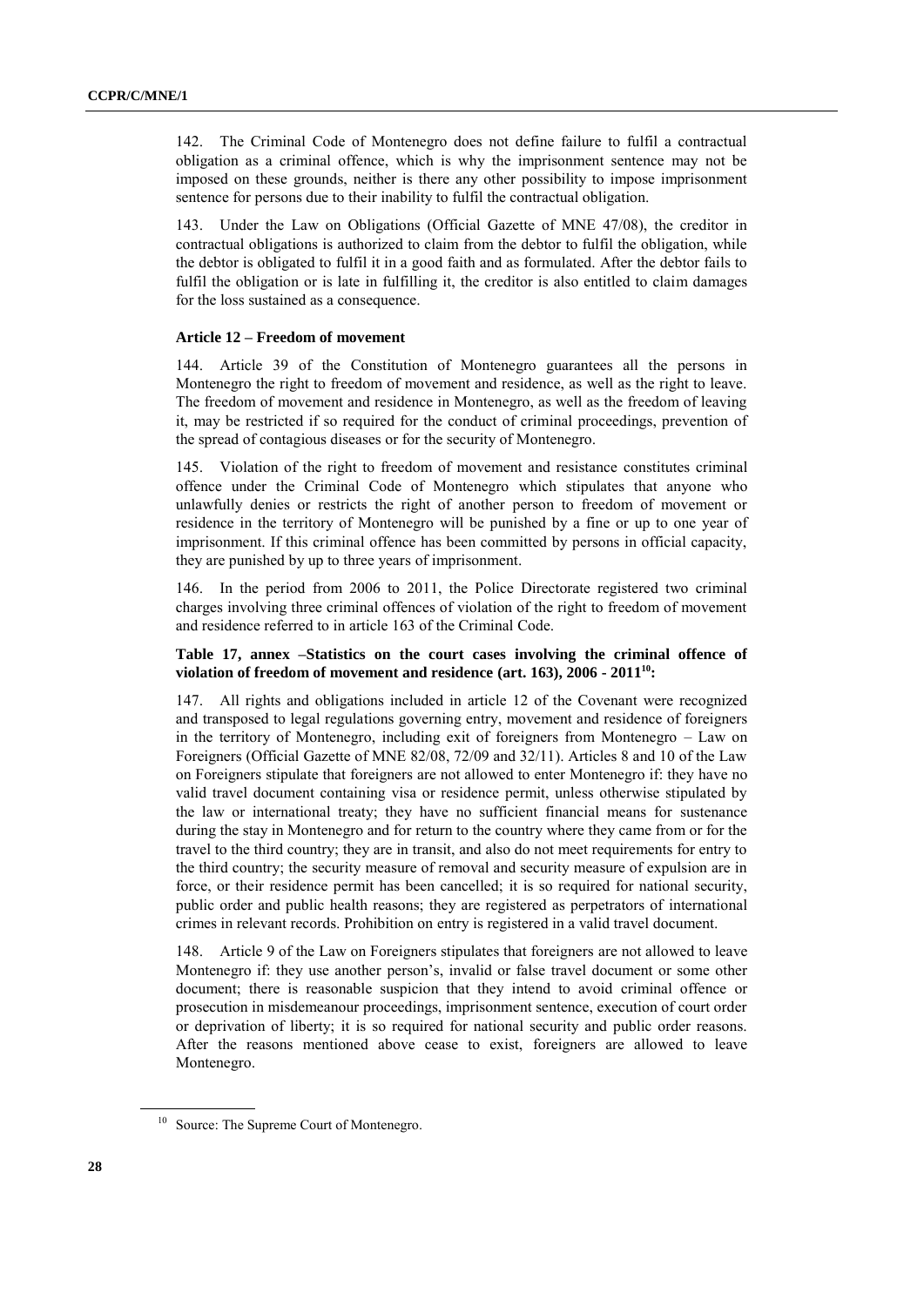142. The Criminal Code of Montenegro does not define failure to fulfil a contractual obligation as a criminal offence, which is why the imprisonment sentence may not be imposed on these grounds, neither is there any other possibility to impose imprisonment sentence for persons due to their inability to fulfil the contractual obligation.

143. Under the Law on Obligations (Official Gazette of MNE 47/08), the creditor in contractual obligations is authorized to claim from the debtor to fulfil the obligation, while the debtor is obligated to fulfil it in a good faith and as formulated. After the debtor fails to fulfil the obligation or is late in fulfilling it, the creditor is also entitled to claim damages for the loss sustained as a consequence.

**Article 12 – Freedom of movement**

144. Article 39 of the Constitution of Montenegro guarantees all the persons in Montenegro the right to freedom of movement and residence, as well as the right to leave. The freedom of movement and residence in Montenegro, as well as the freedom of leaving it, may be restricted if so required for the conduct of criminal proceedings, prevention of the spread of contagious diseases or for the security of Montenegro.

145. Violation of the right to freedom of movement and resistance constitutes criminal offence under the Criminal Code of Montenegro which stipulates that anyone who unlawfully denies or restricts the right of another person to freedom of movement or residence in the territory of Montenegro will be punished by a fine or up to one year of imprisonment. If this criminal offence has been committed by persons in official capacity, they are punished by up to three years of imprisonment.

146. In the period from 2006 to 2011, the Police Directorate registered two criminal charges involving three criminal offences of violation of the right to freedom of movement and residence referred to in article 163 of the Criminal Code.

**Table 17, annex –Statistics on the court cases involving the criminal offence of violation of freedom of movement and residence (art. 163), 2006 - 2011[10]:**

147. All rights and obligations included in article 12 of the Covenant were recognized and transposed to legal regulations governing entry, movement and residence of foreigners in the territory of Montenegro, including exit of foreigners from Montenegro – Law on Foreigners (Official Gazette of MNE 82/08, 72/09 and 32/11). Articles 8 and 10 of the Law on Foreigners stipulate that foreigners are not allowed to enter Montenegro if: they have no valid travel document containing visa or residence permit, unless otherwise stipulated by the law or international treaty; they have no sufficient financial means for sustenance during the stay in Montenegro and for return to the country where they came from or for the travel to the third country; they are in transit, and also do not meet requirements for entry to the third country; the security measure of removal and security measure of expulsion are in force, or their residence permit has been cancelled; it is so required for national security, public order and public health reasons; they are registered as perpetrators of international crimes in relevant records. Prohibition on entry is registered in a valid travel document.

148. Article 9 of the Law on Foreigners stipulates that foreigners are not allowed to leave Montenegro if: they use another person's, invalid or false travel document or some other document; there is reasonable suspicion that they intend to avoid criminal offence or prosecution in misdemeanour proceedings, imprisonment sentence, execution of court order or deprivation of liberty; it is so required for national security and public order reasons. After the reasons mentioned above cease to exist, foreigners are allowed to leave Montenegro.

[10] Source: The Supreme Court of Montenegro.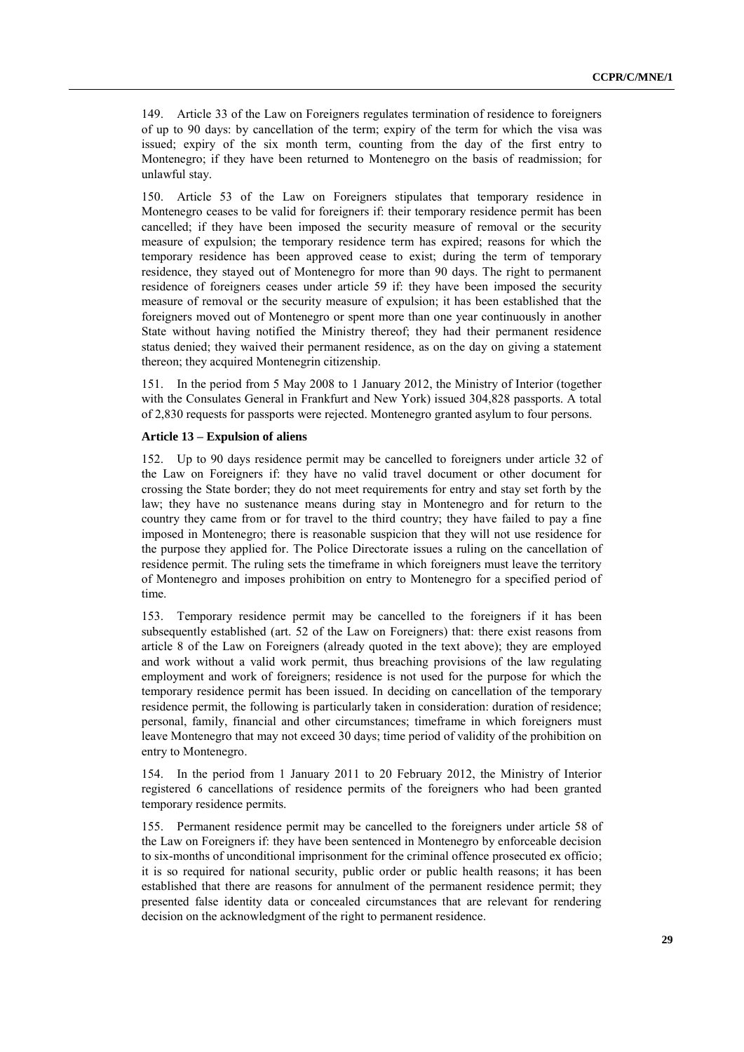149. Article 33 of the Law on Foreigners regulates termination of residence to foreigners of up to 90 days: by cancellation of the term; expiry of the term for which the visa was issued; expiry of the six month term, counting from the day of the first entry to Montenegro; if they have been returned to Montenegro on the basis of readmission; for unlawful stay.

150. Article 53 of the Law on Foreigners stipulates that temporary residence in Montenegro ceases to be valid for foreigners if: their temporary residence permit has been cancelled; if they have been imposed the security measure of removal or the security measure of expulsion; the temporary residence term has expired; reasons for which the temporary residence has been approved cease to exist; during the term of temporary residence, they stayed out of Montenegro for more than 90 days. The right to permanent residence of foreigners ceases under article 59 if: they have been imposed the security measure of removal or the security measure of expulsion; it has been established that the foreigners moved out of Montenegro or spent more than one year continuously in another State without having notified the Ministry thereof; they had their permanent residence status denied; they waived their permanent residence, as on the day on giving a statement thereon; they acquired Montenegrin citizenship.

151. In the period from 5 May 2008 to 1 January 2012, the Ministry of Interior (together with the Consulates General in Frankfurt and New York) issued 304,828 passports. A total of 2,830 requests for passports were rejected. Montenegro granted asylum to four persons.

**Article 13 – Expulsion of aliens**

152. Up to 90 days residence permit may be cancelled to foreigners under article 32 of the Law on Foreigners if: they have no valid travel document or other document for crossing the State border; they do not meet requirements for entry and stay set forth by the law; they have no sustenance means during stay in Montenegro and for return to the country they came from or for travel to the third country; they have failed to pay a fine imposed in Montenegro; there is reasonable suspicion that they will not use residence for the purpose they applied for. The Police Directorate issues a ruling on the cancellation of residence permit. The ruling sets the timeframe in which foreigners must leave the territory of Montenegro and imposes prohibition on entry to Montenegro for a specified period of time.

153. Temporary residence permit may be cancelled to the foreigners if it has been subsequently established (art. 52 of the Law on Foreigners) that: there exist reasons from article 8 of the Law on Foreigners (already quoted in the text above); they are employed and work without a valid work permit, thus breaching provisions of the law regulating employment and work of foreigners; residence is not used for the purpose for which the temporary residence permit has been issued. In deciding on cancellation of the temporary residence permit, the following is particularly taken in consideration: duration of residence; personal, family, financial and other circumstances; timeframe in which foreigners must leave Montenegro that may not exceed 30 days; time period of validity of the prohibition on entry to Montenegro.

154. In the period from 1 January 2011 to 20 February 2012, the Ministry of Interior registered 6 cancellations of residence permits of the foreigners who had been granted temporary residence permits.

155. Permanent residence permit may be cancelled to the foreigners under article 58 of the Law on Foreigners if: they have been sentenced in Montenegro by enforceable decision to six-months of unconditional imprisonment for the criminal offence prosecuted ex officio; it is so required for national security, public order or public health reasons; it has been established that there are reasons for annulment of the permanent residence permit; they presented false identity data or concealed circumstances that are relevant for rendering decision on the acknowledgment of the right to permanent residence.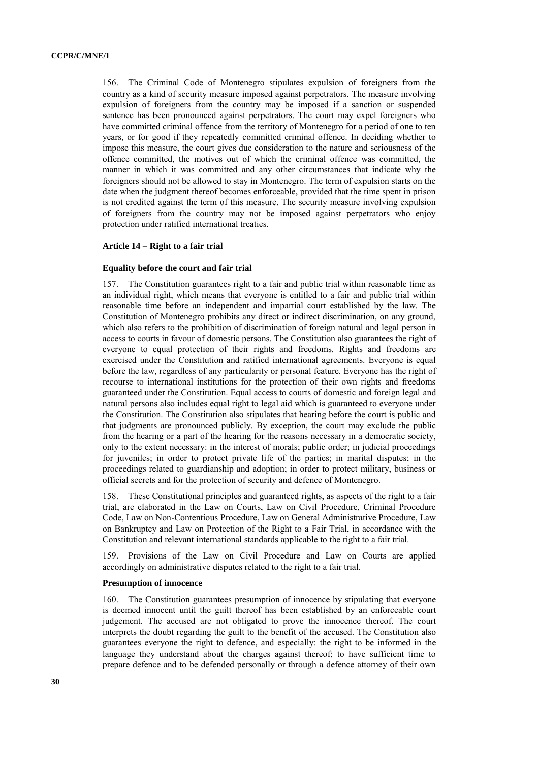156. The Criminal Code of Montenegro stipulates expulsion of foreigners from the country as a kind of security measure imposed against perpetrators. The measure involving expulsion of foreigners from the country may be imposed if a sanction or suspended sentence has been pronounced against perpetrators. The court may expel foreigners who have committed criminal offence from the territory of Montenegro for a period of one to ten years, or for good if they repeatedly committed criminal offence. In deciding whether to impose this measure, the court gives due consideration to the nature and seriousness of the offence committed, the motives out of which the criminal offence was committed, the manner in which it was committed and any other circumstances that indicate why the foreigners should not be allowed to stay in Montenegro. The term of expulsion starts on the date when the judgment thereof becomes enforceable, provided that the time spent in prison is not credited against the term of this measure. The security measure involving expulsion of foreigners from the country may not be imposed against perpetrators who enjoy protection under ratified international treaties.

### Article 14 – Right to a fair trial

#### Equality before the court and fair trial

157. The Constitution guarantees right to a fair and public trial within reasonable time as an individual right, which means that everyone is entitled to a fair and public trial within reasonable time before an independent and impartial court established by the law. The Constitution of Montenegro prohibits any direct or indirect discrimination, on any ground, which also refers to the prohibition of discrimination of foreign natural and legal person in access to courts in favour of domestic persons. The Constitution also guarantees the right of everyone to equal protection of their rights and freedoms. Rights and freedoms are exercised under the Constitution and ratified international agreements. Everyone is equal before the law, regardless of any particularity or personal feature. Everyone has the right of recourse to international institutions for the protection of their own rights and freedoms guaranteed under the Constitution. Equal access to courts of domestic and foreign legal and natural persons also includes equal right to legal aid which is guaranteed to everyone under the Constitution. The Constitution also stipulates that hearing before the court is public and that judgments are pronounced publicly. By exception, the court may exclude the public from the hearing or a part of the hearing for the reasons necessary in a democratic society, only to the extent necessary: in the interest of morals; public order; in judicial proceedings for juveniles; in order to protect private life of the parties; in marital disputes; in the proceedings related to guardianship and adoption; in order to protect military, business or official secrets and for the protection of security and defence of Montenegro.

158. These Constitutional principles and guaranteed rights, as aspects of the right to a fair trial, are elaborated in the Law on Courts, Law on Civil Procedure, Criminal Procedure Code, Law on Non-Contentious Procedure, Law on General Administrative Procedure, Law on Bankruptcy and Law on Protection of the Right to a Fair Trial, in accordance with the Constitution and relevant international standards applicable to the right to a fair trial.

159. Provisions of the Law on Civil Procedure and Law on Courts are applied accordingly on administrative disputes related to the right to a fair trial.

#### Presumption of innocence

160. The Constitution guarantees presumption of innocence by stipulating that everyone is deemed innocent until the guilt thereof has been established by an enforceable court judgement. The accused are not obligated to prove the innocence thereof. The court interprets the doubt regarding the guilt to the benefit of the accused. The Constitution also guarantees everyone the right to defence, and especially: the right to be informed in the language they understand about the charges against thereof; to have sufficient time to prepare defence and to be defended personally or through a defence attorney of their own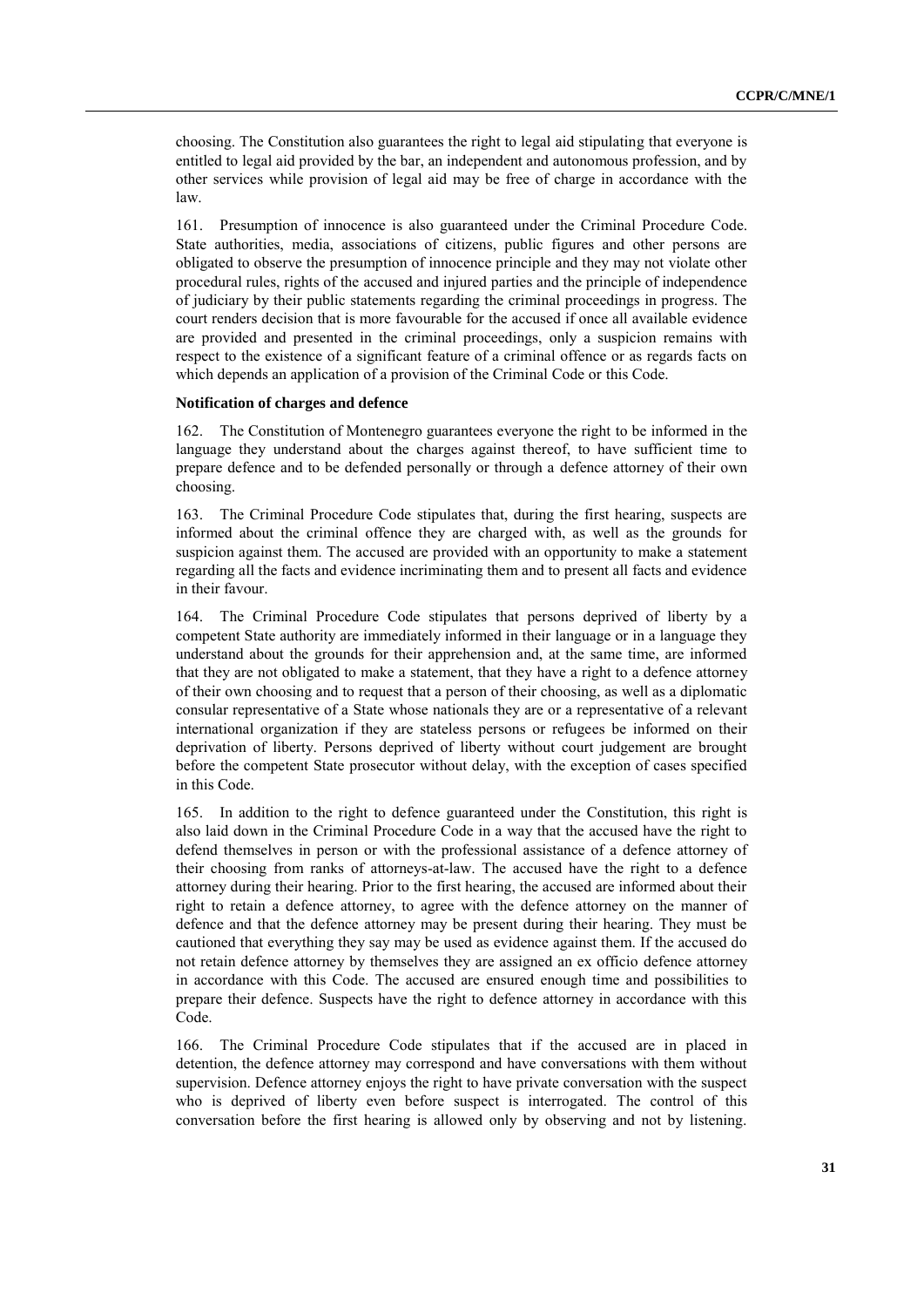choosing. The Constitution also guarantees the right to legal aid stipulating that everyone is entitled to legal aid provided by the bar, an independent and autonomous profession, and by other services while provision of legal aid may be free of charge in accordance with the law.

161. Presumption of innocence is also guaranteed under the Criminal Procedure Code. State authorities, media, associations of citizens, public figures and other persons are obligated to observe the presumption of innocence principle and they may not violate other procedural rules, rights of the accused and injured parties and the principle of independence of judiciary by their public statements regarding the criminal proceedings in progress. The court renders decision that is more favourable for the accused if once all available evidence are provided and presented in the criminal proceedings, only a suspicion remains with respect to the existence of a significant feature of a criminal offence or as regards facts on which depends an application of a provision of the Criminal Code or this Code.

**Notification of charges and defence**

162. The Constitution of Montenegro guarantees everyone the right to be informed in the language they understand about the charges against thereof, to have sufficient time to prepare defence and to be defended personally or through a defence attorney of their own choosing.

163. The Criminal Procedure Code stipulates that, during the first hearing, suspects are informed about the criminal offence they are charged with, as well as the grounds for suspicion against them. The accused are provided with an opportunity to make a statement regarding all the facts and evidence incriminating them and to present all facts and evidence in their favour.

164. The Criminal Procedure Code stipulates that persons deprived of liberty by a competent State authority are immediately informed in their language or in a language they understand about the grounds for their apprehension and, at the same time, are informed that they are not obligated to make a statement, that they have a right to a defence attorney of their own choosing and to request that a person of their choosing, as well as a diplomatic consular representative of a State whose nationals they are or a representative of a relevant international organization if they are stateless persons or refugees be informed on their deprivation of liberty. Persons deprived of liberty without court judgement are brought before the competent State prosecutor without delay, with the exception of cases specified in this Code.

165. In addition to the right to defence guaranteed under the Constitution, this right is also laid down in the Criminal Procedure Code in a way that the accused have the right to defend themselves in person or with the professional assistance of a defence attorney of their choosing from ranks of attorneys-at-law. The accused have the right to a defence attorney during their hearing. Prior to the first hearing, the accused are informed about their right to retain a defence attorney, to agree with the defence attorney on the manner of defence and that the defence attorney may be present during their hearing. They must be cautioned that everything they say may be used as evidence against them. If the accused do not retain defence attorney by themselves they are assigned an ex officio defence attorney in accordance with this Code. The accused are ensured enough time and possibilities to prepare their defence. Suspects have the right to defence attorney in accordance with this Code.

166. The Criminal Procedure Code stipulates that if the accused are in placed in detention, the defence attorney may correspond and have conversations with them without supervision. Defence attorney enjoys the right to have private conversation with the suspect who is deprived of liberty even before suspect is interrogated. The control of this conversation before the first hearing is allowed only by observing and not by listening.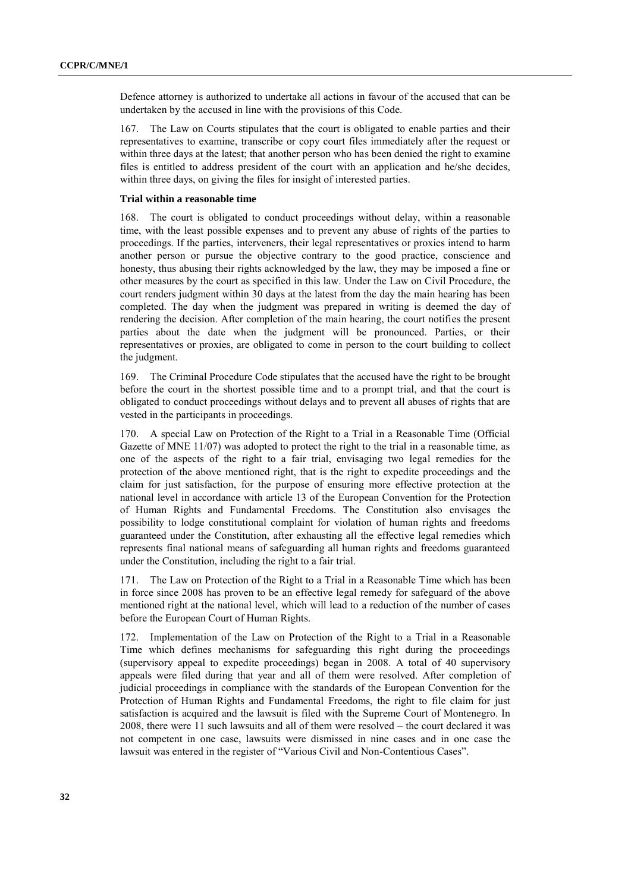Defence attorney is authorized to undertake all actions in favour of the accused that can be undertaken by the accused in line with the provisions of this Code.

167. The Law on Courts stipulates that the court is obligated to enable parties and their representatives to examine, transcribe or copy court files immediately after the request or within three days at the latest; that another person who has been denied the right to examine files is entitled to address president of the court with an application and he/she decides, within three days, on giving the files for insight of interested parties.

**Trial within a reasonable time**

168. The court is obligated to conduct proceedings without delay, within a reasonable time, with the least possible expenses and to prevent any abuse of rights of the parties to proceedings. If the parties, interveners, their legal representatives or proxies intend to harm another person or pursue the objective contrary to the good practice, conscience and honesty, thus abusing their rights acknowledged by the law, they may be imposed a fine or other measures by the court as specified in this law. Under the Law on Civil Procedure, the court renders judgment within 30 days at the latest from the day the main hearing has been completed. The day when the judgment was prepared in writing is deemed the day of rendering the decision. After completion of the main hearing, the court notifies the present parties about the date when the judgment will be pronounced. Parties, or their representatives or proxies, are obligated to come in person to the court building to collect the judgment.

169. The Criminal Procedure Code stipulates that the accused have the right to be brought before the court in the shortest possible time and to a prompt trial, and that the court is obligated to conduct proceedings without delays and to prevent all abuses of rights that are vested in the participants in proceedings.

170. A special Law on Protection of the Right to a Trial in a Reasonable Time (Official Gazette of MNE 11/07) was adopted to protect the right to the trial in a reasonable time, as one of the aspects of the right to a fair trial, envisaging two legal remedies for the protection of the above mentioned right, that is the right to expedite proceedings and the claim for just satisfaction, for the purpose of ensuring more effective protection at the national level in accordance with article 13 of the European Convention for the Protection of Human Rights and Fundamental Freedoms. The Constitution also envisages the possibility to lodge constitutional complaint for violation of human rights and freedoms guaranteed under the Constitution, after exhausting all the effective legal remedies which represents final national means of safeguarding all human rights and freedoms guaranteed under the Constitution, including the right to a fair trial.

171. The Law on Protection of the Right to a Trial in a Reasonable Time which has been in force since 2008 has proven to be an effective legal remedy for safeguard of the above mentioned right at the national level, which will lead to a reduction of the number of cases before the European Court of Human Rights.

172. Implementation of the Law on Protection of the Right to a Trial in a Reasonable Time which defines mechanisms for safeguarding this right during the proceedings (supervisory appeal to expedite proceedings) began in 2008. A total of 40 supervisory appeals were filed during that year and all of them were resolved. After completion of judicial proceedings in compliance with the standards of the European Convention for the Protection of Human Rights and Fundamental Freedoms, the right to file claim for just satisfaction is acquired and the lawsuit is filed with the Supreme Court of Montenegro. In 2008, there were 11 such lawsuits and all of them were resolved – the court declared it was not competent in one case, lawsuits were dismissed in nine cases and in one case the lawsuit was entered in the register of "Various Civil and Non-Contentious Cases".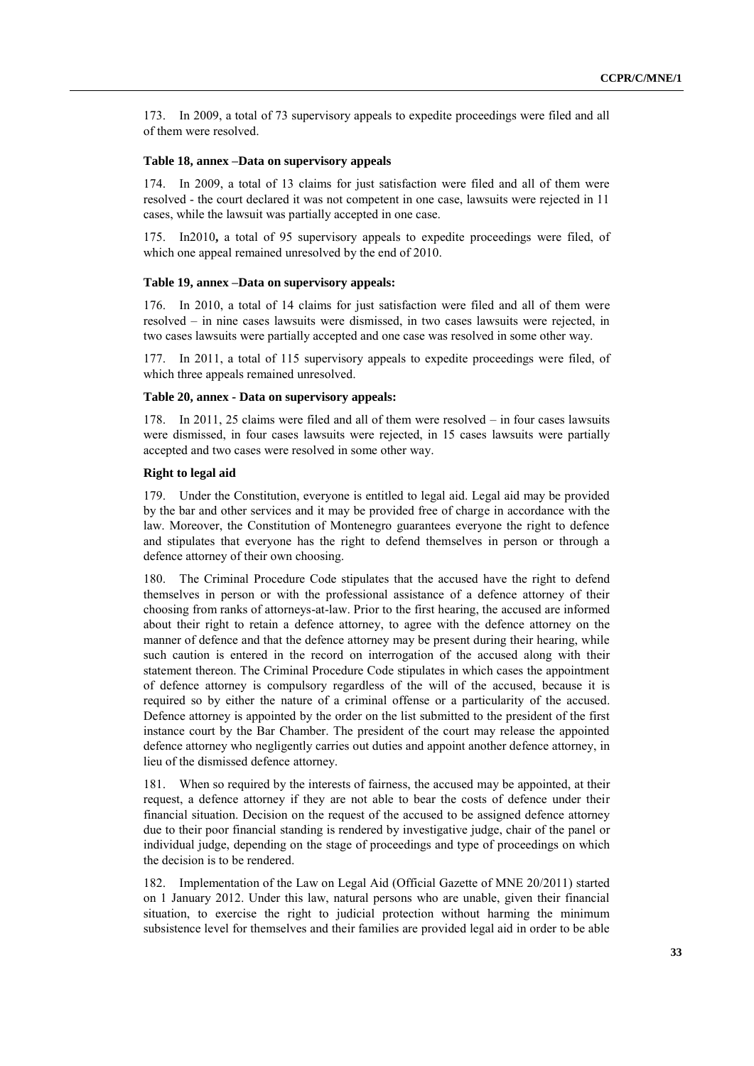173. In 2009, a total of 73 supervisory appeals to expedite proceedings were filed and all of them were resolved.

**Table 18, annex –Data on supervisory appeals**

174. In 2009, a total of 13 claims for just satisfaction were filed and all of them were resolved - the court declared it was not competent in one case, lawsuits were rejected in 11 cases, while the lawsuit was partially accepted in one case.

175. In2010**,** a total of 95 supervisory appeals to expedite proceedings were filed, of which one appeal remained unresolved by the end of 2010.

**Table 19, annex –Data on supervisory appeals:**

176. In 2010, a total of 14 claims for just satisfaction were filed and all of them were resolved – in nine cases lawsuits were dismissed, in two cases lawsuits were rejected, in two cases lawsuits were partially accepted and one case was resolved in some other way.

177. In 2011, a total of 115 supervisory appeals to expedite proceedings were filed, of which three appeals remained unresolved.

**Table 20, annex - Data on supervisory appeals:**

178. In 2011, 25 claims were filed and all of them were resolved – in four cases lawsuits were dismissed, in four cases lawsuits were rejected, in 15 cases lawsuits were partially accepted and two cases were resolved in some other way.

**Right to legal aid**

179. Under the Constitution, everyone is entitled to legal aid. Legal aid may be provided by the bar and other services and it may be provided free of charge in accordance with the law. Moreover, the Constitution of Montenegro guarantees everyone the right to defence and stipulates that everyone has the right to defend themselves in person or through a defence attorney of their own choosing.

180. The Criminal Procedure Code stipulates that the accused have the right to defend themselves in person or with the professional assistance of a defence attorney of their choosing from ranks of attorneys-at-law. Prior to the first hearing, the accused are informed about their right to retain a defence attorney, to agree with the defence attorney on the manner of defence and that the defence attorney may be present during their hearing, while such caution is entered in the record on interrogation of the accused along with their statement thereon. The Criminal Procedure Code stipulates in which cases the appointment of defence attorney is compulsory regardless of the will of the accused, because it is required so by either the nature of a criminal offense or a particularity of the accused. Defence attorney is appointed by the order on the list submitted to the president of the first instance court by the Bar Chamber. The president of the court may release the appointed defence attorney who negligently carries out duties and appoint another defence attorney, in lieu of the dismissed defence attorney.

181. When so required by the interests of fairness, the accused may be appointed, at their request, a defence attorney if they are not able to bear the costs of defence under their financial situation. Decision on the request of the accused to be assigned defence attorney due to their poor financial standing is rendered by investigative judge, chair of the panel or individual judge, depending on the stage of proceedings and type of proceedings on which the decision is to be rendered.

182. Implementation of the Law on Legal Aid (Official Gazette of MNE 20/2011) started on 1 January 2012. Under this law, natural persons who are unable, given their financial situation, to exercise the right to judicial protection without harming the minimum subsistence level for themselves and their families are provided legal aid in order to be able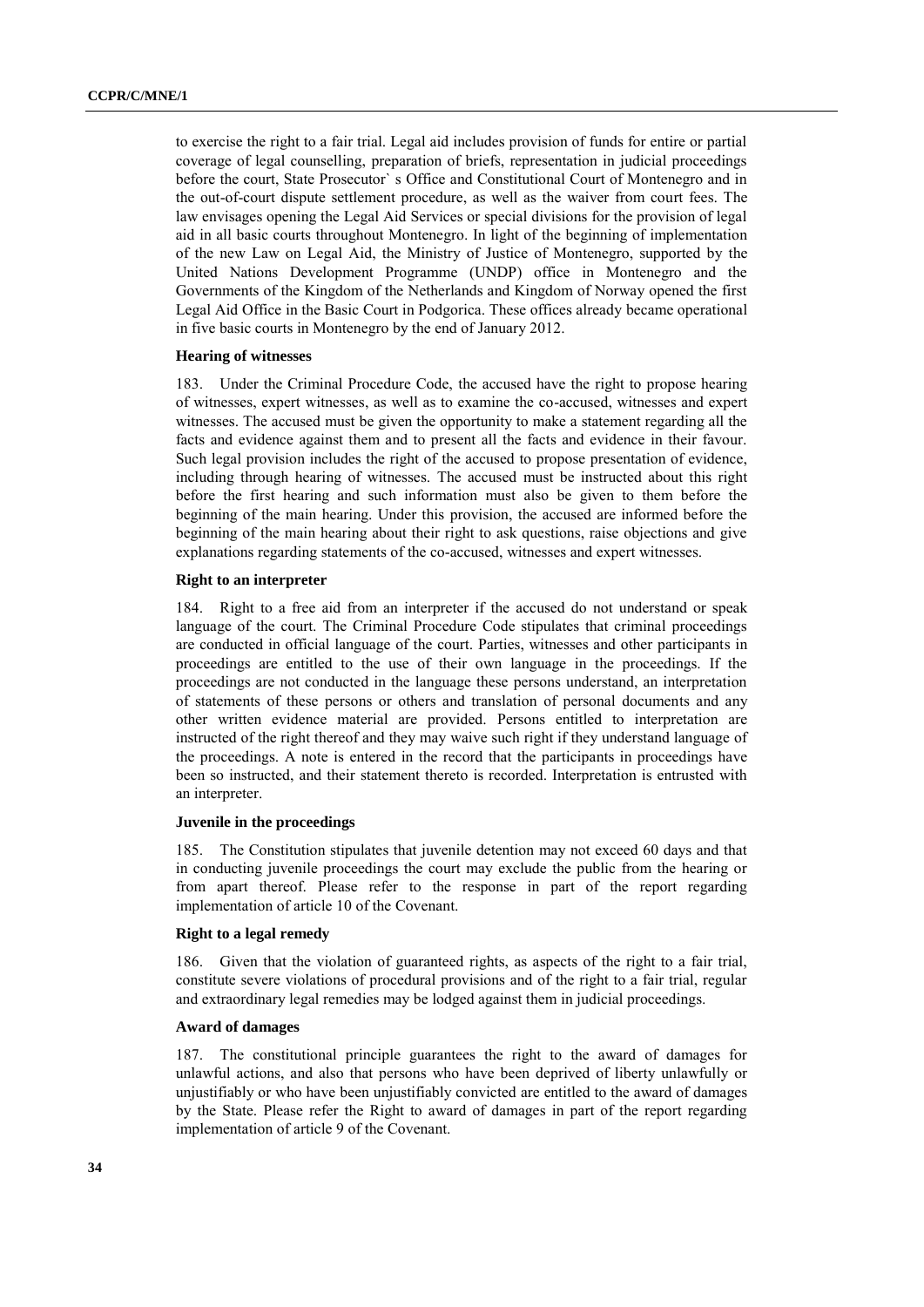to exercise the right to a fair trial. Legal aid includes provision of funds for entire or partial coverage of legal counselling, preparation of briefs, representation in judicial proceedings before the court, State Prosecutor` s Office and Constitutional Court of Montenegro and in the out-of-court dispute settlement procedure, as well as the waiver from court fees. The law envisages opening the Legal Aid Services or special divisions for the provision of legal aid in all basic courts throughout Montenegro. In light of the beginning of implementation of the new Law on Legal Aid, the Ministry of Justice of Montenegro, supported by the United Nations Development Programme (UNDP) office in Montenegro and the Governments of the Kingdom of the Netherlands and Kingdom of Norway opened the first Legal Aid Office in the Basic Court in Podgorica. These offices already became operational in five basic courts in Montenegro by the end of January 2012.

**Hearing of witnesses**

183. Under the Criminal Procedure Code, the accused have the right to propose hearing of witnesses, expert witnesses, as well as to examine the co-accused, witnesses and expert witnesses. The accused must be given the opportunity to make a statement regarding all the facts and evidence against them and to present all the facts and evidence in their favour. Such legal provision includes the right of the accused to propose presentation of evidence, including through hearing of witnesses. The accused must be instructed about this right before the first hearing and such information must also be given to them before the beginning of the main hearing. Under this provision, the accused are informed before the beginning of the main hearing about their right to ask questions, raise objections and give explanations regarding statements of the co-accused, witnesses and expert witnesses.

**Right to an interpreter**

184. Right to a free aid from an interpreter if the accused do not understand or speak language of the court. The Criminal Procedure Code stipulates that criminal proceedings are conducted in official language of the court. Parties, witnesses and other participants in proceedings are entitled to the use of their own language in the proceedings. If the proceedings are not conducted in the language these persons understand, an interpretation of statements of these persons or others and translation of personal documents and any other written evidence material are provided. Persons entitled to interpretation are instructed of the right thereof and they may waive such right if they understand language of the proceedings. A note is entered in the record that the participants in proceedings have been so instructed, and their statement thereto is recorded. Interpretation is entrusted with an interpreter.

**Juvenile in the proceedings**

185. The Constitution stipulates that juvenile detention may not exceed 60 days and that in conducting juvenile proceedings the court may exclude the public from the hearing or from apart thereof. Please refer to the response in part of the report regarding implementation of article 10 of the Covenant.

**Right to a legal remedy**

186. Given that the violation of guaranteed rights, as aspects of the right to a fair trial, constitute severe violations of procedural provisions and of the right to a fair trial, regular and extraordinary legal remedies may be lodged against them in judicial proceedings.

**Award of damages**

187. The constitutional principle guarantees the right to the award of damages for unlawful actions, and also that persons who have been deprived of liberty unlawfully or unjustifiably or who have been unjustifiably convicted are entitled to the award of damages by the State. Please refer the Right to award of damages in part of the report regarding implementation of article 9 of the Covenant.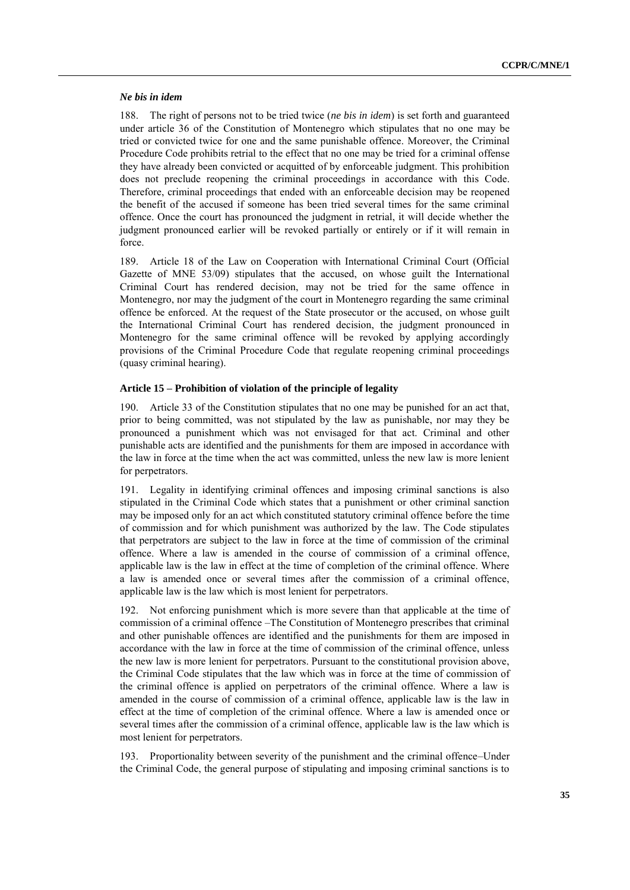### *Ne bis in idem*

188. The right of persons not to be tried twice (*ne bis in idem*) is set forth and guaranteed under article 36 of the Constitution of Montenegro which stipulates that no one may be tried or convicted twice for one and the same punishable offence. Moreover, the Criminal Procedure Code prohibits retrial to the effect that no one may be tried for a criminal offense they have already been convicted or acquitted of by enforceable judgment. This prohibition does not preclude reopening the criminal proceedings in accordance with this Code. Therefore, criminal proceedings that ended with an enforceable decision may be reopened the benefit of the accused if someone has been tried several times for the same criminal offence. Once the court has pronounced the judgment in retrial, it will decide whether the judgment pronounced earlier will be revoked partially or entirely or if it will remain in force.

189. Article 18 of the Law on Cooperation with International Criminal Court (Official Gazette of MNE 53/09) stipulates that the accused, on whose guilt the International Criminal Court has rendered decision, may not be tried for the same offence in Montenegro, nor may the judgment of the court in Montenegro regarding the same criminal offence be enforced. At the request of the State prosecutor or the accused, on whose guilt the International Criminal Court has rendered decision, the judgment pronounced in Montenegro for the same criminal offence will be revoked by applying accordingly provisions of the Criminal Procedure Code that regulate reopening criminal proceedings (quasy criminal hearing).

### Article 15 – Prohibition of violation of the principle of legality

190. Article 33 of the Constitution stipulates that no one may be punished for an act that, prior to being committed, was not stipulated by the law as punishable, nor may they be pronounced a punishment which was not envisaged for that act. Criminal and other punishable acts are identified and the punishments for them are imposed in accordance with the law in force at the time when the act was committed, unless the new law is more lenient for perpetrators.

191. Legality in identifying criminal offences and imposing criminal sanctions is also stipulated in the Criminal Code which states that a punishment or other criminal sanction may be imposed only for an act which constituted statutory criminal offence before the time of commission and for which punishment was authorized by the law. The Code stipulates that perpetrators are subject to the law in force at the time of commission of the criminal offence. Where a law is amended in the course of commission of a criminal offence, applicable law is the law in effect at the time of completion of the criminal offence. Where a law is amended once or several times after the commission of a criminal offence, applicable law is the law which is most lenient for perpetrators.

192. Not enforcing punishment which is more severe than that applicable at the time of commission of a criminal offence –The Constitution of Montenegro prescribes that criminal and other punishable offences are identified and the punishments for them are imposed in accordance with the law in force at the time of commission of the criminal offence, unless the new law is more lenient for perpetrators. Pursuant to the constitutional provision above, the Criminal Code stipulates that the law which was in force at the time of commission of the criminal offence is applied on perpetrators of the criminal offence. Where a law is amended in the course of commission of a criminal offence, applicable law is the law in effect at the time of completion of the criminal offence. Where a law is amended once or several times after the commission of a criminal offence, applicable law is the law which is most lenient for perpetrators.

193. Proportionality between severity of the punishment and the criminal offence–Under the Criminal Code, the general purpose of stipulating and imposing criminal sanctions is to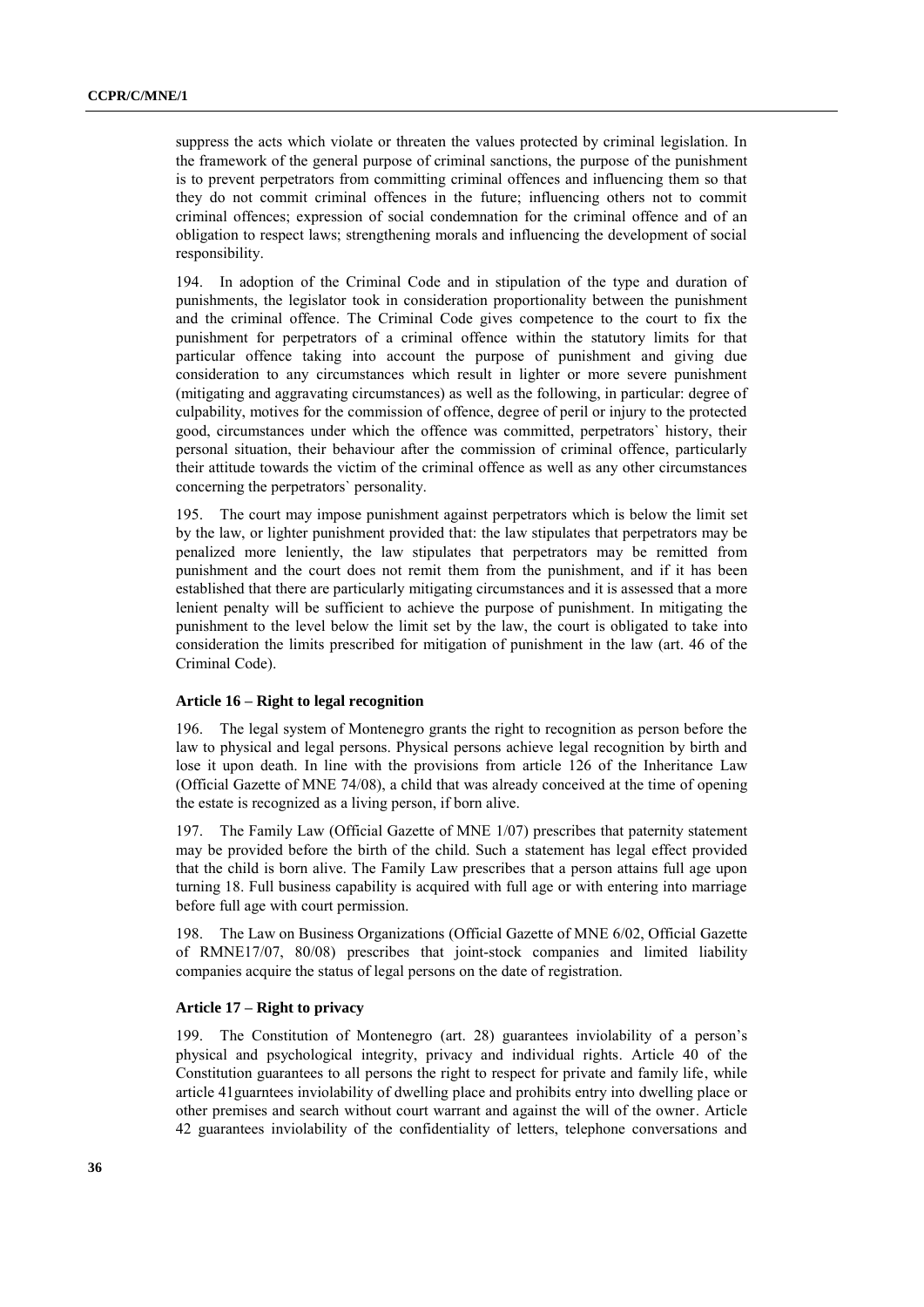suppress the acts which violate or threaten the values protected by criminal legislation. In the framework of the general purpose of criminal sanctions, the purpose of the punishment is to prevent perpetrators from committing criminal offences and influencing them so that they do not commit criminal offences in the future; influencing others not to commit criminal offences; expression of social condemnation for the criminal offence and of an obligation to respect laws; strengthening morals and influencing the development of social responsibility.

194. In adoption of the Criminal Code and in stipulation of the type and duration of punishments, the legislator took in consideration proportionality between the punishment and the criminal offence. The Criminal Code gives competence to the court to fix the punishment for perpetrators of a criminal offence within the statutory limits for that particular offence taking into account the purpose of punishment and giving due consideration to any circumstances which result in lighter or more severe punishment (mitigating and aggravating circumstances) as well as the following, in particular: degree of culpability, motives for the commission of offence, degree of peril or injury to the protected good, circumstances under which the offence was committed, perpetrators` history, their personal situation, their behaviour after the commission of criminal offence, particularly their attitude towards the victim of the criminal offence as well as any other circumstances concerning the perpetrators` personality.

195. The court may impose punishment against perpetrators which is below the limit set by the law, or lighter punishment provided that: the law stipulates that perpetrators may be penalized more leniently, the law stipulates that perpetrators may be remitted from punishment and the court does not remit them from the punishment, and if it has been established that there are particularly mitigating circumstances and it is assessed that a more lenient penalty will be sufficient to achieve the purpose of punishment. In mitigating the punishment to the level below the limit set by the law, the court is obligated to take into consideration the limits prescribed for mitigation of punishment in the law (art. 46 of the Criminal Code).

#### Article 16 – Right to legal recognition

196. The legal system of Montenegro grants the right to recognition as person before the law to physical and legal persons. Physical persons achieve legal recognition by birth and lose it upon death. In line with the provisions from article 126 of the Inheritance Law (Official Gazette of MNE 74/08), a child that was already conceived at the time of opening the estate is recognized as a living person, if born alive.

197. The Family Law (Official Gazette of MNE 1/07) prescribes that paternity statement may be provided before the birth of the child. Such a statement has legal effect provided that the child is born alive. The Family Law prescribes that a person attains full age upon turning 18. Full business capability is acquired with full age or with entering into marriage before full age with court permission.

198. The Law on Business Organizations (Official Gazette of MNE 6/02, Official Gazette of RMNE17/07, 80/08) prescribes that joint-stock companies and limited liability companies acquire the status of legal persons on the date of registration.

#### Article 17 – Right to privacy

199. The Constitution of Montenegro (art. 28) guarantees inviolability of a person's physical and psychological integrity, privacy and individual rights. Article 40 of the Constitution guarantees to all persons the right to respect for private and family life, while article 41guarntees inviolability of dwelling place and prohibits entry into dwelling place or other premises and search without court warrant and against the will of the owner. Article 42 guarantees inviolability of the confidentiality of letters, telephone conversations and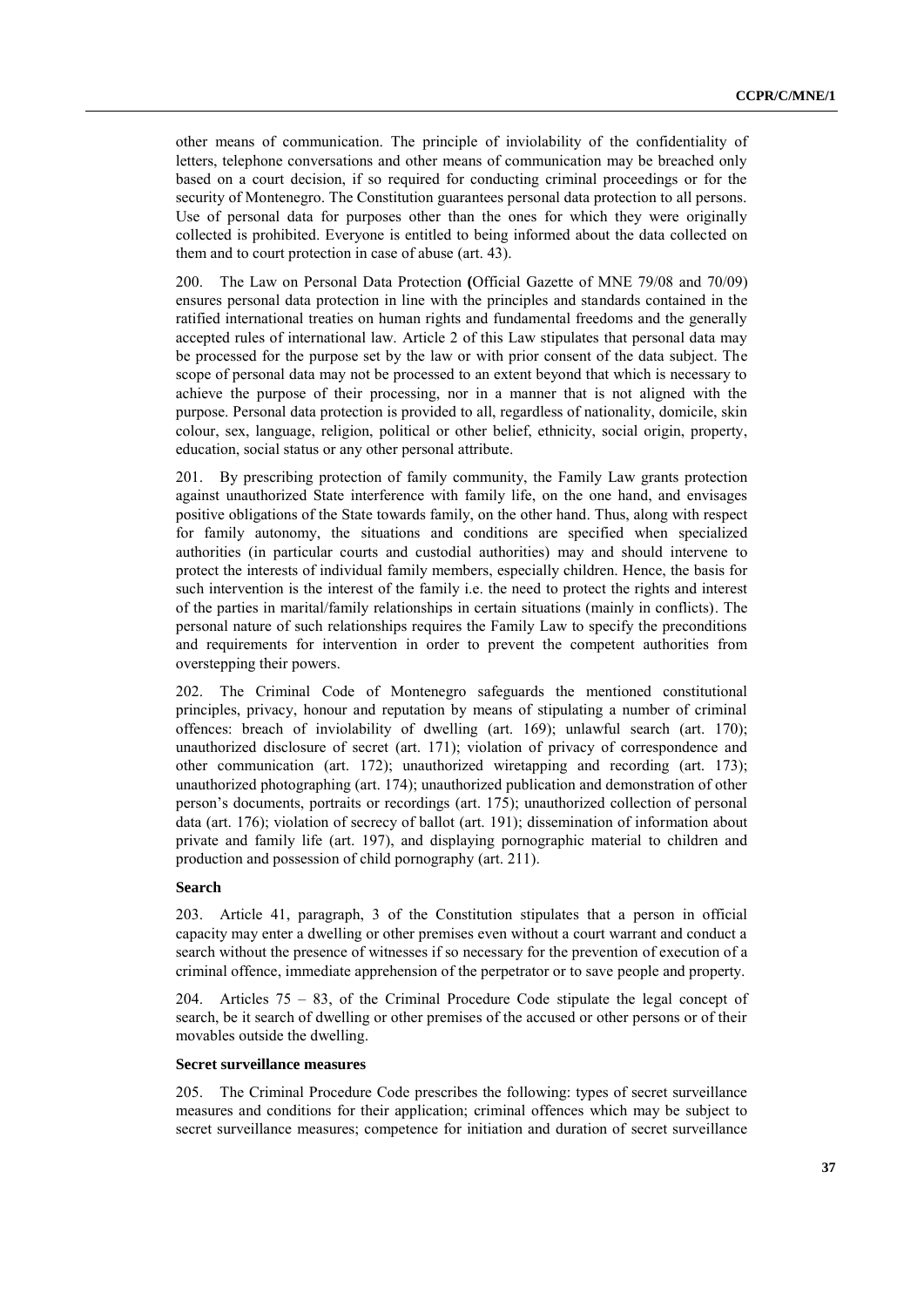other means of communication. The principle of inviolability of the confidentiality of letters, telephone conversations and other means of communication may be breached only based on a court decision, if so required for conducting criminal proceedings or for the security of Montenegro. The Constitution guarantees personal data protection to all persons. Use of personal data for purposes other than the ones for which they were originally collected is prohibited. Everyone is entitled to being informed about the data collected on them and to court protection in case of abuse (art. 43).

200. The Law on Personal Data Protection **(**Official Gazette of MNE 79/08 and 70/09) ensures personal data protection in line with the principles and standards contained in the ratified international treaties on human rights and fundamental freedoms and the generally accepted rules of international law. Article 2 of this Law stipulates that personal data may be processed for the purpose set by the law or with prior consent of the data subject. The scope of personal data may not be processed to an extent beyond that which is necessary to achieve the purpose of their processing, nor in a manner that is not aligned with the purpose. Personal data protection is provided to all, regardless of nationality, domicile, skin colour, sex, language, religion, political or other belief, ethnicity, social origin, property, education, social status or any other personal attribute.

201. By prescribing protection of family community, the Family Law grants protection against unauthorized State interference with family life, on the one hand, and envisages positive obligations of the State towards family, on the other hand. Thus, along with respect for family autonomy, the situations and conditions are specified when specialized authorities (in particular courts and custodial authorities) may and should intervene to protect the interests of individual family members, especially children. Hence, the basis for such intervention is the interest of the family i.e. the need to protect the rights and interest of the parties in marital/family relationships in certain situations (mainly in conflicts). The personal nature of such relationships requires the Family Law to specify the preconditions and requirements for intervention in order to prevent the competent authorities from overstepping their powers.

202. The Criminal Code of Montenegro safeguards the mentioned constitutional principles, privacy, honour and reputation by means of stipulating a number of criminal offences: breach of inviolability of dwelling (art. 169); unlawful search (art. 170); unauthorized disclosure of secret (art. 171); violation of privacy of correspondence and other communication (art. 172); unauthorized wiretapping and recording (art. 173); unauthorized photographing (art. 174); unauthorized publication and demonstration of other person's documents, portraits or recordings (art. 175); unauthorized collection of personal data (art. 176); violation of secrecy of ballot (art. 191); dissemination of information about private and family life (art. 197), and displaying pornographic material to children and production and possession of child pornography (art. 211).

**Search**

203. Article 41, paragraph, 3 of the Constitution stipulates that a person in official capacity may enter a dwelling or other premises even without a court warrant and conduct a search without the presence of witnesses if so necessary for the prevention of execution of a criminal offence, immediate apprehension of the perpetrator or to save people and property.

204. Articles 75 – 83, of the Criminal Procedure Code stipulate the legal concept of search, be it search of dwelling or other premises of the accused or other persons or of their movables outside the dwelling.

**Secret surveillance measures**

205. The Criminal Procedure Code prescribes the following: types of secret surveillance measures and conditions for their application; criminal offences which may be subject to secret surveillance measures; competence for initiation and duration of secret surveillance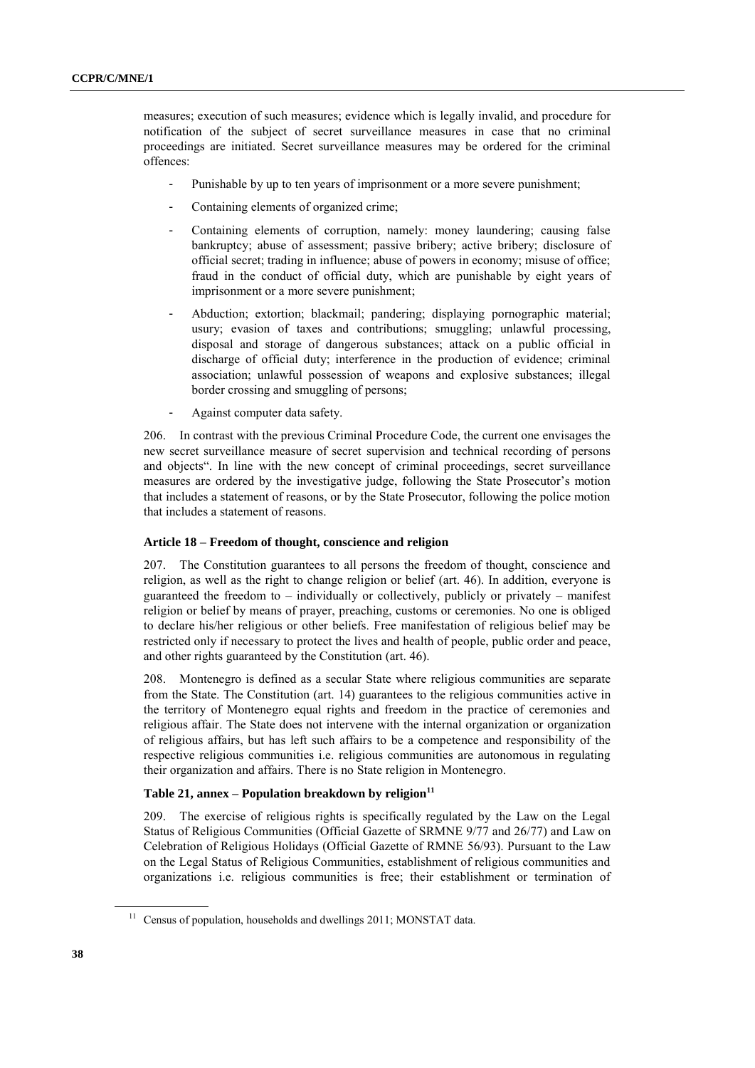measures; execution of such measures; evidence which is legally invalid, and procedure for notification of the subject of secret surveillance measures in case that no criminal proceedings are initiated. Secret surveillance measures may be ordered for the criminal offences:

- Punishable by up to ten years of imprisonment or a more severe punishment;
- Containing elements of organized crime;
- Containing elements of corruption, namely: money laundering; causing false bankruptcy; abuse of assessment; passive bribery; active bribery; disclosure of official secret; trading in influence; abuse of powers in economy; misuse of office; fraud in the conduct of official duty, which are punishable by eight years of imprisonment or a more severe punishment;
- Abduction; extortion; blackmail; pandering; displaying pornographic material; usury; evasion of taxes and contributions; smuggling; unlawful processing, disposal and storage of dangerous substances; attack on a public official in discharge of official duty; interference in the production of evidence; criminal association; unlawful possession of weapons and explosive substances; illegal border crossing and smuggling of persons;
- Against computer data safety.

206. In contrast with the previous Criminal Procedure Code, the current one envisages the new secret surveillance measure of secret supervision and technical recording of persons and objects". In line with the new concept of criminal proceedings, secret surveillance measures are ordered by the investigative judge, following the State Prosecutor's motion that includes a statement of reasons, or by the State Prosecutor, following the police motion that includes a statement of reasons.

#### Article 18 – Freedom of thought, conscience and religion

207. The Constitution guarantees to all persons the freedom of thought, conscience and religion, as well as the right to change religion or belief (art. 46). In addition, everyone is guaranteed the freedom to – individually or collectively, publicly or privately – manifest religion or belief by means of prayer, preaching, customs or ceremonies. No one is obliged to declare his/her religious or other beliefs. Free manifestation of religious belief may be restricted only if necessary to protect the lives and health of people, public order and peace, and other rights guaranteed by the Constitution (art. 46).

208. Montenegro is defined as a secular State where religious communities are separate from the State. The Constitution (art. 14) guarantees to the religious communities active in the territory of Montenegro equal rights and freedom in the practice of ceremonies and religious affair. The State does not intervene with the internal organization or organization of religious affairs, but has left such affairs to be a competence and responsibility of the respective religious communities i.e. religious communities are autonomous in regulating their organization and affairs. There is no State religion in Montenegro.

#### Table 21, annex – Population breakdown by religion[11]

209. The exercise of religious rights is specifically regulated by the Law on the Legal Status of Religious Communities (Official Gazette of SRMNE 9/77 and 26/77) and Law on Celebration of Religious Holidays (Official Gazette of RMNE 56/93). Pursuant to the Law on the Legal Status of Religious Communities, establishment of religious communities and organizations i.e. religious communities is free; their establishment or termination of

[11] Census of population, households and dwellings 2011; MONSTAT data.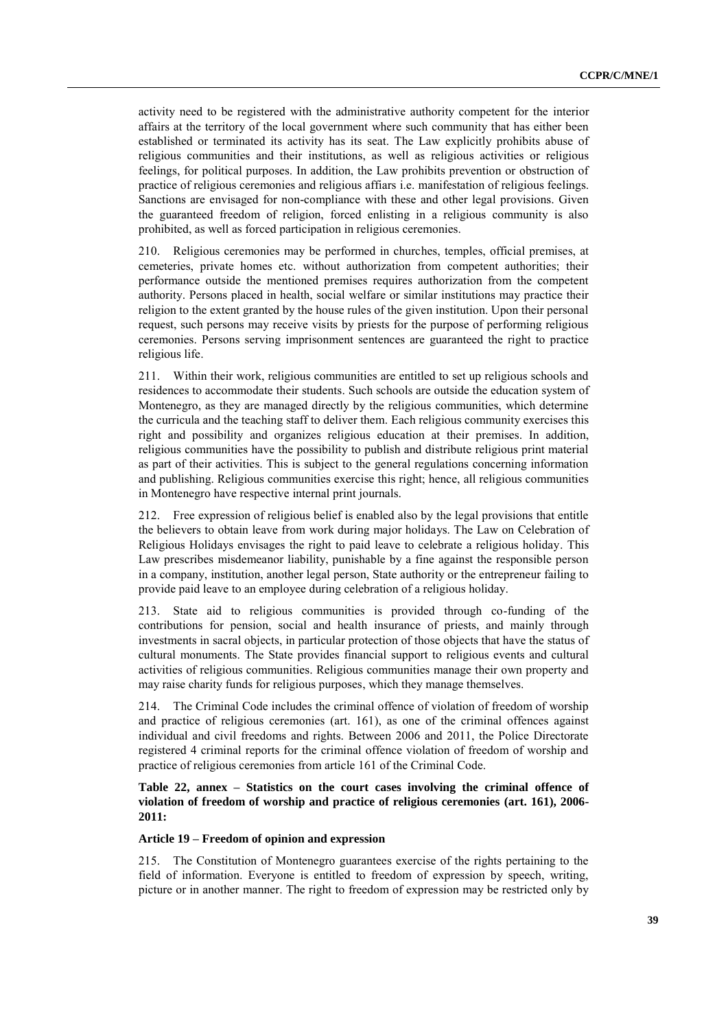activity need to be registered with the administrative authority competent for the interior affairs at the territory of the local government where such community that has either been established or terminated its activity has its seat. The Law explicitly prohibits abuse of religious communities and their institutions, as well as religious activities or religious feelings, for political purposes. In addition, the Law prohibits prevention or obstruction of practice of religious ceremonies and religious affairs i.e. manifestation of religious feelings. Sanctions are envisaged for non-compliance with these and other legal provisions. Given the guaranteed freedom of religion, forced enlisting in a religious community is also prohibited, as well as forced participation in religious ceremonies.

210. Religious ceremonies may be performed in churches, temples, official premises, at cemeteries, private homes etc. without authorization from competent authorities; their performance outside the mentioned premises requires authorization from the competent authority. Persons placed in health, social welfare or similar institutions may practice their religion to the extent granted by the house rules of the given institution. Upon their personal request, such persons may receive visits by priests for the purpose of performing religious ceremonies. Persons serving imprisonment sentences are guaranteed the right to practice religious life.

211. Within their work, religious communities are entitled to set up religious schools and residences to accommodate their students. Such schools are outside the education system of Montenegro, as they are managed directly by the religious communities, which determine the curricula and the teaching staff to deliver them. Each religious community exercises this right and possibility and organizes religious education at their premises. In addition, religious communities have the possibility to publish and distribute religious print material as part of their activities. This is subject to the general regulations concerning information and publishing. Religious communities exercise this right; hence, all religious communities in Montenegro have respective internal print journals.

212. Free expression of religious belief is enabled also by the legal provisions that entitle the believers to obtain leave from work during major holidays. The Law on Celebration of Religious Holidays envisages the right to paid leave to celebrate a religious holiday. This Law prescribes misdemeanor liability, punishable by a fine against the responsible person in a company, institution, another legal person, State authority or the entrepreneur failing to provide paid leave to an employee during celebration of a religious holiday.

213. State aid to religious communities is provided through co-funding of the contributions for pension, social and health insurance of priests, and mainly through investments in sacral objects, in particular protection of those objects that have the status of cultural monuments. The State provides financial support to religious events and cultural activities of religious communities. Religious communities manage their own property and may raise charity funds for religious purposes, which they manage themselves.

214. The Criminal Code includes the criminal offence of violation of freedom of worship and practice of religious ceremonies (art. 161), as one of the criminal offences against individual and civil freedoms and rights. Between 2006 and 2011, the Police Directorate registered 4 criminal reports for the criminal offence violation of freedom of worship and practice of religious ceremonies from article 161 of the Criminal Code.

**Table 22, annex – Statistics on the court cases involving the criminal offence of violation of freedom of worship and practice of religious ceremonies (art. 161), 2006-2011:**

#### Article 19 – Freedom of opinion and expression

215. The Constitution of Montenegro guarantees exercise of the rights pertaining to the field of information. Everyone is entitled to freedom of expression by speech, writing, picture or in another manner. The right to freedom of expression may be restricted only by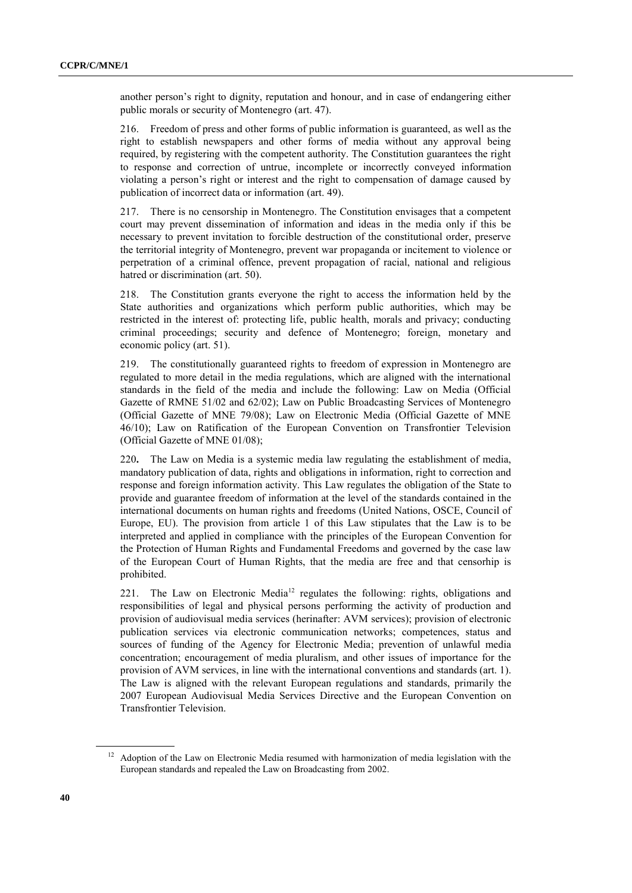another person's right to dignity, reputation and honour, and in case of endangering either public morals or security of Montenegro (art. 47).

216. Freedom of press and other forms of public information is guaranteed, as well as the right to establish newspapers and other forms of media without any approval being required, by registering with the competent authority. The Constitution guarantees the right to response and correction of untrue, incomplete or incorrectly conveyed information violating a person's right or interest and the right to compensation of damage caused by publication of incorrect data or information (art. 49).

217. There is no censorship in Montenegro. The Constitution envisages that a competent court may prevent dissemination of information and ideas in the media only if this be necessary to prevent invitation to forcible destruction of the constitutional order, preserve the territorial integrity of Montenegro, prevent war propaganda or incitement to violence or perpetration of a criminal offence, prevent propagation of racial, national and religious hatred or discrimination (art. 50).

218. The Constitution grants everyone the right to access the information held by the State authorities and organizations which perform public authorities, which may be restricted in the interest of: protecting life, public health, morals and privacy; conducting criminal proceedings; security and defence of Montenegro; foreign, monetary and economic policy (art. 51).

219. The constitutionally guaranteed rights to freedom of expression in Montenegro are regulated to more detail in the media regulations, which are aligned with the international standards in the field of the media and include the following: Law on Media (Official Gazette of RMNE 51/02 and 62/02); Law on Public Broadcasting Services of Montenegro (Official Gazette of MNE 79/08); Law on Electronic Media (Official Gazette of MNE 46/10); Law on Ratification of the European Convention on Transfrontier Television (Official Gazette of MNE 01/08);

220**.** The Law on Media is a systemic media law regulating the establishment of media, mandatory publication of data, rights and obligations in information, right to correction and response and foreign information activity. This Law regulates the obligation of the State to provide and guarantee freedom of information at the level of the standards contained in the international documents on human rights and freedoms (United Nations, OSCE, Council of Europe, EU). The provision from article 1 of this Law stipulates that the Law is to be interpreted and applied in compliance with the principles of the European Convention for the Protection of Human Rights and Fundamental Freedoms and governed by the case law of the European Court of Human Rights, that the media are free and that censorhip is prohibited.

221. The Law on Electronic Media[12] regulates the following: rights, obligations and responsibilities of legal and physical persons performing the activity of production and provision of audiovisual media services (herinafter: AVM services); provision of electronic publication services via electronic communication networks; competences, status and sources of funding of the Agency for Electronic Media; prevention of unlawful media concentration; encouragement of media pluralism, and other issues of importance for the provision of AVM services, in line with the international conventions and standards (art. 1). The Law is aligned with the relevant European regulations and standards, primarily the 2007 European Audiovisual Media Services Directive and the European Convention on Transfrontier Television.

[12] Adoption of the Law on Electronic Media resumed with harmonization of media legislation with the European standards and repealed the Law on Broadcasting from 2002.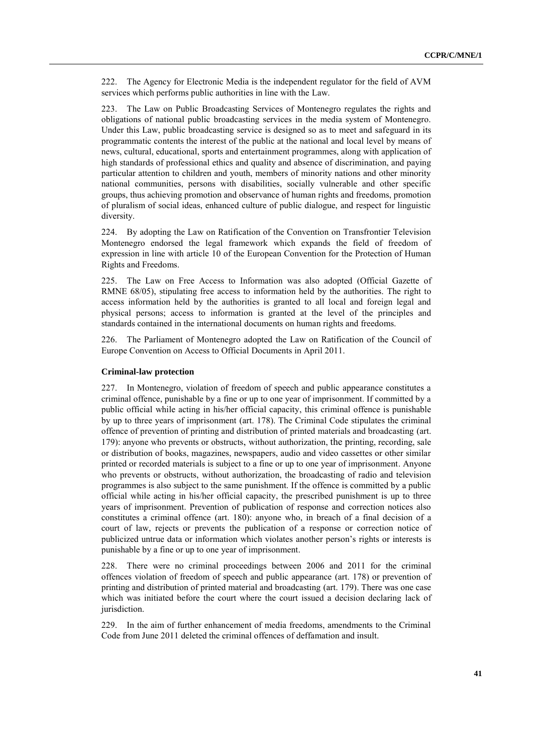222. The Agency for Electronic Media is the independent regulator for the field of AVM services which performs public authorities in line with the Law.

223. The Law on Public Broadcasting Services of Montenegro regulates the rights and obligations of national public broadcasting services in the media system of Montenegro. Under this Law, public broadcasting service is designed so as to meet and safeguard in its programmatic contents the interest of the public at the national and local level by means of news, cultural, educational, sports and entertainment programmes, along with application of high standards of professional ethics and quality and absence of discrimination, and paying particular attention to children and youth, members of minority nations and other minority national communities, persons with disabilities, socially vulnerable and other specific groups, thus achieving promotion and observance of human rights and freedoms, promotion of pluralism of social ideas, enhanced culture of public dialogue, and respect for linguistic diversity.

224. By adopting the Law on Ratification of the Convention on Transfrontier Television Montenegro endorsed the legal framework which expands the field of freedom of expression in line with article 10 of the European Convention for the Protection of Human Rights and Freedoms.

225. The Law on Free Access to Information was also adopted (Official Gazette of RMNE 68/05), stipulating free access to information held by the authorities. The right to access information held by the authorities is granted to all local and foreign legal and physical persons; access to information is granted at the level of the principles and standards contained in the international documents on human rights and freedoms.

226. The Parliament of Montenegro adopted the Law on Ratification of the Council of Europe Convention on Access to Official Documents in April 2011.

**Criminal-law protection**

227. In Montenegro, violation of freedom of speech and public appearance constitutes a criminal offence, punishable by a fine or up to one year of imprisonment. If committed by a public official while acting in his/her official capacity, this criminal offence is punishable by up to three years of imprisonment (art. 178). The Criminal Code stipulates the criminal offence of prevention of printing and distribution of printed materials and broadcasting (art. 179): anyone who prevents or obstructs, without authorization, the printing, recording, sale or distribution of books, magazines, newspapers, audio and video cassettes or other similar printed or recorded materials is subject to a fine or up to one year of imprisonment. Anyone who prevents or obstructs, without authorization, the broadcasting of radio and television programmes is also subject to the same punishment. If the offence is committed by a public official while acting in his/her official capacity, the prescribed punishment is up to three years of imprisonment. Prevention of publication of response and correction notices also constitutes a criminal offence (art. 180): anyone who, in breach of a final decision of a court of law, rejects or prevents the publication of a response or correction notice of publicized untrue data or information which violates another person's rights or interests is punishable by a fine or up to one year of imprisonment.

228. There were no criminal proceedings between 2006 and 2011 for the criminal offences violation of freedom of speech and public appearance (art. 178) or prevention of printing and distribution of printed material and broadcasting (art. 179). There was one case which was initiated before the court where the court issued a decision declaring lack of jurisdiction.

229. In the aim of further enhancement of media freedoms, amendments to the Criminal Code from June 2011 deleted the criminal offences of deffamation and insult.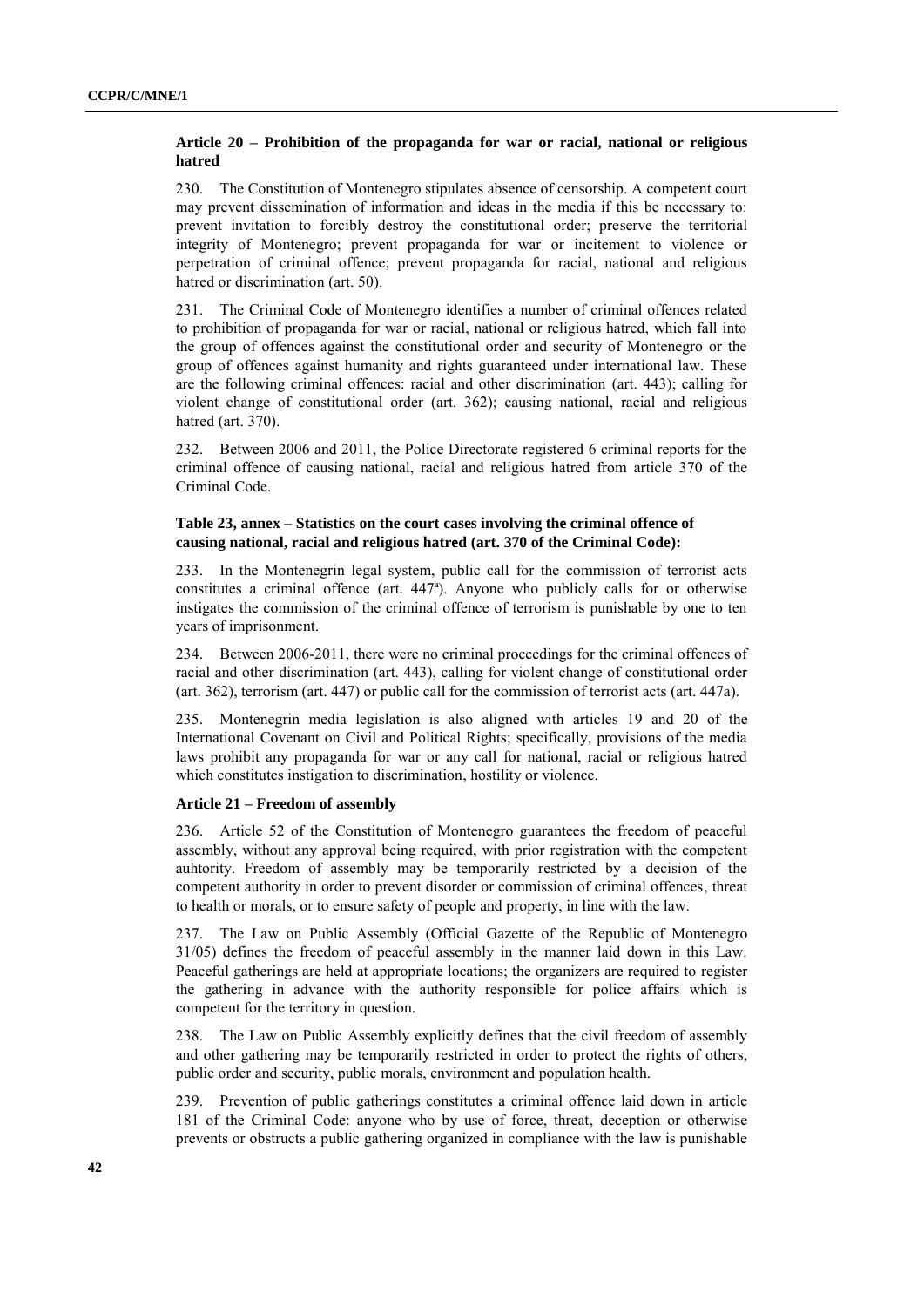### Article 20 – Prohibition of the propaganda for war or racial, national or religious hatred

230. The Constitution of Montenegro stipulates absence of censorship. A competent court may prevent dissemination of information and ideas in the media if this be necessary to: prevent invitation to forcibly destroy the constitutional order; preserve the territorial integrity of Montenegro; prevent propaganda for war or incitement to violence or perpetration of criminal offence; prevent propaganda for racial, national and religious hatred or discrimination (art. 50).

231. The Criminal Code of Montenegro identifies a number of criminal offences related to prohibition of propaganda for war or racial, national or religious hatred, which fall into the group of offences against the constitutional order and security of Montenegro or the group of offences against humanity and rights guaranteed under international law. These are the following criminal offences: racial and other discrimination (art. 443); calling for violent change of constitutional order (art. 362); causing national, racial and religious hatred (art. 370).

232. Between 2006 and 2011, the Police Directorate registered 6 criminal reports for the criminal offence of causing national, racial and religious hatred from article 370 of the Criminal Code.

**Table 23, annex – Statistics on the court cases involving the criminal offence of causing national, racial and religious hatred (art. 370 of the Criminal Code):**

233. In the Montenegrin legal system, public call for the commission of terrorist acts constitutes a criminal offence (art. 447ª). Anyone who publicly calls for or otherwise instigates the commission of the criminal offence of terrorism is punishable by one to ten years of imprisonment.

234. Between 2006-2011, there were no criminal proceedings for the criminal offences of racial and other discrimination (art. 443), calling for violent change of constitutional order (art. 362), terrorism (art. 447) or public call for the commission of terrorist acts (art. 447a).

235. Montenegrin media legislation is also aligned with articles 19 and 20 of the International Covenant on Civil and Political Rights; specifically, provisions of the media laws prohibit any propaganda for war or any call for national, racial or religious hatred which constitutes instigation to discrimination, hostility or violence.

### Article 21 – Freedom of assembly

236. Article 52 of the Constitution of Montenegro guarantees the freedom of peaceful assembly, without any approval being required, with prior registration with the competent auhtority. Freedom of assembly may be temporarily restricted by a decision of the competent authority in order to prevent disorder or commission of criminal offences, threat to health or morals, or to ensure safety of people and property, in line with the law.

237. The Law on Public Assembly (Official Gazette of the Republic of Montenegro 31/05) defines the freedom of peaceful assembly in the manner laid down in this Law. Peaceful gatherings are held at appropriate locations; the organizers are required to register the gathering in advance with the authority responsible for police affairs which is competent for the territory in question.

238. The Law on Public Assembly explicitly defines that the civil freedom of assembly and other gathering may be temporarily restricted in order to protect the rights of others, public order and security, public morals, environment and population health.

239. Prevention of public gatherings constitutes a criminal offence laid down in article 181 of the Criminal Code: anyone who by use of force, threat, deception or otherwise prevents or obstructs a public gathering organized in compliance with the law is punishable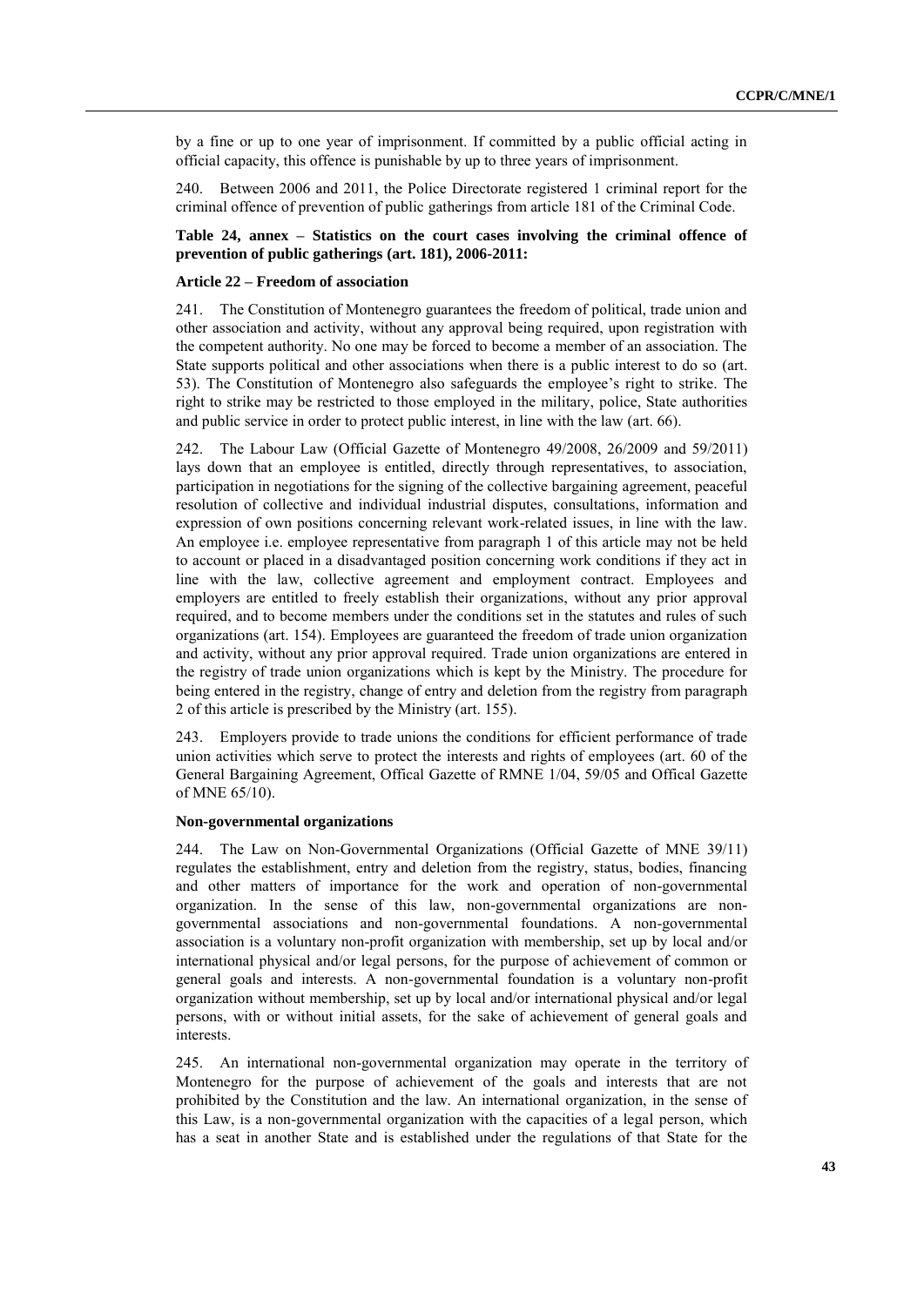by a fine or up to one year of imprisonment. If committed by a public official acting in official capacity, this offence is punishable by up to three years of imprisonment.

240. Between 2006 and 2011, the Police Directorate registered 1 criminal report for the criminal offence of prevention of public gatherings from article 181 of the Criminal Code.

**Table 24, annex – Statistics on the court cases involving the criminal offence of prevention of public gatherings (art. 181), 2006-2011:**

**Article 22 – Freedom of association**

241. The Constitution of Montenegro guarantees the freedom of political, trade union and other association and activity, without any approval being required, upon registration with the competent authority. No one may be forced to become a member of an association. The State supports political and other associations when there is a public interest to do so (art. 53). The Constitution of Montenegro also safeguards the employee's right to strike. The right to strike may be restricted to those employed in the military, police, State authorities and public service in order to protect public interest, in line with the law (art. 66).

242. The Labour Law (Official Gazette of Montenegro 49/2008, 26/2009 and 59/2011) lays down that an employee is entitled, directly through representatives, to association, participation in negotiations for the signing of the collective bargaining agreement, peaceful resolution of collective and individual industrial disputes, consultations, information and expression of own positions concerning relevant work-related issues, in line with the law. An employee i.e. employee representative from paragraph 1 of this article may not be held to account or placed in a disadvantaged position concerning work conditions if they act in line with the law, collective agreement and employment contract. Employees and employers are entitled to freely establish their organizations, without any prior approval required, and to become members under the conditions set in the statutes and rules of such organizations (art. 154). Employees are guaranteed the freedom of trade union organization and activity, without any prior approval required. Trade union organizations are entered in the registry of trade union organizations which is kept by the Ministry. The procedure for being entered in the registry, change of entry and deletion from the registry from paragraph 2 of this article is prescribed by the Ministry (art. 155).

243. Employers provide to trade unions the conditions for efficient performance of trade union activities which serve to protect the interests and rights of employees (art. 60 of the General Bargaining Agreement, Offical Gazette of RMNE 1/04, 59/05 and Offical Gazette of MNE 65/10).

**Non-governmental organizations**

244. The Law on Non-Governmental Organizations (Official Gazette of MNE 39/11) regulates the establishment, entry and deletion from the registry, status, bodies, financing and other matters of importance for the work and operation of non-governmental organization. In the sense of this law, non-governmental organizations are non-governmental associations and non-governmental foundations. A non-governmental association is a voluntary non-profit organization with membership, set up by local and/or international physical and/or legal persons, for the purpose of achievement of common or general goals and interests. A non-governmental foundation is a voluntary non-profit organization without membership, set up by local and/or international physical and/or legal persons, with or without initial assets, for the sake of achievement of general goals and interests.

245. An international non-governmental organization may operate in the territory of Montenegro for the purpose of achievement of the goals and interests that are not prohibited by the Constitution and the law. An international organization, in the sense of this Law, is a non-governmental organization with the capacities of a legal person, which has a seat in another State and is established under the regulations of that State for the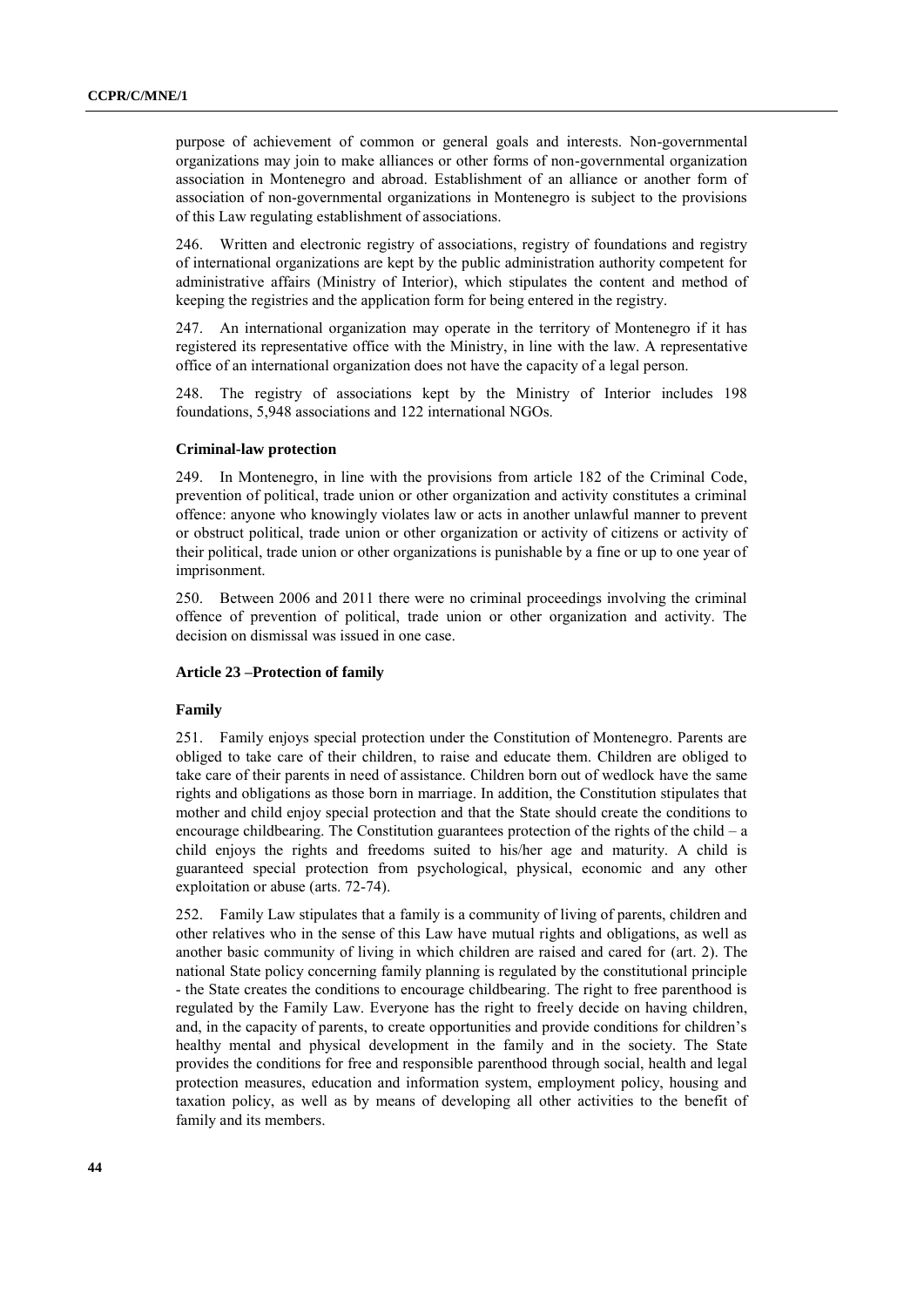purpose of achievement of common or general goals and interests. Non-governmental organizations may join to make alliances or other forms of non-governmental organization association in Montenegro and abroad. Establishment of an alliance or another form of association of non-governmental organizations in Montenegro is subject to the provisions of this Law regulating establishment of associations.

246. Written and electronic registry of associations, registry of foundations and registry of international organizations are kept by the public administration authority competent for administrative affairs (Ministry of Interior), which stipulates the content and method of keeping the registries and the application form for being entered in the registry.

247. An international organization may operate in the territory of Montenegro if it has registered its representative office with the Ministry, in line with the law. A representative office of an international organization does not have the capacity of a legal person.

248. The registry of associations kept by the Ministry of Interior includes 198 foundations, 5,948 associations and 122 international NGOs.

### Criminal-law protection

249. In Montenegro, in line with the provisions from article 182 of the Criminal Code, prevention of political, trade union or other organization and activity constitutes a criminal offence: anyone who knowingly violates law or acts in another unlawful manner to prevent or obstruct political, trade union or other organization or activity of citizens or activity of their political, trade union or other organizations is punishable by a fine or up to one year of imprisonment.

250. Between 2006 and 2011 there were no criminal proceedings involving the criminal offence of prevention of political, trade union or other organization and activity. The decision on dismissal was issued in one case.

### Article 23 –Protection of family

### Family

251. Family enjoys special protection under the Constitution of Montenegro. Parents are obliged to take care of their children, to raise and educate them. Children are obliged to take care of their parents in need of assistance. Children born out of wedlock have the same rights and obligations as those born in marriage. In addition, the Constitution stipulates that mother and child enjoy special protection and that the State should create the conditions to encourage childbearing. The Constitution guarantees protection of the rights of the child – a child enjoys the rights and freedoms suited to his/her age and maturity. A child is guaranteed special protection from psychological, physical, economic and any other exploitation or abuse (arts. 72-74).

252. Family Law stipulates that a family is a community of living of parents, children and other relatives who in the sense of this Law have mutual rights and obligations, as well as another basic community of living in which children are raised and cared for (art. 2). The national State policy concerning family planning is regulated by the constitutional principle - the State creates the conditions to encourage childbearing. The right to free parenthood is regulated by the Family Law. Everyone has the right to freely decide on having children, and, in the capacity of parents, to create opportunities and provide conditions for children's healthy mental and physical development in the family and in the society. The State provides the conditions for free and responsible parenthood through social, health and legal protection measures, education and information system, employment policy, housing and taxation policy, as well as by means of developing all other activities to the benefit of family and its members.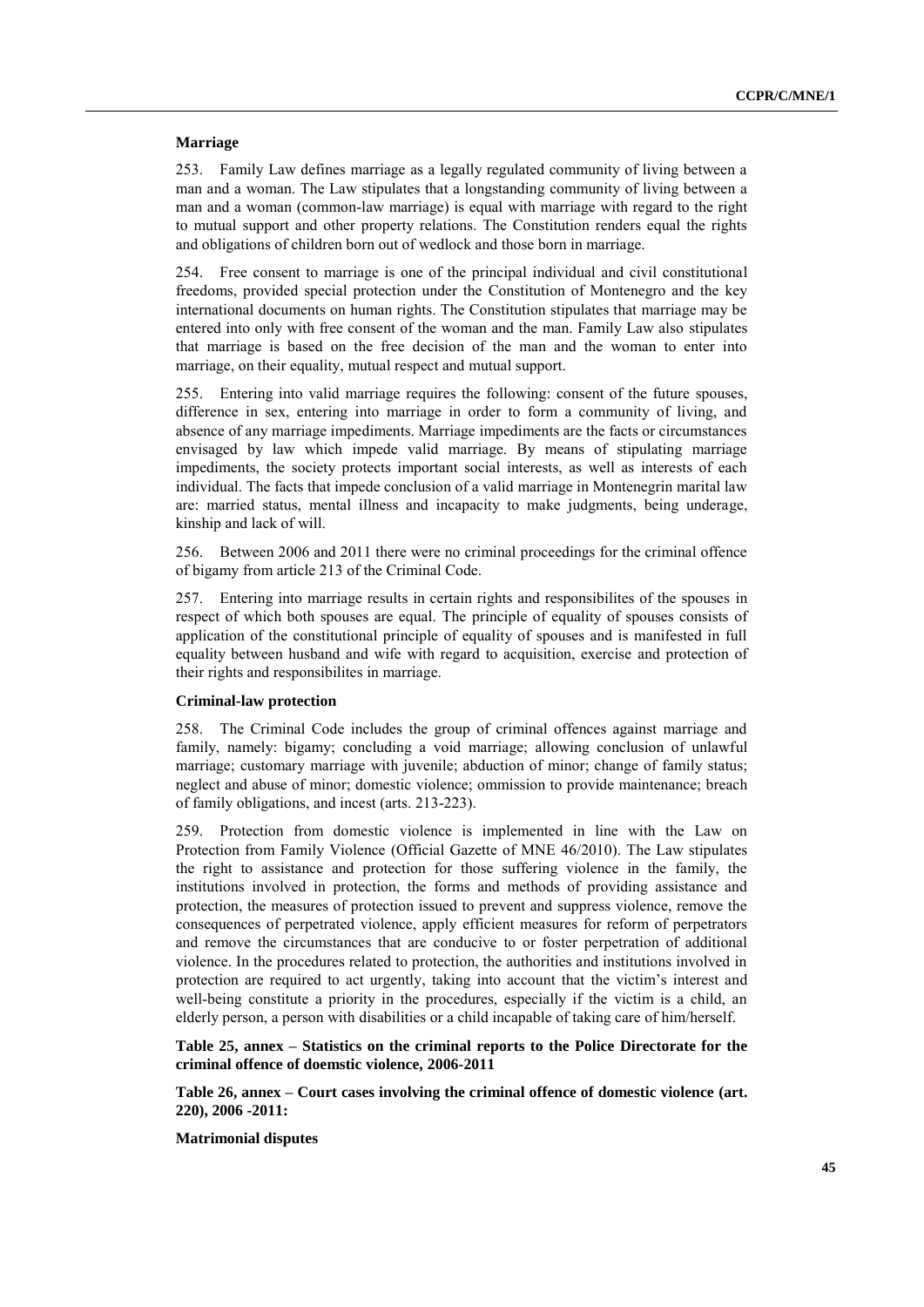**Marriage**

253. Family Law defines marriage as a legally regulated community of living between a man and a woman. The Law stipulates that a longstanding community of living between a man and a woman (common-law marriage) is equal with marriage with regard to the right to mutual support and other property relations. The Constitution renders equal the rights and obligations of children born out of wedlock and those born in marriage.

254. Free consent to marriage is one of the principal individual and civil constitutional freedoms, provided special protection under the Constitution of Montenegro and the key international documents on human rights. The Constitution stipulates that marriage may be entered into only with free consent of the woman and the man. Family Law also stipulates that marriage is based on the free decision of the man and the woman to enter into marriage, on their equality, mutual respect and mutual support.

255. Entering into valid marriage requires the following: consent of the future spouses, difference in sex, entering into marriage in order to form a community of living, and absence of any marriage impediments. Marriage impediments are the facts or circumstances envisaged by law which impede valid marriage. By means of stipulating marriage impediments, the society protects important social interests, as well as interests of each individual. The facts that impede conclusion of a valid marriage in Montenegrin marital law are: married status, mental illness and incapacity to make judgments, being underage, kinship and lack of will.

256. Between 2006 and 2011 there were no criminal proceedings for the criminal offence of bigamy from article 213 of the Criminal Code.

257. Entering into marriage results in certain rights and responsibilites of the spouses in respect of which both spouses are equal. The principle of equality of spouses consists of application of the constitutional principle of equality of spouses and is manifested in full equality between husband and wife with regard to acquisition, exercise and protection of their rights and responsibilites in marriage.

**Criminal-law protection**

258. The Criminal Code includes the group of criminal offences against marriage and family, namely: bigamy; concluding a void marriage; allowing conclusion of unlawful marriage; customary marriage with juvenile; abduction of minor; change of family status; neglect and abuse of minor; domestic violence; ommission to provide maintenance; breach of family obligations, and incest (arts. 213-223).

259. Protection from domestic violence is implemented in line with the Law on Protection from Family Violence (Official Gazette of MNE 46/2010). The Law stipulates the right to assistance and protection for those suffering violence in the family, the institutions involved in protection, the forms and methods of providing assistance and protection, the measures of protection issued to prevent and suppress violence, remove the consequences of perpetrated violence, apply efficient measures for reform of perpetrators and remove the circumstances that are conducive to or foster perpetration of additional violence. In the procedures related to protection, the authorities and institutions involved in protection are required to act urgently, taking into account that the victim's interest and well-being constitute a priority in the procedures, especially if the victim is a child, an elderly person, a person with disabilities or a child incapable of taking care of him/herself.

**Table 25, annex – Statistics on the criminal reports to the Police Directorate for the criminal offence of doemstic violence, 2006-2011**

**Table 26, annex – Court cases involving the criminal offence of domestic violence (art. 220), 2006 -2011:**

**Matrimonial disputes**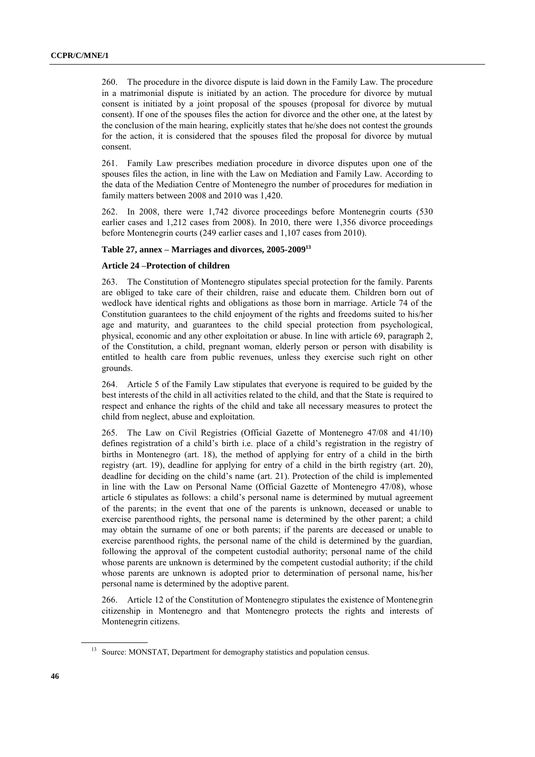260. The procedure in the divorce dispute is laid down in the Family Law. The procedure in a matrimonial dispute is initiated by an action. The procedure for divorce by mutual consent is initiated by a joint proposal of the spouses (proposal for divorce by mutual consent). If one of the spouses files the action for divorce and the other one, at the latest by the conclusion of the main hearing, explicitly states that he/she does not contest the grounds for the action, it is considered that the spouses filed the proposal for divorce by mutual consent.

261. Family Law prescribes mediation procedure in divorce disputes upon one of the spouses files the action, in line with the Law on Mediation and Family Law. According to the data of the Mediation Centre of Montenegro the number of procedures for mediation in family matters between 2008 and 2010 was 1,420.

262. In 2008, there were 1,742 divorce proceedings before Montenegrin courts (530 earlier cases and 1,212 cases from 2008). In 2010, there were 1,356 divorce proceedings before Montenegrin courts (249 earlier cases and 1,107 cases from 2010).

**Table 27, annex – Marriages and divorces, 2005-2009**[13]

**Article 24 –Protection of children**

263. The Constitution of Montenegro stipulates special protection for the family. Parents are obliged to take care of their children, raise and educate them. Children born out of wedlock have identical rights and obligations as those born in marriage. Article 74 of the Constitution guarantees to the child enjoyment of the rights and freedoms suited to his/her age and maturity, and guarantees to the child special protection from psychological, physical, economic and any other exploitation or abuse. In line with article 69, paragraph 2, of the Constitution, a child, pregnant woman, elderly person or person with disability is entitled to health care from public revenues, unless they exercise such right on other grounds.

264. Article 5 of the Family Law stipulates that everyone is required to be guided by the best interests of the child in all activities related to the child, and that the State is required to respect and enhance the rights of the child and take all necessary measures to protect the child from neglect, abuse and exploitation.

265. The Law on Civil Registries (Official Gazette of Montenegro 47/08 and 41/10) defines registration of a child's birth i.e. place of a child's registration in the registry of births in Montenegro (art. 18), the method of applying for entry of a child in the birth registry (art. 19), deadline for applying for entry of a child in the birth registry (art. 20), deadline for deciding on the child's name (art. 21). Protection of the child is implemented in line with the Law on Personal Name (Official Gazette of Montenegro 47/08), whose article 6 stipulates as follows: a child's personal name is determined by mutual agreement of the parents; in the event that one of the parents is unknown, deceased or unable to exercise parenthood rights, the personal name is determined by the other parent; a child may obtain the surname of one or both parents; if the parents are deceased or unable to exercise parenthood rights, the personal name of the child is determined by the guardian, following the approval of the competent custodial authority; personal name of the child whose parents are unknown is determined by the competent custodial authority; if the child whose parents are unknown is adopted prior to determination of personal name, his/her personal name is determined by the adoptive parent.

266. Article 12 of the Constitution of Montenegro stipulates the existence of Montenegrin citizenship in Montenegro and that Montenegro protects the rights and interests of Montenegrin citizens.

[13] Source: MONSTAT, Department for demography statistics and population census.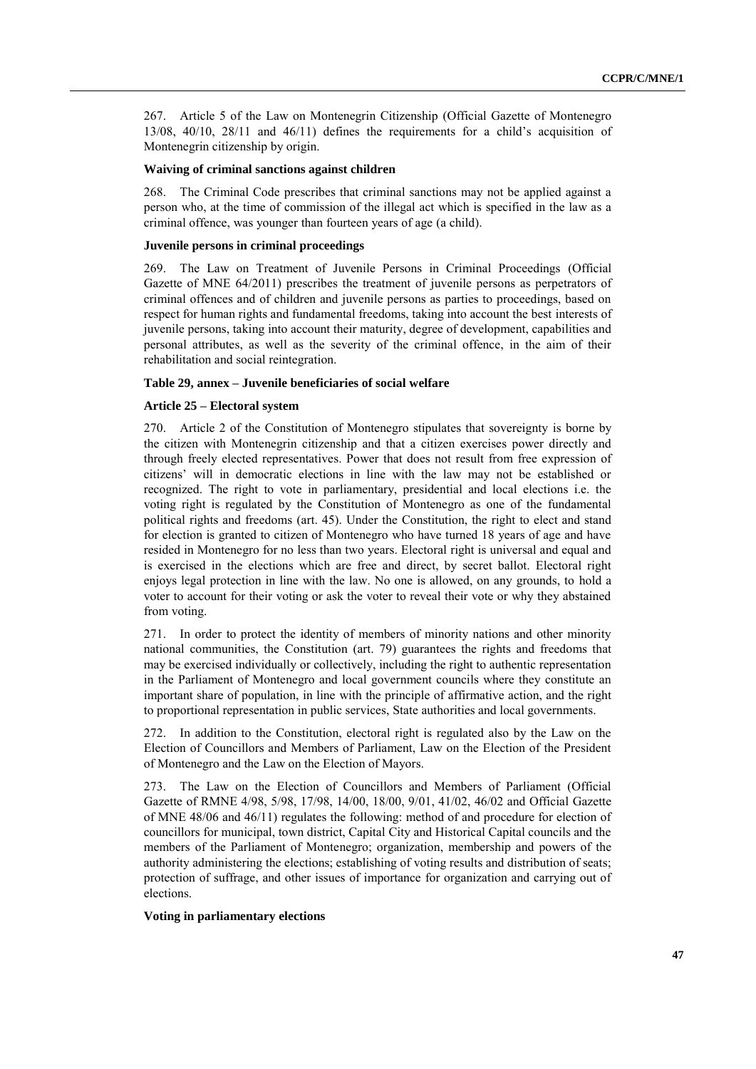267. Article 5 of the Law on Montenegrin Citizenship (Official Gazette of Montenegro 13/08, 40/10, 28/11 and 46/11) defines the requirements for a child's acquisition of Montenegrin citizenship by origin.

**Waiving of criminal sanctions against children**

268. The Criminal Code prescribes that criminal sanctions may not be applied against a person who, at the time of commission of the illegal act which is specified in the law as a criminal offence, was younger than fourteen years of age (a child).

**Juvenile persons in criminal proceedings**

269. The Law on Treatment of Juvenile Persons in Criminal Proceedings (Official Gazette of MNE 64/2011) prescribes the treatment of juvenile persons as perpetrators of criminal offences and of children and juvenile persons as parties to proceedings, based on respect for human rights and fundamental freedoms, taking into account the best interests of juvenile persons, taking into account their maturity, degree of development, capabilities and personal attributes, as well as the severity of the criminal offence, in the aim of their rehabilitation and social reintegration.

**Table 29, annex – Juvenile beneficiaries of social welfare**

**Article 25 – Electoral system**

270. Article 2 of the Constitution of Montenegro stipulates that sovereignty is borne by the citizen with Montenegrin citizenship and that a citizen exercises power directly and through freely elected representatives. Power that does not result from free expression of citizens' will in democratic elections in line with the law may not be established or recognized. The right to vote in parliamentary, presidential and local elections i.e. the voting right is regulated by the Constitution of Montenegro as one of the fundamental political rights and freedoms (art. 45). Under the Constitution, the right to elect and stand for election is granted to citizen of Montenegro who have turned 18 years of age and have resided in Montenegro for no less than two years. Electoral right is universal and equal and is exercised in the elections which are free and direct, by secret ballot. Electoral right enjoys legal protection in line with the law. No one is allowed, on any grounds, to hold a voter to account for their voting or ask the voter to reveal their vote or why they abstained from voting.

271. In order to protect the identity of members of minority nations and other minority national communities, the Constitution (art. 79) guarantees the rights and freedoms that may be exercised individually or collectively, including the right to authentic representation in the Parliament of Montenegro and local government councils where they constitute an important share of population, in line with the principle of affirmative action, and the right to proportional representation in public services, State authorities and local governments.

272. In addition to the Constitution, electoral right is regulated also by the Law on the Election of Councillors and Members of Parliament, Law on the Election of the President of Montenegro and the Law on the Election of Mayors.

273. The Law on the Election of Councillors and Members of Parliament (Official Gazette of RMNE 4/98, 5/98, 17/98, 14/00, 18/00, 9/01, 41/02, 46/02 and Official Gazette of MNE 48/06 and 46/11) regulates the following: method of and procedure for election of councillors for municipal, town district, Capital City and Historical Capital councils and the members of the Parliament of Montenegro; organization, membership and powers of the authority administering the elections; establishing of voting results and distribution of seats; protection of suffrage, and other issues of importance for organization and carrying out of elections.

**Voting in parliamentary elections**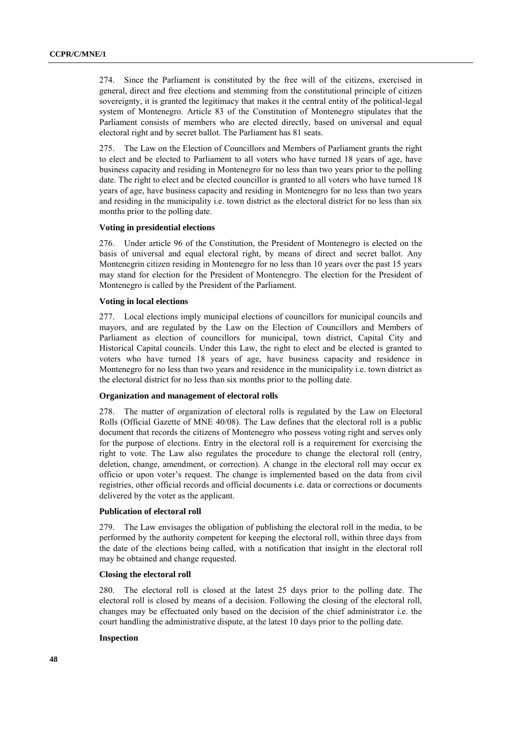274. Since the Parliament is constituted by the free will of the citizens, exercised in general, direct and free elections and stemming from the constitutional principle of citizen sovereignty, it is granted the legitimacy that makes it the central entity of the political-legal system of Montenegro. Article 83 of the Constitution of Montenegro stipulates that the Parliament consists of members who are elected directly, based on universal and equal electoral right and by secret ballot. The Parliament has 81 seats.

275. The Law on the Election of Councillors and Members of Parliament grants the right to elect and be elected to Parliament to all voters who have turned 18 years of age, have business capacity and residing in Montenegro for no less than two years prior to the polling date. The right to elect and be elected councillor is granted to all voters who have turned 18 years of age, have business capacity and residing in Montenegro for no less than two years and residing in the municipality i.e. town district as the electoral district for no less than six months prior to the polling date.

**Voting in presidential elections**

276. Under article 96 of the Constitution, the President of Montenegro is elected on the basis of universal and equal electoral right, by means of direct and secret ballot. Any Montenegrin citizen residing in Montenegro for no less than 10 years over the past 15 years may stand for election for the President of Montenegro. The election for the President of Montenegro is called by the President of the Parliament.

**Voting in local elections**

277. Local elections imply municipal elections of councillors for municipal councils and mayors, and are regulated by the Law on the Election of Councillors and Members of Parliament as election of councillors for municipal, town district, Capital City and Historical Capital councils. Under this Law, the right to elect and be elected is granted to voters who have turned 18 years of age, have business capacity and residence in Montenegro for no less than two years and residence in the municipality i.e. town district as the electoral district for no less than six months prior to the polling date.

**Organization and management of electoral rolls**

278. The matter of organization of electoral rolls is regulated by the Law on Electoral Rolls (Official Gazette of MNE 40/08). The Law defines that the electoral roll is a public document that records the citizens of Montenegro who possess voting right and serves only for the purpose of elections. Entry in the electoral roll is a requirement for exercising the right to vote. The Law also regulates the procedure to change the electoral roll (entry, deletion, change, amendment, or correction). A change in the electoral roll may occur ex officio or upon voter's request. The change is implemented based on the data from civil registries, other official records and official documents i.e. data or corrections or documents delivered by the voter as the applicant.

**Publication of electoral roll**

279. The Law envisages the obligation of publishing the electoral roll in the media, to be performed by the authority competent for keeping the electoral roll, within three days from the date of the elections being called, with a notification that insight in the electoral roll may be obtained and change requested.

**Closing the electoral roll**

280. The electoral roll is closed at the latest 25 days prior to the polling date. The electoral roll is closed by means of a decision. Following the closing of the electoral roll, changes may be effectuated only based on the decision of the chief administrator i.e. the court handling the administrative dispute, at the latest 10 days prior to the polling date.

**Inspection**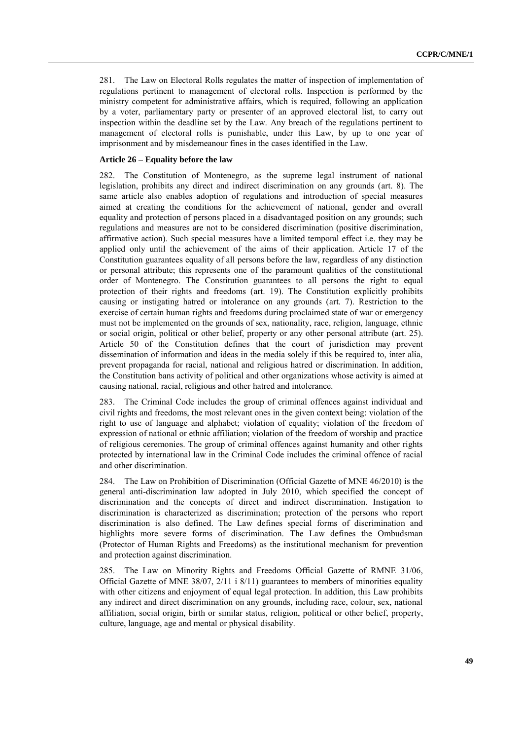281. The Law on Electoral Rolls regulates the matter of inspection of implementation of regulations pertinent to management of electoral rolls. Inspection is performed by the ministry competent for administrative affairs, which is required, following an application by a voter, parliamentary party or presenter of an approved electoral list, to carry out inspection within the deadline set by the Law. Any breach of the regulations pertinent to management of electoral rolls is punishable, under this Law, by up to one year of imprisonment and by misdemeanour fines in the cases identified in the Law.

**Article 26 – Equality before the law**

282. The Constitution of Montenegro, as the supreme legal instrument of national legislation, prohibits any direct and indirect discrimination on any grounds (art. 8). The same article also enables adoption of regulations and introduction of special measures aimed at creating the conditions for the achievement of national, gender and overall equality and protection of persons placed in a disadvantaged position on any grounds; such regulations and measures are not to be considered discrimination (positive discrimination, affirmative action). Such special measures have a limited temporal effect i.e. they may be applied only until the achievement of the aims of their application. Article 17 of the Constitution guarantees equality of all persons before the law, regardless of any distinction or personal attribute; this represents one of the paramount qualities of the constitutional order of Montenegro. The Constitution guarantees to all persons the right to equal protection of their rights and freedoms (art. 19). The Constitution explicitly prohibits causing or instigating hatred or intolerance on any grounds (art. 7). Restriction to the exercise of certain human rights and freedoms during proclaimed state of war or emergency must not be implemented on the grounds of sex, nationality, race, religion, language, ethnic or social origin, political or other belief, property or any other personal attribute (art. 25). Article 50 of the Constitution defines that the court of jurisdiction may prevent dissemination of information and ideas in the media solely if this be required to, inter alia, prevent propaganda for racial, national and religious hatred or discrimination. In addition, the Constitution bans activity of political and other organizations whose activity is aimed at causing national, racial, religious and other hatred and intolerance.

283. The Criminal Code includes the group of criminal offences against individual and civil rights and freedoms, the most relevant ones in the given context being: violation of the right to use of language and alphabet; violation of equality; violation of the freedom of expression of national or ethnic affiliation; violation of the freedom of worship and practice of religious ceremonies. The group of criminal offences against humanity and other rights protected by international law in the Criminal Code includes the criminal offence of racial and other discrimination.

284. The Law on Prohibition of Discrimination (Official Gazette of MNE 46/2010) is the general anti-discrimination law adopted in July 2010, which specified the concept of discrimination and the concepts of direct and indirect discrimination. Instigation to discrimination is characterized as discrimination; protection of the persons who report discrimination is also defined. The Law defines special forms of discrimination and highlights more severe forms of discrimination. The Law defines the Ombudsman (Protector of Human Rights and Freedoms) as the institutional mechanism for prevention and protection against discrimination.

285. The Law on Minority Rights and Freedoms Official Gazette of RMNE 31/06, Official Gazette of MNE 38/07, 2/11 i 8/11) guarantees to members of minorities equality with other citizens and enjoyment of equal legal protection. In addition, this Law prohibits any indirect and direct discrimination on any grounds, including race, colour, sex, national affiliation, social origin, birth or similar status, religion, political or other belief, property, culture, language, age and mental or physical disability.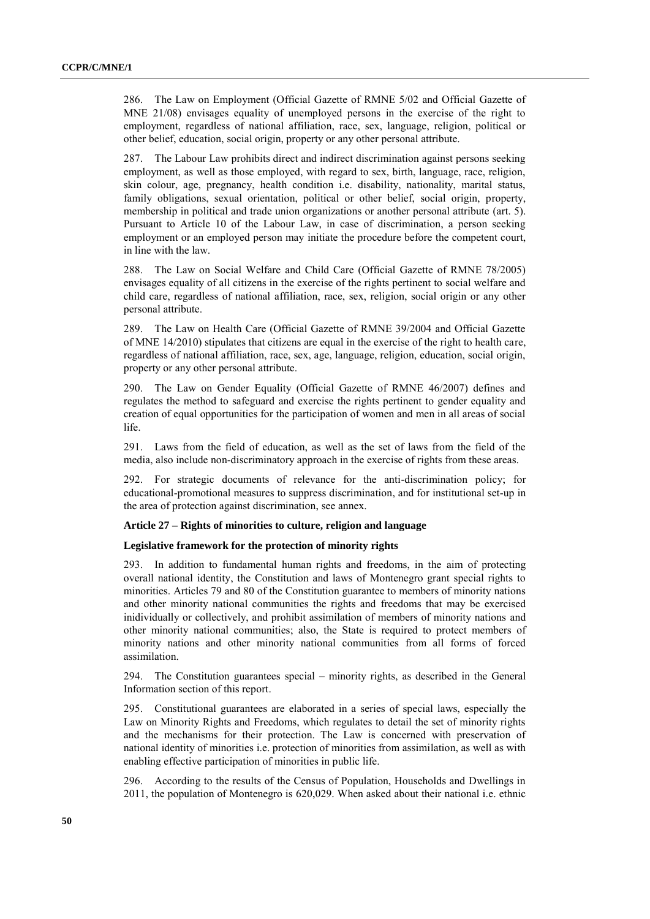286. The Law on Employment (Official Gazette of RMNE 5/02 and Official Gazette of MNE 21/08) envisages equality of unemployed persons in the exercise of the right to employment, regardless of national affiliation, race, sex, language, religion, political or other belief, education, social origin, property or any other personal attribute.

287. The Labour Law prohibits direct and indirect discrimination against persons seeking employment, as well as those employed, with regard to sex, birth, language, race, religion, skin colour, age, pregnancy, health condition i.e. disability, nationality, marital status, family obligations, sexual orientation, political or other belief, social origin, property, membership in political and trade union organizations or another personal attribute (art. 5). Pursuant to Article 10 of the Labour Law, in case of discrimination, a person seeking employment or an employed person may initiate the procedure before the competent court, in line with the law.

288. The Law on Social Welfare and Child Care (Official Gazette of RMNE 78/2005) envisages equality of all citizens in the exercise of the rights pertinent to social welfare and child care, regardless of national affiliation, race, sex, religion, social origin or any other personal attribute.

289. The Law on Health Care (Official Gazette of RMNE 39/2004 and Official Gazette of MNE 14/2010) stipulates that citizens are equal in the exercise of the right to health care, regardless of national affiliation, race, sex, age, language, religion, education, social origin, property or any other personal attribute.

290. The Law on Gender Equality (Official Gazette of RMNE 46/2007) defines and regulates the method to safeguard and exercise the rights pertinent to gender equality and creation of equal opportunities for the participation of women and men in all areas of social life.

291. Laws from the field of education, as well as the set of laws from the field of the media, also include non-discriminatory approach in the exercise of rights from these areas.

292. For strategic documents of relevance for the anti-discrimination policy; for educational-promotional measures to suppress discrimination, and for institutional set-up in the area of protection against discrimination, see annex.

**Article 27 – Rights of minorities to culture, religion and language**

**Legislative framework for the protection of minority rights**

293. In addition to fundamental human rights and freedoms, in the aim of protecting overall national identity, the Constitution and laws of Montenegro grant special rights to minorities. Articles 79 and 80 of the Constitution guarantee to members of minority nations and other minority national communities the rights and freedoms that may be exercised inidividually or collectively, and prohibit assimilation of members of minority nations and other minority national communities; also, the State is required to protect members of minority nations and other minority national communities from all forms of forced assimilation.

294. The Constitution guarantees special – minority rights, as described in the General Information section of this report.

295. Constitutional guarantees are elaborated in a series of special laws, especially the Law on Minority Rights and Freedoms, which regulates to detail the set of minority rights and the mechanisms for their protection. The Law is concerned with preservation of national identity of minorities i.e. protection of minorities from assimilation, as well as with enabling effective participation of minorities in public life.

296. According to the results of the Census of Population, Households and Dwellings in 2011, the population of Montenegro is 620,029. When asked about their national i.e. ethnic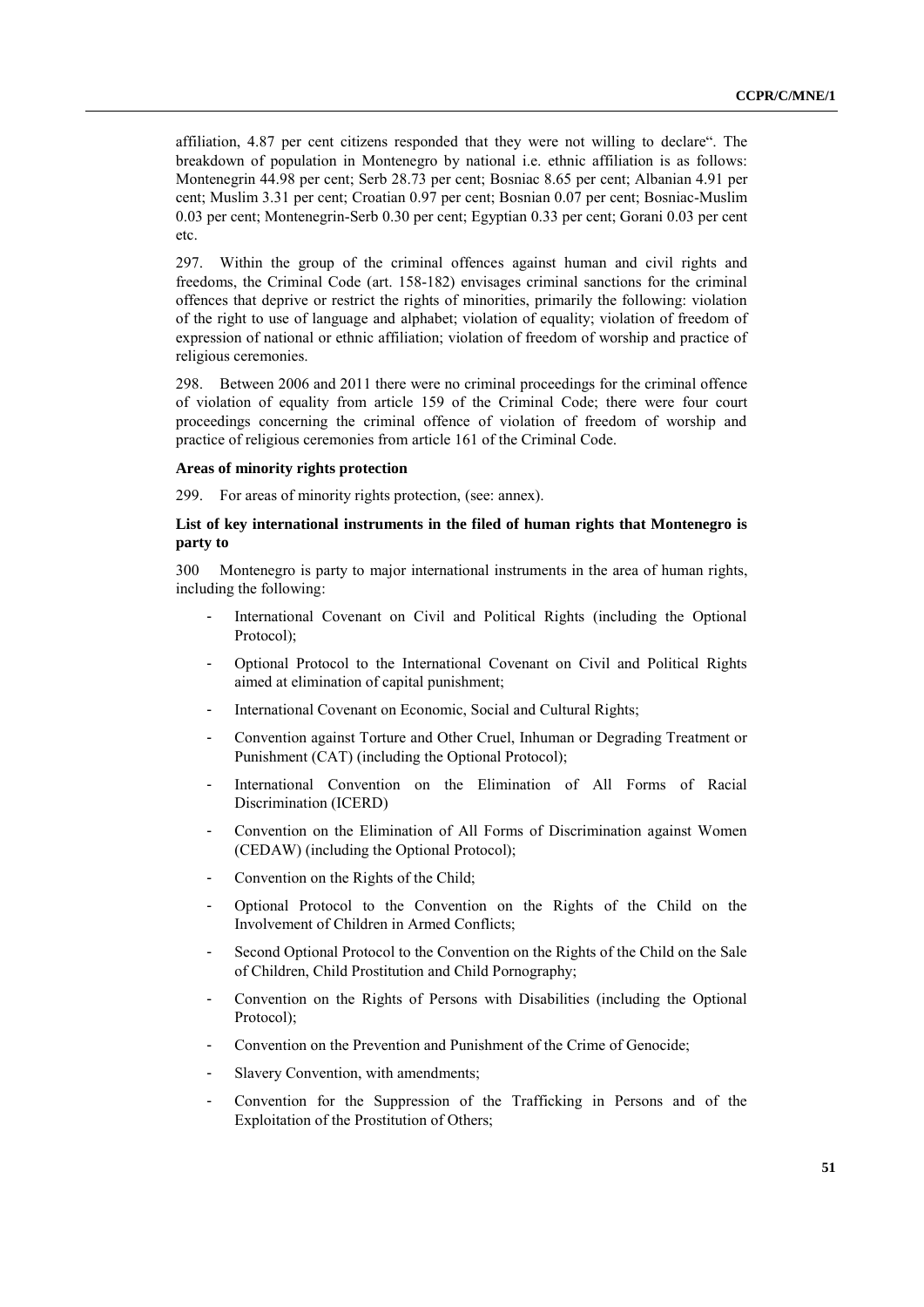affiliation, 4.87 per cent citizens responded that they were not willing to declare". The breakdown of population in Montenegro by national i.e. ethnic affiliation is as follows: Montenegrin 44.98 per cent; Serb 28.73 per cent; Bosniac 8.65 per cent; Albanian 4.91 per cent; Muslim 3.31 per cent; Croatian 0.97 per cent; Bosnian 0.07 per cent; Bosniac-Muslim 0.03 per cent; Montenegrin-Serb 0.30 per cent; Egyptian 0.33 per cent; Gorani 0.03 per cent etc.

297. Within the group of the criminal offences against human and civil rights and freedoms, the Criminal Code (art. 158-182) envisages criminal sanctions for the criminal offences that deprive or restrict the rights of minorities, primarily the following: violation of the right to use of language and alphabet; violation of equality; violation of freedom of expression of national or ethnic affiliation; violation of freedom of worship and practice of religious ceremonies.

298. Between 2006 and 2011 there were no criminal proceedings for the criminal offence of violation of equality from article 159 of the Criminal Code; there were four court proceedings concerning the criminal offence of violation of freedom of worship and practice of religious ceremonies from article 161 of the Criminal Code.

**Areas of minority rights protection**

299. For areas of minority rights protection, (see: annex).

**List of key international instruments in the filed of human rights that Montenegro is party to**

300 Montenegro is party to major international instruments in the area of human rights, including the following:

- International Covenant on Civil and Political Rights (including the Optional Protocol);
- Optional Protocol to the International Covenant on Civil and Political Rights aimed at elimination of capital punishment;
- International Covenant on Economic, Social and Cultural Rights;
- Convention against Torture and Other Cruel, Inhuman or Degrading Treatment or Punishment (CAT) (including the Optional Protocol);
- International Convention on the Elimination of All Forms of Racial Discrimination (ICERD)
- Convention on the Elimination of All Forms of Discrimination against Women (CEDAW) (including the Optional Protocol);
- Convention on the Rights of the Child;
- Optional Protocol to the Convention on the Rights of the Child on the Involvement of Children in Armed Conflicts;
- Second Optional Protocol to the Convention on the Rights of the Child on the Sale of Children, Child Prostitution and Child Pornography;
- Convention on the Rights of Persons with Disabilities (including the Optional Protocol);
- Convention on the Prevention and Punishment of the Crime of Genocide;
- Slavery Convention, with amendments;
- Convention for the Suppression of the Trafficking in Persons and of the Exploitation of the Prostitution of Others;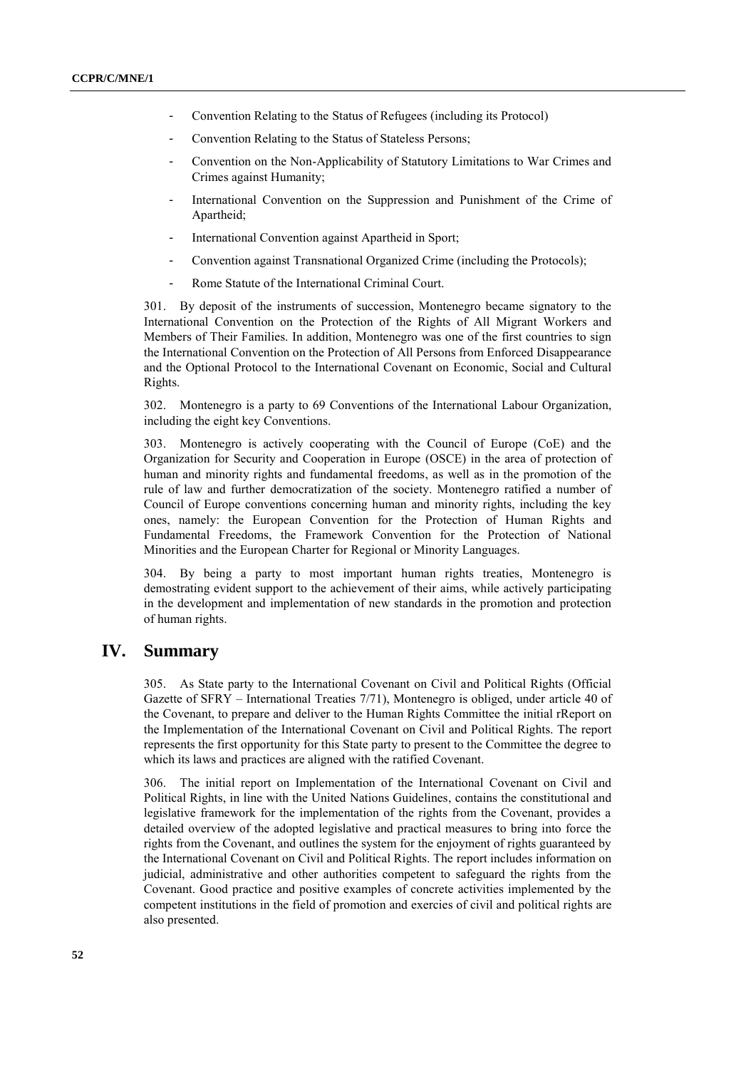- Convention Relating to the Status of Refugees (including its Protocol)
- Convention Relating to the Status of Stateless Persons;
- Convention on the Non-Applicability of Statutory Limitations to War Crimes and Crimes against Humanity;
- International Convention on the Suppression and Punishment of the Crime of Apartheid;
- International Convention against Apartheid in Sport;
- Convention against Transnational Organized Crime (including the Protocols);
- Rome Statute of the International Criminal Court.

301. By deposit of the instruments of succession, Montenegro became signatory to the International Convention on the Protection of the Rights of All Migrant Workers and Members of Their Families. In addition, Montenegro was one of the first countries to sign the International Convention on the Protection of All Persons from Enforced Disappearance and the Optional Protocol to the International Covenant on Economic, Social and Cultural Rights.

302. Montenegro is a party to 69 Conventions of the International Labour Organization, including the eight key Conventions.

303. Montenegro is actively cooperating with the Council of Europe (CoE) and the Organization for Security and Cooperation in Europe (OSCE) in the area of protection of human and minority rights and fundamental freedoms, as well as in the promotion of the rule of law and further democratization of the society. Montenegro ratified a number of Council of Europe conventions concerning human and minority rights, including the key ones, namely: the European Convention for the Protection of Human Rights and Fundamental Freedoms, the Framework Convention for the Protection of National Minorities and the European Charter for Regional or Minority Languages.

304. By being a party to most important human rights treaties, Montenegro is demostrating evident support to the achievement of their aims, while actively participating in the development and implementation of new standards in the promotion and protection of human rights.

# IV. Summary

305. As State party to the International Covenant on Civil and Political Rights (Official Gazette of SFRY – International Treaties 7/71), Montenegro is obliged, under article 40 of the Covenant, to prepare and deliver to the Human Rights Committee the initial rReport on the Implementation of the International Covenant on Civil and Political Rights. The report represents the first opportunity for this State party to present to the Committee the degree to which its laws and practices are aligned with the ratified Covenant.

306. The initial report on Implementation of the International Covenant on Civil and Political Rights, in line with the United Nations Guidelines, contains the constitutional and legislative framework for the implementation of the rights from the Covenant, provides a detailed overview of the adopted legislative and practical measures to bring into force the rights from the Covenant, and outlines the system for the enjoyment of rights guaranteed by the International Covenant on Civil and Political Rights. The report includes information on judicial, administrative and other authorities competent to safeguard the rights from the Covenant. Good practice and positive examples of concrete activities implemented by the competent institutions in the field of promotion and exercies of civil and political rights are also presented.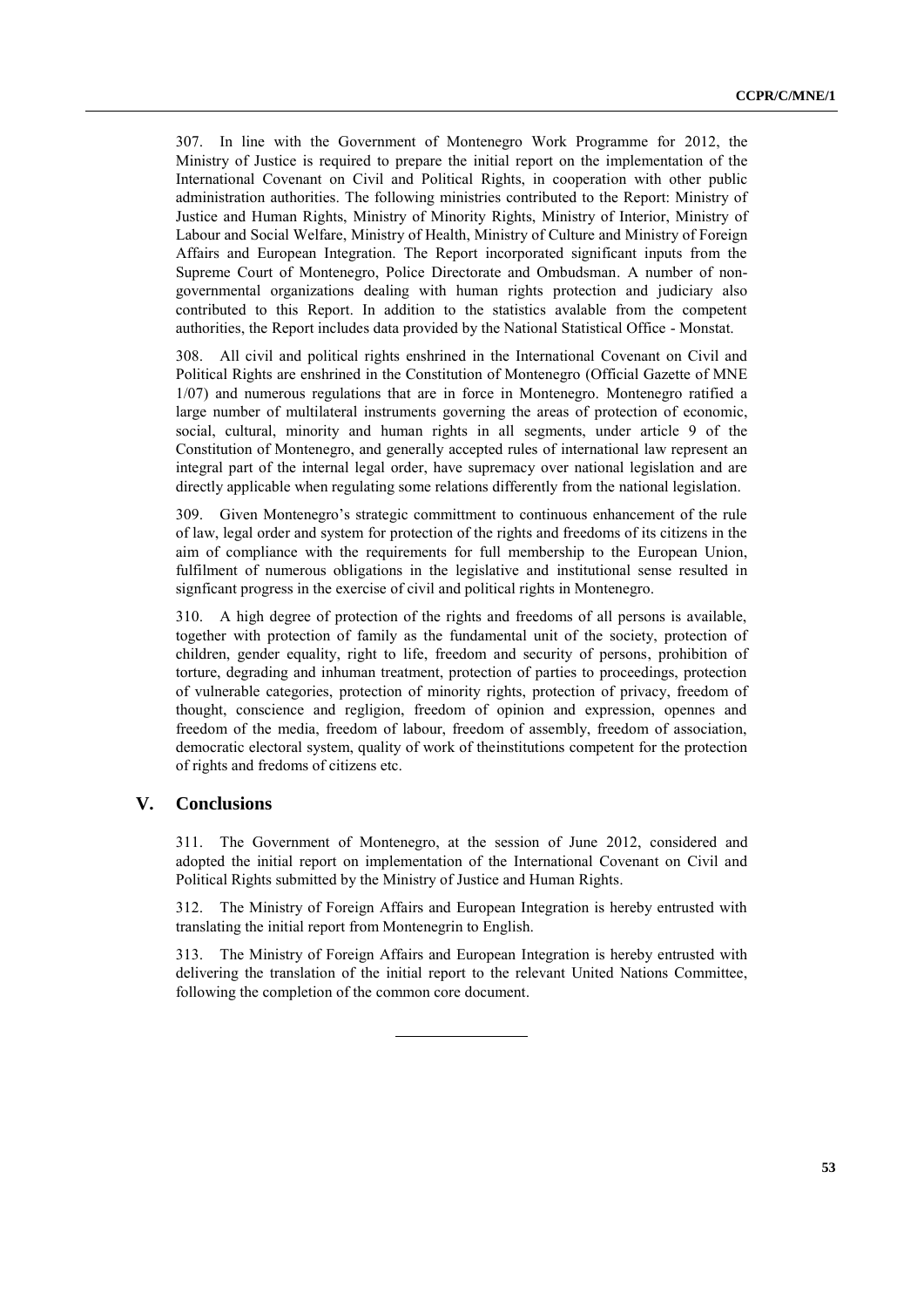307. In line with the Government of Montenegro Work Programme for 2012, the Ministry of Justice is required to prepare the initial report on the implementation of the International Covenant on Civil and Political Rights, in cooperation with other public administration authorities. The following ministries contributed to the Report: Ministry of Justice and Human Rights, Ministry of Minority Rights, Ministry of Interior, Ministry of Labour and Social Welfare, Ministry of Health, Ministry of Culture and Ministry of Foreign Affairs and European Integration. The Report incorporated significant inputs from the Supreme Court of Montenegro, Police Directorate and Ombudsman. A number of non-governmental organizations dealing with human rights protection and judiciary also contributed to this Report. In addition to the statistics avalable from the competent authorities, the Report includes data provided by the National Statistical Office - Monstat.

308. All civil and political rights enshrined in the International Covenant on Civil and Political Rights are enshrined in the Constitution of Montenegro (Official Gazette of MNE 1/07) and numerous regulations that are in force in Montenegro. Montenegro ratified a large number of multilateral instruments governing the areas of protection of economic, social, cultural, minority and human rights in all segments, under article 9 of the Constitution of Montenegro, and generally accepted rules of international law represent an integral part of the internal legal order, have supremacy over national legislation and are directly applicable when regulating some relations differently from the national legislation.

309. Given Montenegro's strategic committment to continuous enhancement of the rule of law, legal order and system for protection of the rights and freedoms of its citizens in the aim of compliance with the requirements for full membership to the European Union, fulfilment of numerous obligations in the legislative and institutional sense resulted in signficant progress in the exercise of civil and political rights in Montenegro.

310. A high degree of protection of the rights and freedoms of all persons is available, together with protection of family as the fundamental unit of the society, protection of children, gender equality, right to life, freedom and security of persons, prohibition of torture, degrading and inhuman treatment, protection of parties to proceedings, protection of vulnerable categories, protection of minority rights, protection of privacy, freedom of thought, conscience and regligion, freedom of opinion and expression, opennes and freedom of the media, freedom of labour, freedom of assembly, freedom of association, democratic electoral system, quality of work of theinstitutions competent for the protection of rights and fredoms of citizens etc.

## V. Conclusions

311. The Government of Montenegro, at the session of June 2012, considered and adopted the initial report on implementation of the International Covenant on Civil and Political Rights submitted by the Ministry of Justice and Human Rights.

312. The Ministry of Foreign Affairs and European Integration is hereby entrusted with translating the initial report from Montenegrin to English.

313. The Ministry of Foreign Affairs and European Integration is hereby entrusted with delivering the translation of the initial report to the relevant United Nations Committee, following the completion of the common core document.